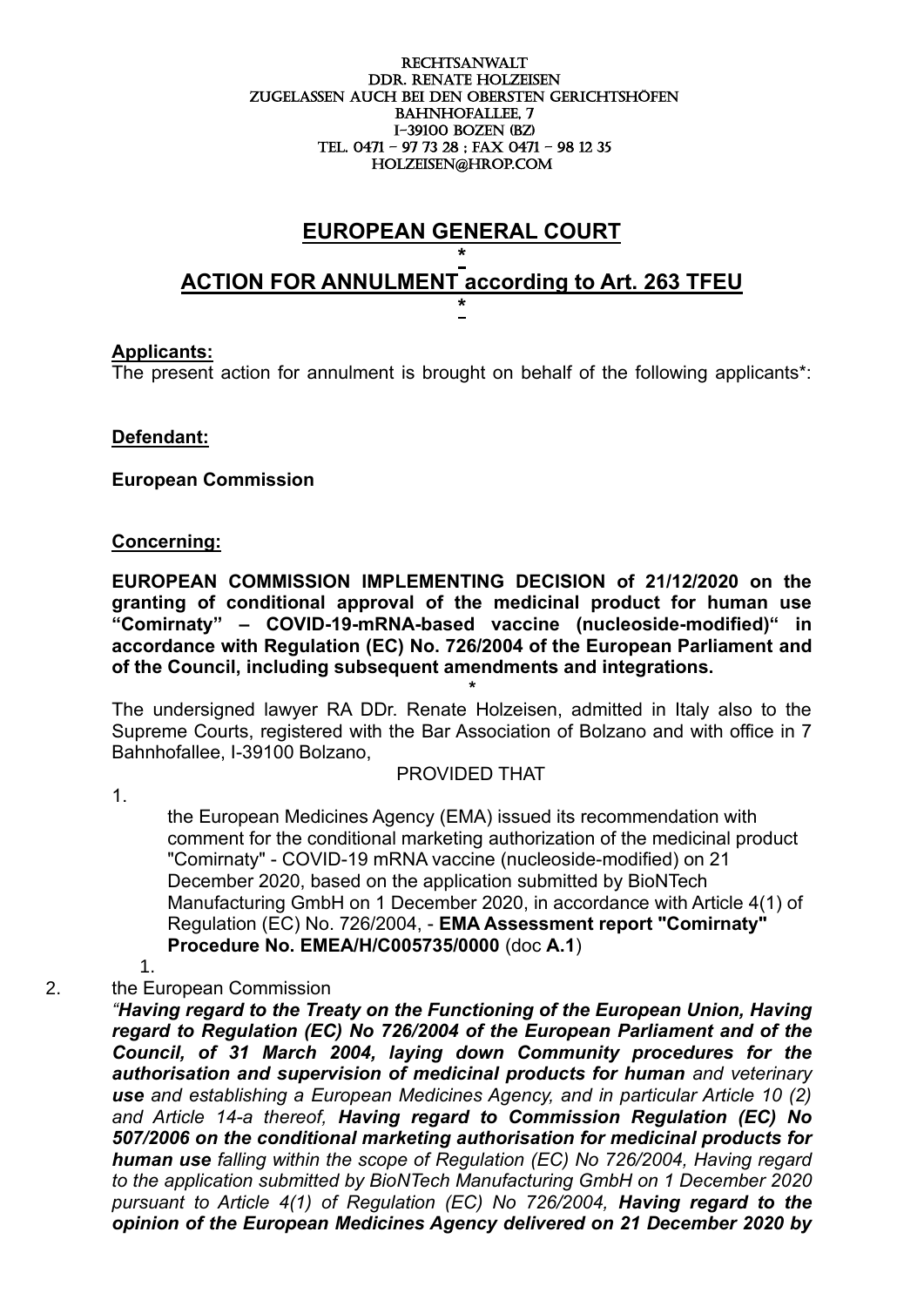RECHTSANWALT
DDR. RENATE HOLZEISEN
ZUGELASSEN AUCH BEI DEN OBERSTEN GERICHTSHÖFEN
BAHNHOFALLEE, 7
I-39100 BOZEN (BZ)
TEL. 0471 – 97 73 28 ; FAX 0471 – 98 12 35
HOLZEISEN@HROP.COM

# EUROPEAN GENERAL COURT

*

# ACTION FOR ANNULMENT according to Art. 263 TFEU

*

**Applicants:**
The present action for annulment is brought on behalf of the following applicants*:

**Defendant:**

**European Commission**

**Concerning:**

**EUROPEAN COMMISSION IMPLEMENTING DECISION of 21/12/2020 on the granting of conditional approval of the medicinal product for human use "Comirnaty" – COVID-19-mRNA-based vaccine (nucleoside-modified)" in accordance with Regulation (EC) No. 726/2004 of the European Parliament and of the Council, including subsequent amendments and integrations.**

*

The undersigned lawyer RA DDr. Renate Holzeisen, admitted in Italy also to the Supreme Courts, registered with the Bar Association of Bolzano and with office in 7 Bahnhofallee, I-39100 Bolzano,

PROVIDED THAT

1. the European Medicines Agency (EMA) issued its recommendation with comment for the conditional marketing authorization of the medicinal product "Comirnaty" - COVID-19 mRNA vaccine (nucleoside-modified) on 21 December 2020, based on the application submitted by BioNTech Manufacturing GmbH on 1 December 2020, in accordance with Article 4(1) of Regulation (EC) No. 726/2004, - **EMA Assessment report "Comirnaty" Procedure No. EMEA/H/C005735/0000** (doc **A.1**)

2. the European Commission
*"**Having regard to the Treaty on the Functioning of the European Union, Having regard to Regulation (EC) No 726/2004 of the European Parliament and of the Council, of 31 March 2004, laying down Community procedures for the authorisation and supervision of medicinal products for human** and veterinary **use** and establishing a European Medicines Agency, and in particular Article 10 (2) and Article 14-a thereof, **Having regard to Commission Regulation (EC) No 507/2006 on the conditional marketing authorisation for medicinal products for human use** falling within the scope of Regulation (EC) No 726/2004, Having regard to the application submitted by BioNTech Manufacturing GmbH on 1 December 2020 pursuant to Article 4(1) of Regulation (EC) No 726/2004, **Having regard to the opinion of the European Medicines Agency delivered on 21 December 2020 by***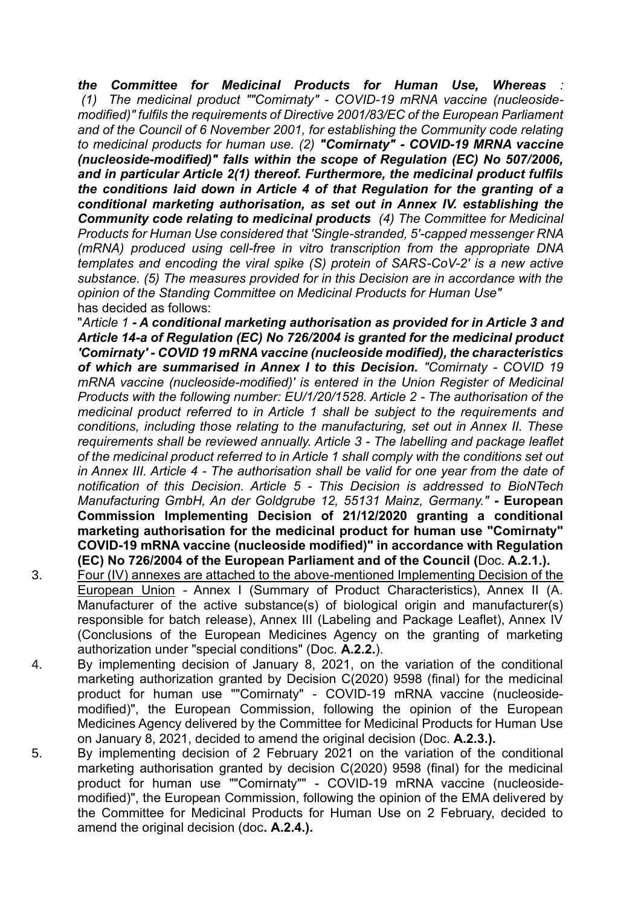***the Committee for Medicinal Products for Human Use, Whereas :** (1) The medicinal product ""Comirnaty" - COVID-19 mRNA vaccine (nucleoside-modified)" fulfils the requirements of Directive 2001/83/EC of the European Parliament and of the Council of 6 November 2001, for establishing the Community code relating to medicinal products for human use. (2) **"Comirnaty" - COVID-19 MRNA vaccine (nucleoside-modified)" falls within the scope of Regulation (EC) No 507/2006, and in particular Article 2(1) thereof. Furthermore, the medicinal product fulfils the conditions laid down in Article 4 of that Regulation for the granting of a conditional marketing authorisation, as set out in Annex IV. establishing the Community code relating to medicinal products** (4) The Committee for Medicinal Products for Human Use considered that 'Single-stranded, 5'-capped messenger RNA (mRNA) produced using cell-free in vitro transcription from the appropriate DNA templates and encoding the viral spike (S) protein of SARS-CoV-2' is a new active substance. (5) The measures provided for in this Decision are in accordance with the opinion of the Standing Committee on Medicinal Products for Human Use"*
has decided as follows:

"*Article 1 **- A conditional marketing authorisation as provided for in Article 3 and Article 14-a of Regulation (EC) No 726/2004 is granted for the medicinal product 'Comirnaty' - COVID 19 mRNA vaccine (nucleoside modified), the characteristics of which are summarised in Annex I to this Decision.** "Comirnaty - COVID 19 mRNA vaccine (nucleoside-modified)' is entered in the Union Register of Medicinal Products with the following number: EU/1/20/1528. Article 2 - The authorisation of the medicinal product referred to in Article 1 shall be subject to the requirements and conditions, including those relating to the manufacturing, set out in Annex II. These requirements shall be reviewed annually. Article 3 - The labelling and package leaflet of the medicinal product referred to in Article 1 shall comply with the conditions set out in Annex III. Article 4 - The authorisation shall be valid for one year from the date of notification of this Decision. Article 5 - This Decision is addressed to BioNTech Manufacturing GmbH, An der Goldgrube 12, 55131 Mainz, Germany."* **- European Commission Implementing Decision of 21/12/2020 granting a conditional marketing authorisation for the medicinal product for human use "Comirnaty" COVID-19 mRNA vaccine (nucleoside modified)" in accordance with Regulation (EC) No 726/2004 of the European Parliament and of the Council (**Doc. **A.2.1.).**

3. Four (IV) annexes are attached to the above-mentioned Implementing Decision of the European Union - Annex I (Summary of Product Characteristics), Annex II (A. Manufacturer of the active substance(s) of biological origin and manufacturer(s) responsible for batch release), Annex III (Labeling and Package Leaflet), Annex IV (Conclusions of the European Medicines Agency on the granting of marketing authorization under "special conditions" (Doc. **A.2.2.**).
4. By implementing decision of January 8, 2021, on the variation of the conditional marketing authorization granted by Decision C(2020) 9598 (final) for the medicinal product for human use ""Comirnaty" - COVID-19 mRNA vaccine (nucleoside-modified)", the European Commission, following the opinion of the European Medicines Agency delivered by the Committee for Medicinal Products for Human Use on January 8, 2021, decided to amend the original decision (Doc. **A.2.3.).**
5. By implementing decision of 2 February 2021 on the variation of the conditional marketing authorisation granted by decision C(2020) 9598 (final) for the medicinal product for human use ""Comirnaty"" - COVID-19 mRNA vaccine (nucleoside-modified)", the European Commission, following the opinion of the EMA delivered by the Committee for Medicinal Products for Human Use on 2 February, decided to amend the original decision (doc**. A.2.4.).**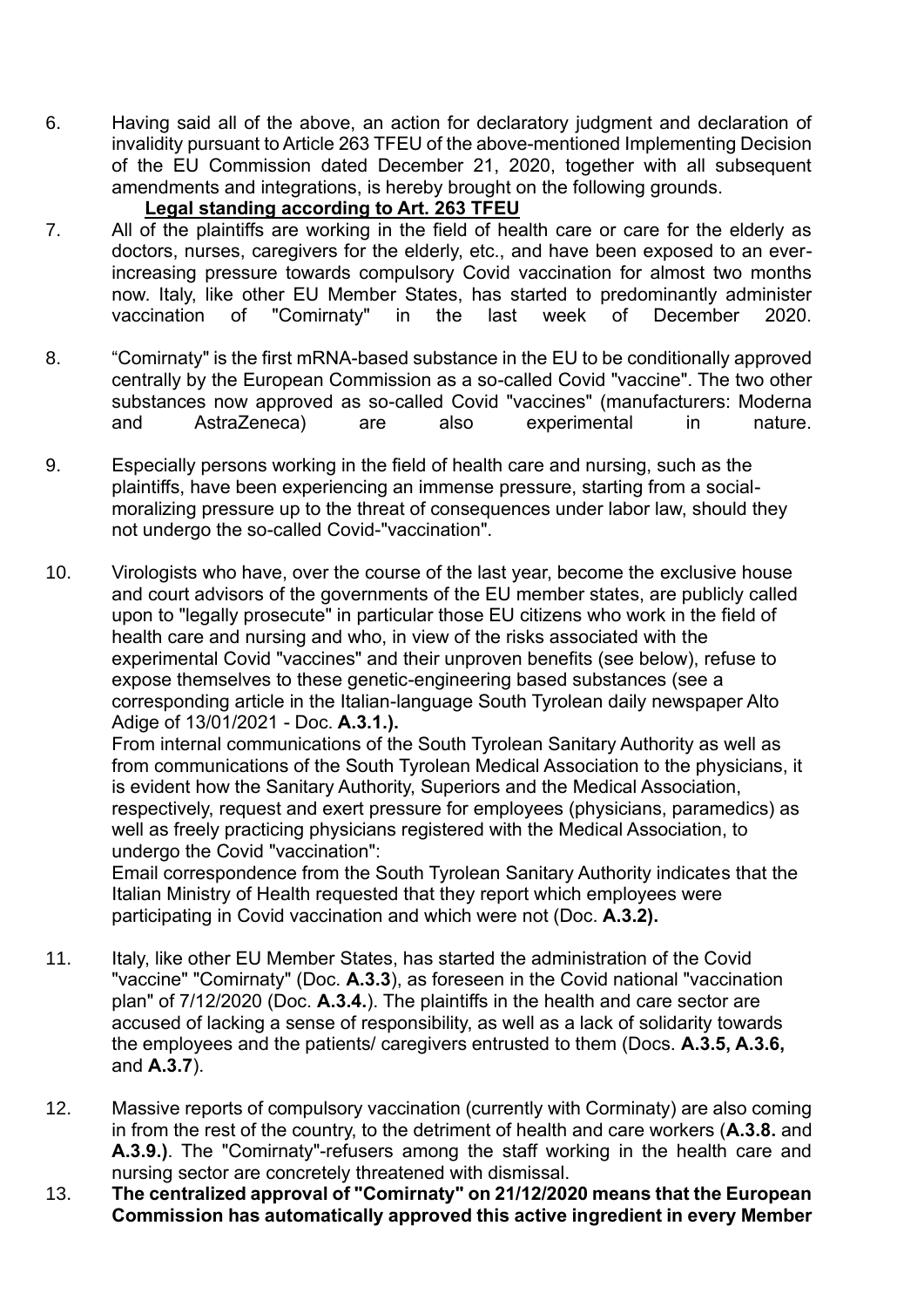6. Having said all of the above, an action for declaratory judgment and declaration of invalidity pursuant to Article 263 TFEU of the above-mentioned Implementing Decision of the EU Commission dated December 21, 2020, together with all subsequent amendments and integrations, is hereby brought on the following grounds.

**Legal standing according to Art. 263 TFEU**

7. All of the plaintiffs are working in the field of health care or care for the elderly as doctors, nurses, caregivers for the elderly, etc., and have been exposed to an ever-increasing pressure towards compulsory Covid vaccination for almost two months now. Italy, like other EU Member States, has started to predominantly administer vaccination of "Comirnaty" in the last week of December 2020.

8. "Comirnaty" is the first mRNA-based substance in the EU to be conditionally approved centrally by the European Commission as a so-called Covid "vaccine". The two other substances now approved as so-called Covid "vaccines" (manufacturers: Moderna and AstraZeneca) are also experimental in nature.

9. Especially persons working in the field of health care and nursing, such as the plaintiffs, have been experiencing an immense pressure, starting from a social-moralizing pressure up to the threat of consequences under labor law, should they not undergo the so-called Covid-"vaccination".

10. Virologists who have, over the course of the last year, become the exclusive house and court advisors of the governments of the EU member states, are publicly called upon to "legally prosecute" in particular those EU citizens who work in the field of health care and nursing and who, in view of the risks associated with the experimental Covid "vaccines" and their unproven benefits (see below), refuse to expose themselves to these genetic-engineering based substances (see a corresponding article in the Italian-language South Tyrolean daily newspaper Alto Adige of 13/01/2021 - Doc. **A.3.1.).**

    From internal communications of the South Tyrolean Sanitary Authority as well as from communications of the South Tyrolean Medical Association to the physicians, it is evident how the Sanitary Authority, Superiors and the Medical Association, respectively, request and exert pressure for employees (physicians, paramedics) as well as freely practicing physicians registered with the Medical Association, to undergo the Covid "vaccination":

    Email correspondence from the South Tyrolean Sanitary Authority indicates that the Italian Ministry of Health requested that they report which employees were participating in Covid vaccination and which were not (Doc. **A.3.2).**

11. Italy, like other EU Member States, has started the administration of the Covid "vaccine" "Comirnaty" (Doc. **A.3.3**), as foreseen in the Covid national "vaccination plan" of 7/12/2020 (Doc. **A.3.4.**). The plaintiffs in the health and care sector are accused of lacking a sense of responsibility, as well as a lack of solidarity towards the employees and the patients/ caregivers entrusted to them (Docs. **A.3.5, A.3.6,** and **A.3.7**).

12. Massive reports of compulsory vaccination (currently with Corminaty) are also coming in from the rest of the country, to the detriment of health and care workers (**A.3.8.** and **A.3.9.)**. The "Comirnaty"-refusers among the staff working in the health care and nursing sector are concretely threatened with dismissal.

13. **The centralized approval of "Comirnaty" on 21/12/2020 means that the European Commission has automatically approved this active ingredient in every Member**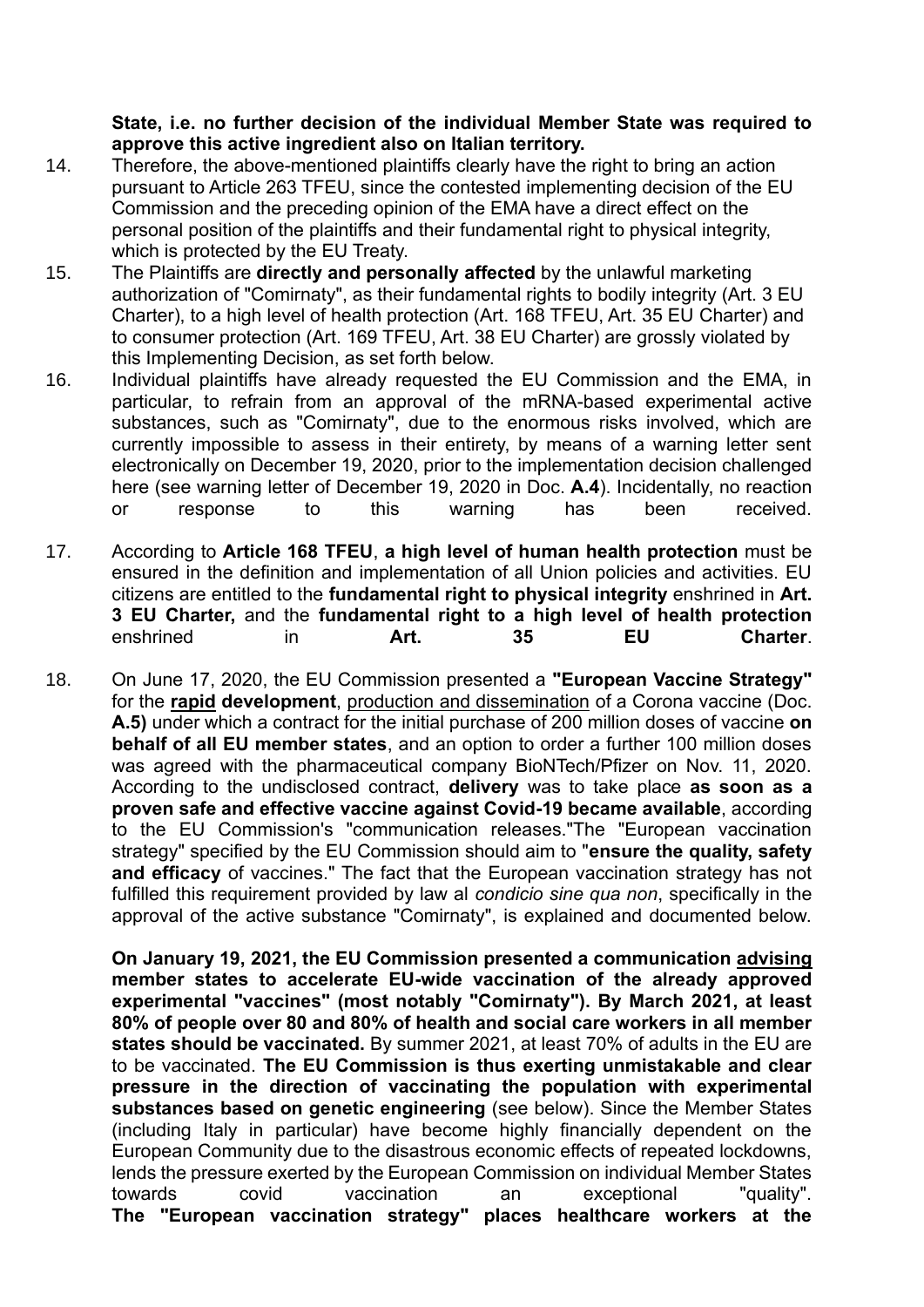**State, i.e. no further decision of the individual Member State was required to approve this active ingredient also on Italian territory.**

14. Therefore, the above-mentioned plaintiffs clearly have the right to bring an action pursuant to Article 263 TFEU, since the contested implementing decision of the EU Commission and the preceding opinion of the EMA have a direct effect on the personal position of the plaintiffs and their fundamental right to physical integrity, which is protected by the EU Treaty.

15. The Plaintiffs are **directly and personally affected** by the unlawful marketing authorization of "Comirnaty", as their fundamental rights to bodily integrity (Art. 3 EU Charter), to a high level of health protection (Art. 168 TFEU, Art. 35 EU Charter) and to consumer protection (Art. 169 TFEU, Art. 38 EU Charter) are grossly violated by this Implementing Decision, as set forth below.

16. Individual plaintiffs have already requested the EU Commission and the EMA, in particular, to refrain from an approval of the mRNA-based experimental active substances, such as "Comirnaty", due to the enormous risks involved, which are currently impossible to assess in their entirety, by means of a warning letter sent electronically on December 19, 2020, prior to the implementation decision challenged here (see warning letter of December 19, 2020 in Doc. **A.4**). Incidentally, no reaction or response to this warning has been received.

17. According to **Article 168 TFEU**, **a high level of human health protection** must be ensured in the definition and implementation of all Union policies and activities. EU citizens are entitled to the **fundamental right to physical integrity** enshrined in **Art. 3 EU Charter,** and the **fundamental right to a high level of health protection** enshrined in **Art. 35 EU Charter**.

18. On June 17, 2020, the EU Commission presented a **"European Vaccine Strategy"** for the **rapid development**, production and dissemination of a Corona vaccine (Doc. **A.5)** under which a contract for the initial purchase of 200 million doses of vaccine **on behalf of all EU member states**, and an option to order a further 100 million doses was agreed with the pharmaceutical company BioNTech/Pfizer on Nov. 11, 2020. According to the undisclosed contract, **delivery** was to take place **as soon as a proven safe and effective vaccine against Covid-19 became available**, according to the EU Commission's "communication releases."The "European vaccination strategy" specified by the EU Commission should aim to "**ensure the quality, safety and efficacy** of vaccines." The fact that the European vaccination strategy has not fulfilled this requirement provided by law al *condicio sine qua non*, specifically in the approval of the active substance "Comirnaty", is explained and documented below.

**On January 19, 2021, the EU Commission presented a communication advising member states to accelerate EU-wide vaccination of the already approved experimental "vaccines" (most notably "Comirnaty"). By March 2021, at least 80% of people over 80 and 80% of health and social care workers in all member states should be vaccinated.** By summer 2021, at least 70% of adults in the EU are to be vaccinated. **The EU Commission is thus exerting unmistakable and clear pressure in the direction of vaccinating the population with experimental substances based on genetic engineering** (see below). Since the Member States (including Italy in particular) have become highly financially dependent on the European Community due to the disastrous economic effects of repeated lockdowns, lends the pressure exerted by the European Commission on individual Member States towards covid vaccination an exceptional "quality".
**The "European vaccination strategy" places healthcare workers at the**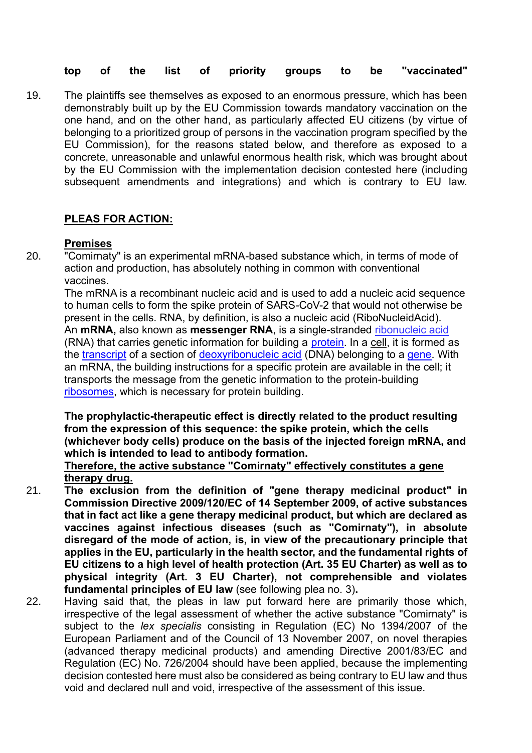**top of the list of priority groups to be "vaccinated"**

19. The plaintiffs see themselves as exposed to an enormous pressure, which has been demonstrably built up by the EU Commission towards mandatory vaccination on the one hand, and on the other hand, as particularly affected EU citizens (by virtue of belonging to a prioritized group of persons in the vaccination program specified by the EU Commission), for the reasons stated below, and therefore as exposed to a concrete, unreasonable and unlawful enormous health risk, which was brought about by the EU Commission with the implementation decision contested here (including subsequent amendments and integrations) and which is contrary to EU law.

**PLEAS FOR ACTION:**

**Premises**

20. "Comirnaty" is an experimental mRNA-based substance which, in terms of mode of action and production, has absolutely nothing in common with conventional vaccines.

    The mRNA is a recombinant nucleic acid and is used to add a nucleic acid sequence to human cells to form the spike protein of SARS-CoV-2 that would not otherwise be present in the cells. RNA, by definition, is also a nucleic acid (RiboNucleidAcid).
    An **mRNA,** also known as **messenger RNA**, is a single-stranded ribonucleic acid (RNA) that carries genetic information for building a protein. In a cell, it is formed as the transcript of a section of deoxyribonucleic acid (DNA) belonging to a gene. With an mRNA, the building instructions for a specific protein are available in the cell; it transports the message from the genetic information to the protein-building ribosomes, which is necessary for protein building.

    **The prophylactic-therapeutic effect is directly related to the product resulting from the expression of this sequence: the spike protein, which the cells (whichever body cells) produce on the basis of the injected foreign mRNA, and which is intended to lead to antibody formation.**
    **Therefore, the active substance "Comirnaty" effectively constitutes a gene therapy drug.**

21. **The exclusion from the definition of "gene therapy medicinal product" in Commission Directive 2009/120/EC of 14 September 2009, of active substances that in fact act like a gene therapy medicinal product, but which are declared as vaccines against infectious diseases (such as "Comirnaty"), in absolute disregard of the mode of action, is, in view of the precautionary principle that applies in the EU, particularly in the health sector, and the fundamental rights of EU citizens to a high level of health protection (Art. 35 EU Charter) as well as to physical integrity (Art. 3 EU Charter), not comprehensible and violates fundamental principles of EU law** (see following plea no. 3)**.**

22. Having said that, the pleas in law put forward here are primarily those which, irrespective of the legal assessment of whether the active substance "Comirnaty" is subject to the *lex specialis* consisting in Regulation (EC) No 1394/2007 of the European Parliament and of the Council of 13 November 2007, on novel therapies (advanced therapy medicinal products) and amending Directive 2001/83/EC and Regulation (EC) No. 726/2004 should have been applied, because the implementing decision contested here must also be considered as being contrary to EU law and thus void and declared null and void, irrespective of the assessment of this issue.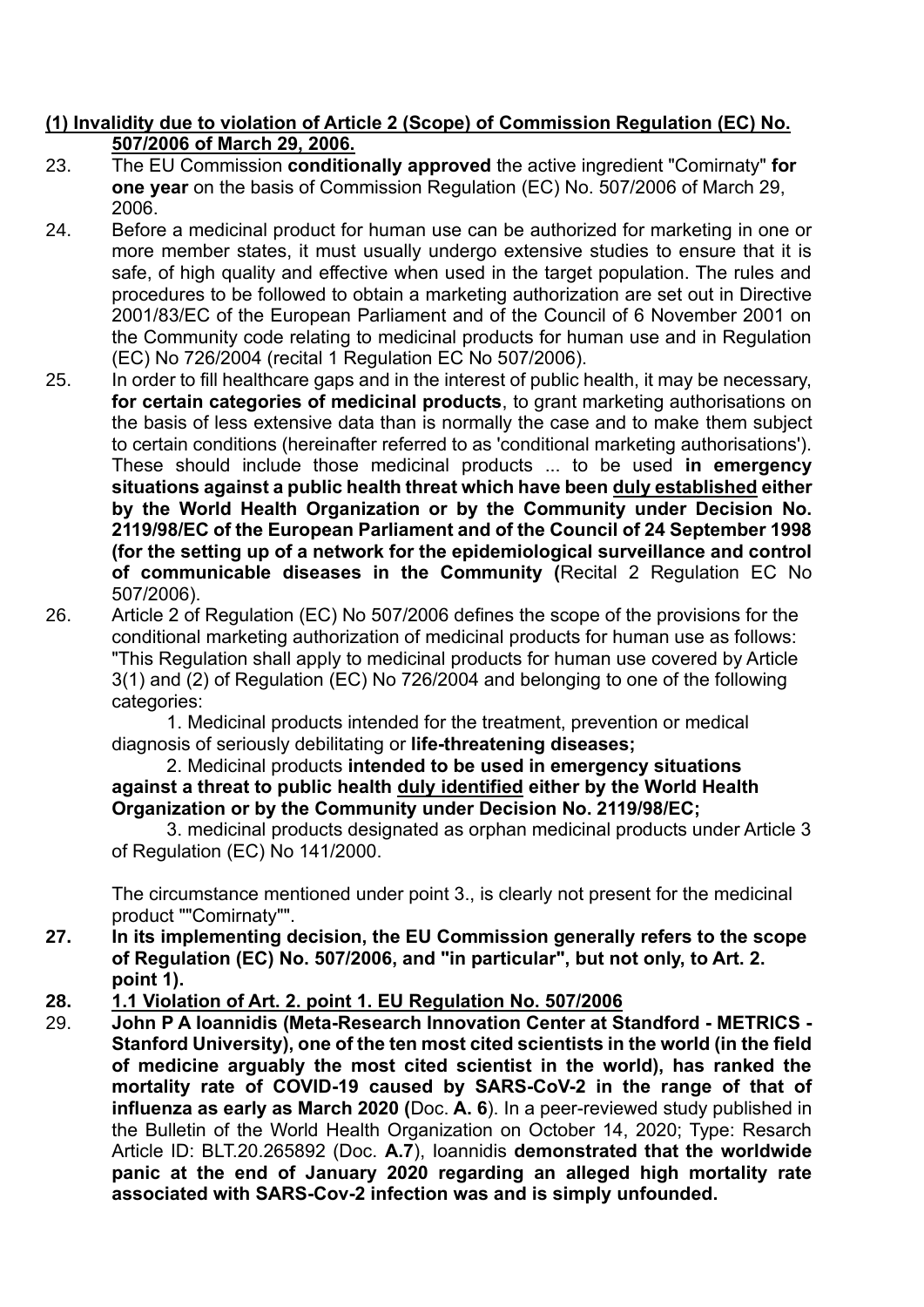**(1) Invalidity due to violation of Article 2 (Scope) of Commission Regulation (EC) No. 507/2006 of March 29, 2006.**

23. The EU Commission **conditionally approved** the active ingredient "Comirnaty" **for one year** on the basis of Commission Regulation (EC) No. 507/2006 of March 29, 2006.

24. Before a medicinal product for human use can be authorized for marketing in one or more member states, it must usually undergo extensive studies to ensure that it is safe, of high quality and effective when used in the target population. The rules and procedures to be followed to obtain a marketing authorization are set out in Directive 2001/83/EC of the European Parliament and of the Council of 6 November 2001 on the Community code relating to medicinal products for human use and in Regulation (EC) No 726/2004 (recital 1 Regulation EC No 507/2006).

25. In order to fill healthcare gaps and in the interest of public health, it may be necessary, **for certain categories of medicinal products**, to grant marketing authorisations on the basis of less extensive data than is normally the case and to make them subject to certain conditions (hereinafter referred to as 'conditional marketing authorisations'). These should include those medicinal products ... to be used **in emergency situations against a public health threat which have been duly established either by the World Health Organization or by the Community under Decision No. 2119/98/EC of the European Parliament and of the Council of 24 September 1998 (for the setting up of a network for the epidemiological surveillance and control of communicable diseases in the Community (**Recital 2 Regulation EC No 507/2006).

26. Article 2 of Regulation (EC) No 507/2006 defines the scope of the provisions for the conditional marketing authorization of medicinal products for human use as follows: "This Regulation shall apply to medicinal products for human use covered by Article 3(1) and (2) of Regulation (EC) No 726/2004 and belonging to one of the following categories:

    1. Medicinal products intended for the treatment, prevention or medical diagnosis of seriously debilitating or **life-threatening diseases;**

    2. Medicinal products **intended to be used in emergency situations against a threat to public health duly identified either by the World Health Organization or by the Community under Decision No. 2119/98/EC;**

    3. medicinal products designated as orphan medicinal products under Article 3 of Regulation (EC) No 141/2000.

    The circumstance mentioned under point 3., is clearly not present for the medicinal product ""Comirnaty"".

**27. In its implementing decision, the EU Commission generally refers to the scope of Regulation (EC) No. 507/2006, and "in particular", but not only, to Art. 2. point 1).**

**28. 1.1 Violation of Art. 2. point 1. EU Regulation No. 507/2006**

29. **John P A Ioannidis (Meta-Research Innovation Center at Standford - METRICS - Stanford University), one of the ten most cited scientists in the world (in the field of medicine arguably the most cited scientist in the world), has ranked the mortality rate of COVID-19 caused by SARS-CoV-2 in the range of that of influenza as early as March 2020 (**Doc. **A. 6**). In a peer-reviewed study published in the Bulletin of the World Health Organization on October 14, 2020; Type: Resarch Article ID: BLT.20.265892 (Doc. **A.7**), Ioannidis **demonstrated that the worldwide panic at the end of January 2020 regarding an alleged high mortality rate associated with SARS-Cov-2 infection was and is simply unfounded.**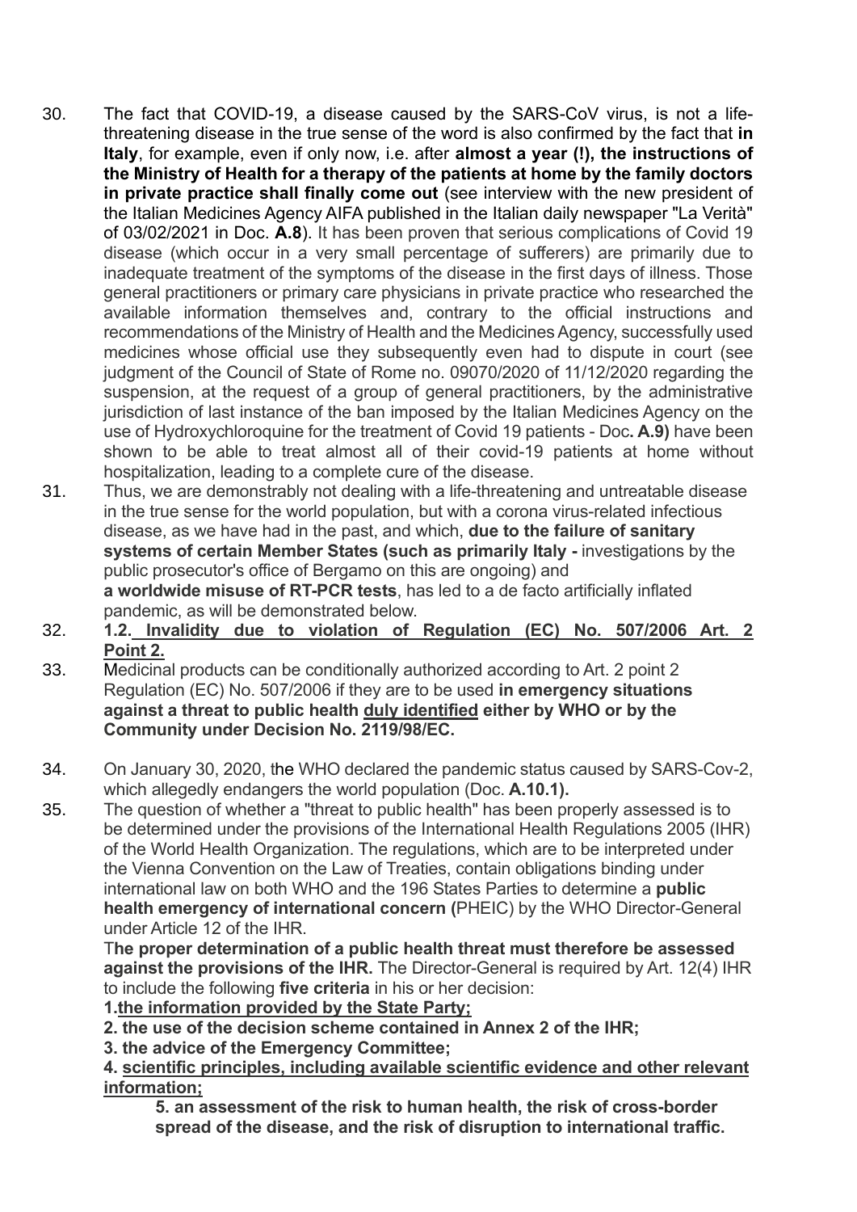30. The fact that COVID-19, a disease caused by the SARS-CoV virus, is not a life-threatening disease in the true sense of the word is also confirmed by the fact that **in Italy**, for example, even if only now, i.e. after **almost a year (!), the instructions of the Ministry of Health for a therapy of the patients at home by the family doctors in private practice shall finally come out** (see interview with the new president of the Italian Medicines Agency AIFA published in the Italian daily newspaper "La Verità" of 03/02/2021 in Doc. **A.8**). It has been proven that serious complications of Covid 19 disease (which occur in a very small percentage of sufferers) are primarily due to inadequate treatment of the symptoms of the disease in the first days of illness. Those general practitioners or primary care physicians in private practice who researched the available information themselves and, contrary to the official instructions and recommendations of the Ministry of Health and the Medicines Agency, successfully used medicines whose official use they subsequently even had to dispute in court (see judgment of the Council of State of Rome no. 09070/2020 of 11/12/2020 regarding the suspension, at the request of a group of general practitioners, by the administrative jurisdiction of last instance of the ban imposed by the Italian Medicines Agency on the use of Hydroxychloroquine for the treatment of Covid 19 patients - Doc**. A.9)** have been shown to be able to treat almost all of their covid-19 patients at home without hospitalization, leading to a complete cure of the disease.

31. Thus, we are demonstrably not dealing with a life-threatening and untreatable disease in the true sense for the world population, but with a corona virus-related infectious disease, as we have had in the past, and which, **due to the failure of sanitary systems of certain Member States (such as primarily Italy -** investigations by the public prosecutor's office of Bergamo on this are ongoing) and **a worldwide misuse of RT-PCR tests**, has led to a de facto artificially inflated pandemic, as will be demonstrated below.

32. **1.2. Invalidity due to violation of Regulation (EC) No. 507/2006 Art. 2 Point 2.**

33. Medicinal products can be conditionally authorized according to Art. 2 point 2 Regulation (EC) No. 507/2006 if they are to be used **in emergency situations against a threat to public health duly identified either by WHO or by the Community under Decision No. 2119/98/EC.**

34. On January 30, 2020, the WHO declared the pandemic status caused by SARS-Cov-2, which allegedly endangers the world population (Doc. **A.10.1).**

35. The question of whether a "threat to public health" has been properly assessed is to be determined under the provisions of the International Health Regulations 2005 (IHR) of the World Health Organization. The regulations, which are to be interpreted under the Vienna Convention on the Law of Treaties, contain obligations binding under international law on both WHO and the 196 States Parties to determine a **public health emergency of international concern (**PHEIC) by the WHO Director-General under Article 12 of the IHR.

    T**he proper determination of a public health threat must therefore be assessed against the provisions of the IHR.** The Director-General is required by Art. 12(4) IHR to include the following **five criteria** in his or her decision:

    **1.the information provided by the State Party;**

    **2. the use of the decision scheme contained in Annex 2 of the IHR;**

    **3. the advice of the Emergency Committee;**

    **4. scientific principles, including available scientific evidence and other relevant information;**

    **5. an assessment of the risk to human health, the risk of cross-border spread of the disease, and the risk of disruption to international traffic.**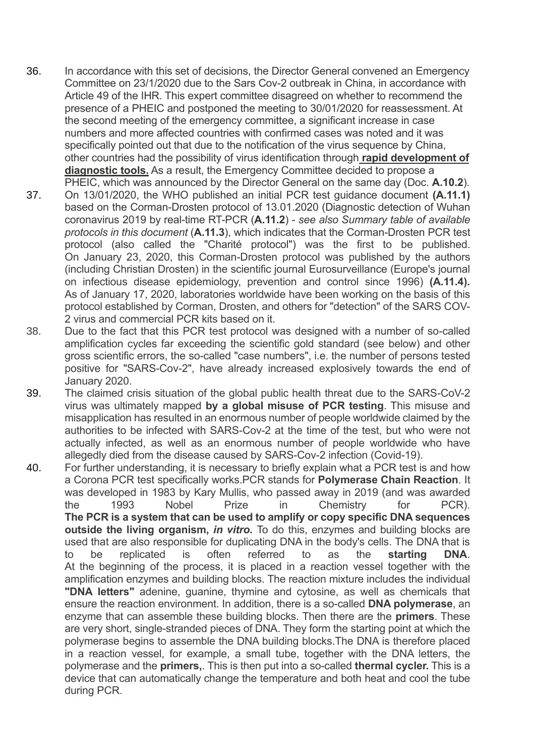36. In accordance with this set of decisions, the Director General convened an Emergency Committee on 23/1/2020 due to the Sars Cov-2 outbreak in China, in accordance with Article 49 of the IHR. This expert committee disagreed on whether to recommend the presence of a PHEIC and postponed the meeting to 30/01/2020 for reassessment. At the second meeting of the emergency committee, a significant increase in case numbers and more affected countries with confirmed cases was noted and it was specifically pointed out that due to the notification of the virus sequence by China, other countries had the possibility of virus identification through **rapid development of diagnostic tools.** As a result, the Emergency Committee decided to propose a PHEIC, which was announced by the Director General on the same day (Doc. **A.10.2**).

37. On 13/01/2020, the WHO published an initial PCR test guidance document **(A.11.1)** based on the Corman-Drosten protocol of 13.01.2020 (Diagnostic detection of Wuhan coronavirus 2019 by real-time RT-PCR (**A.11.2**) - *see also Summary table of available protocols in this document* (**A.11.3**), which indicates that the Corman-Drosten PCR test protocol (also called the "Charité protocol") was the first to be published. On January 23, 2020, this Corman-Drosten protocol was published by the authors (including Christian Drosten) in the scientific journal Eurosurveillance (Europe's journal on infectious disease epidemiology, prevention and control since 1996) **(A.11.4).** As of January 17, 2020, laboratories worldwide have been working on the basis of this protocol established by Corman, Drosten, and others for "detection" of the SARS COV-2 virus and commercial PCR kits based on it.

38. Due to the fact that this PCR test protocol was designed with a number of so-called amplification cycles far exceeding the scientific gold standard (see below) and other gross scientific errors, the so-called "case numbers", i.e. the number of persons tested positive for "SARS-Cov-2", have already increased explosively towards the end of January 2020.

39. The claimed crisis situation of the global public health threat due to the SARS-CoV-2 virus was ultimately mapped **by a global misuse of PCR testing**. This misuse and misapplication has resulted in an enormous number of people worldwide claimed by the authorities to be infected with SARS-Cov-2 at the time of the test, but who were not actually infected, as well as an enormous number of people worldwide who have allegedly died from the disease caused by SARS-Cov-2 infection (Covid-19).

40. For further understanding, it is necessary to briefly explain what a PCR test is and how a Corona PCR test specifically works.PCR stands for **Polymerase Chain Reaction**. It was developed in 1983 by Kary Mullis, who passed away in 2019 (and was awarded the 1993 Nobel Prize in Chemistry for PCR). **The PCR is a system that can be used to amplify or copy specific DNA sequences outside the living organism, *in vitro*.** To do this, enzymes and building blocks are used that are also responsible for duplicating DNA in the body's cells. The DNA that is to be replicated is often referred to as the **starting DNA**. At the beginning of the process, it is placed in a reaction vessel together with the amplification enzymes and building blocks. The reaction mixture includes the individual **"DNA letters"** adenine, guanine, thymine and cytosine, as well as chemicals that ensure the reaction environment. In addition, there is a so-called **DNA polymerase**, an enzyme that can assemble these building blocks. Then there are the **primers**. These are very short, single-stranded pieces of DNA. They form the starting point at which the polymerase begins to assemble the DNA building blocks.The DNA is therefore placed in a reaction vessel, for example, a small tube, together with the DNA letters, the polymerase and the **primers,**. This is then put into a so-called **thermal cycler.** This is a device that can automatically change the temperature and both heat and cool the tube during PCR.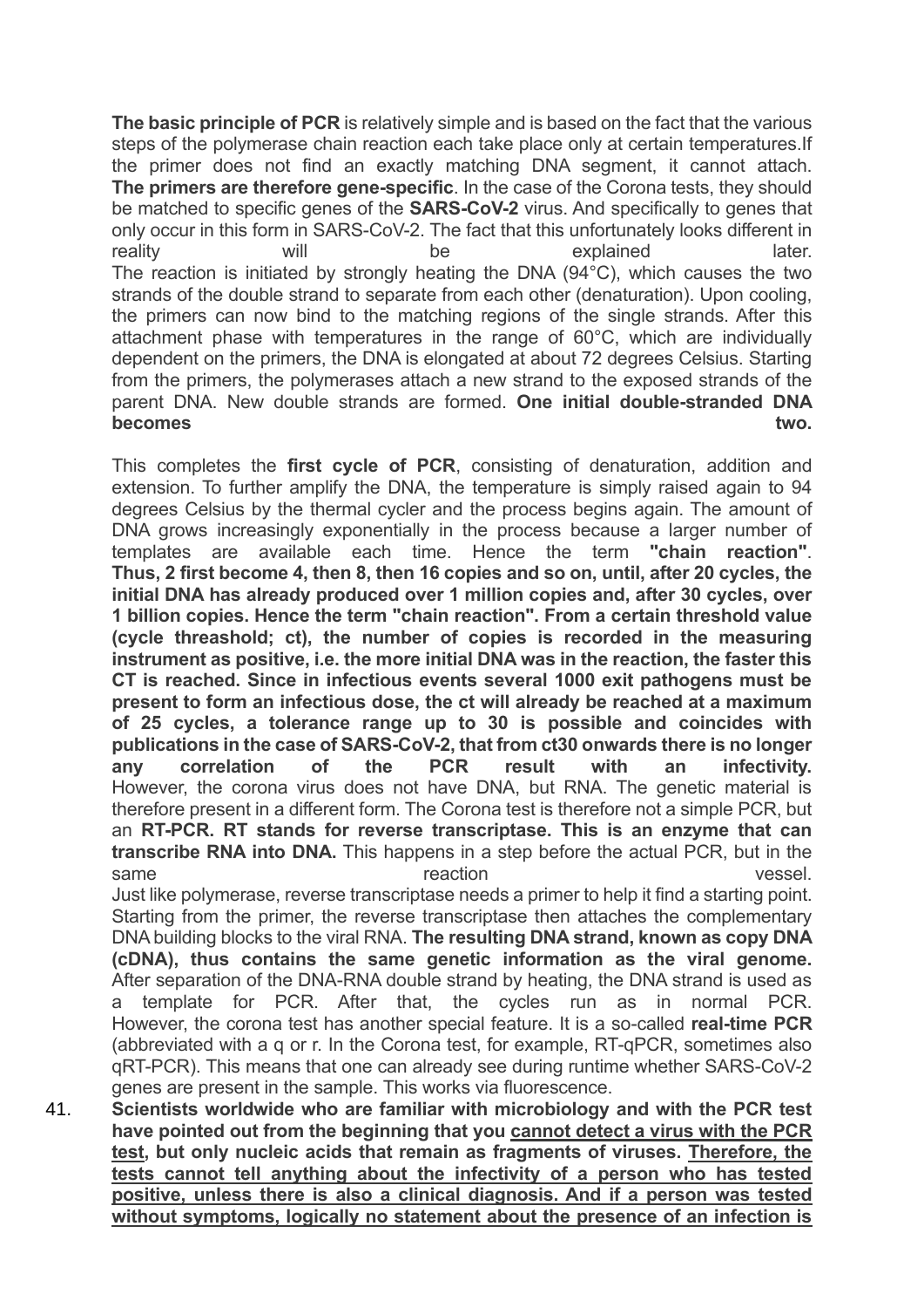**The basic principle of PCR** is relatively simple and is based on the fact that the various steps of the polymerase chain reaction each take place only at certain temperatures.If the primer does not find an exactly matching DNA segment, it cannot attach. **The primers are therefore gene-specific**. In the case of the Corona tests, they should be matched to specific genes of the **SARS-CoV-2** virus. And specifically to genes that only occur in this form in SARS-CoV-2. The fact that this unfortunately looks different in reality will be explained later.
The reaction is initiated by strongly heating the DNA (94°C), which causes the two strands of the double strand to separate from each other (denaturation). Upon cooling, the primers can now bind to the matching regions of the single strands. After this attachment phase with temperatures in the range of 60°C, which are individually dependent on the primers, the DNA is elongated at about 72 degrees Celsius. Starting from the primers, the polymerases attach a new strand to the exposed strands of the parent DNA. New double strands are formed. **One initial double-stranded DNA becomes two.**

This completes the **first cycle of PCR**, consisting of denaturation, addition and extension. To further amplify the DNA, the temperature is simply raised again to 94 degrees Celsius by the thermal cycler and the process begins again. The amount of DNA grows increasingly exponentially in the process because a larger number of templates are available each time. Hence the term **"chain reaction"**. **Thus, 2 first become 4, then 8, then 16 copies and so on, until, after 20 cycles, the initial DNA has already produced over 1 million copies and, after 30 cycles, over 1 billion copies. Hence the term "chain reaction". From a certain threshold value (cycle threashold; ct), the number of copies is recorded in the measuring instrument as positive, i.e. the more initial DNA was in the reaction, the faster this CT is reached. Since in infectious events several 1000 exit pathogens must be present to form an infectious dose, the ct will already be reached at a maximum of 25 cycles, a tolerance range up to 30 is possible and coincides with publications in the case of SARS-CoV-2, that from ct30 onwards there is no longer any correlation of the PCR result with an infectivity.** However, the corona virus does not have DNA, but RNA. The genetic material is therefore present in a different form. The Corona test is therefore not a simple PCR, but an **RT-PCR. RT stands for reverse transcriptase. This is an enzyme that can transcribe RNA into DNA.** This happens in a step before the actual PCR, but in the same reaction vessel.
Just like polymerase, reverse transcriptase needs a primer to help it find a starting point. Starting from the primer, the reverse transcriptase then attaches the complementary DNA building blocks to the viral RNA. **The resulting DNA strand, known as copy DNA (cDNA), thus contains the same genetic information as the viral genome.** After separation of the DNA-RNA double strand by heating, the DNA strand is used as a template for PCR. After that, the cycles run as in normal PCR. However, the corona test has another special feature. It is a so-called **real-time PCR** (abbreviated with a q or r. In the Corona test, for example, RT-qPCR, sometimes also qRT-PCR). This means that one can already see during runtime whether SARS-CoV-2 genes are present in the sample. This works via fluorescence.

41. **Scientists worldwide who are familiar with microbiology and with the PCR test have pointed out from the beginning that you <u>cannot detect a virus with the PCR test</u>, but only nucleic acids that remain as fragments of viruses. <u>Therefore, the tests cannot tell anything about the infectivity of a person who has tested positive, unless there is also a clinical diagnosis. And if a person was tested without symptoms, logically no statement about the presence of an infection is</u>**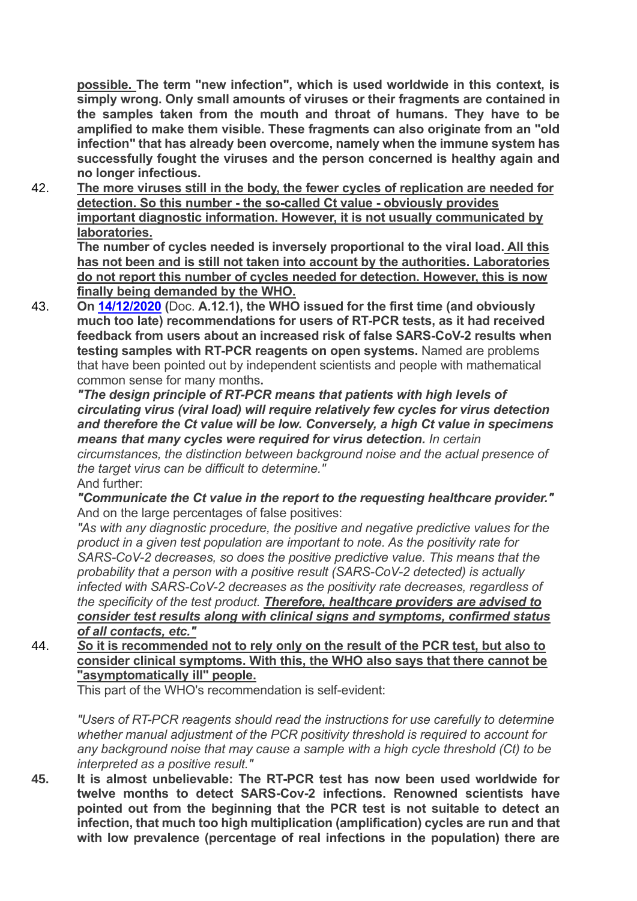**possible. The term "new infection", which is used worldwide in this context, is simply wrong. Only small amounts of viruses or their fragments are contained in the samples taken from the mouth and throat of humans. They have to be amplified to make them visible. These fragments can also originate from an "old infection" that has already been overcome, namely when the immune system has successfully fought the viruses and the person concerned is healthy again and no longer infectious.**

42. **<u>The more viruses still in the body, the fewer cycles of replication are needed for detection. So this number - the so-called Ct value - obviously provides important diagnostic information. However, it is not usually communicated by laboratories.</u>**
**The number of cycles needed is inversely proportional to the viral load. <u>All this has not been and is still not taken into account by the authorities. Laboratories do not report this number of cycles needed for detection. However, this is now finally being demanded by the WHO.</u>**

43. **On [14/12/2020](#) (**Doc. **A.12.1), the WHO issued for the first time (and obviously much too late) recommendations for users of RT-PCR tests, as it had received feedback from users about an increased risk of false SARS-CoV-2 results when testing samples with RT-PCR reagents on open systems.** Named are problems that have been pointed out by independent scientists and people with mathematical common sense for many months**.**
***"The design principle of RT-PCR means that patients with high levels of circulating virus (viral load) will require relatively few cycles for virus detection and therefore the Ct value will be low. Conversely, a high Ct value in specimens means that many cycles were required for virus detection.*** *In certain circumstances, the distinction between background noise and the actual presence of the target virus can be difficult to determine."*
And further:
***"Communicate the Ct value in the report to the requesting healthcare provider."***
And on the large percentages of false positives:
*"As with any diagnostic procedure, the positive and negative predictive values for the product in a given test population are important to note. As the positivity rate for SARS-CoV-2 decreases, so does the positive predictive value. This means that the probability that a person with a positive result (SARS-CoV-2 detected) is actually infected with SARS-CoV-2 decreases as the positivity rate decreases, regardless of the specificity of the test product.* ***<u>Therefore, healthcare providers are advised to consider test results along with clinical signs and symptoms, confirmed status of all contacts, etc."</u>***

44. ***<u>S</u>*****<u>o it is recommended not to rely only on the result of the PCR test, but also to consider clinical symptoms. With this, the WHO also says that there cannot be "asymptomatically ill" people.</u>**
This part of the WHO's recommendation is self-evident:

*"Users of RT-PCR reagents should read the instructions for use carefully to determine whether manual adjustment of the PCR positivity threshold is required to account for any background noise that may cause a sample with a high cycle threshold (Ct) to be interpreted as a positive result."*

**45. It is almost unbelievable: The RT-PCR test has now been used worldwide for twelve months to detect SARS-Cov-2 infections. Renowned scientists have pointed out from the beginning that the PCR test is not suitable to detect an infection, that much too high multiplication (amplification) cycles are run and that with low prevalence (percentage of real infections in the population) there are**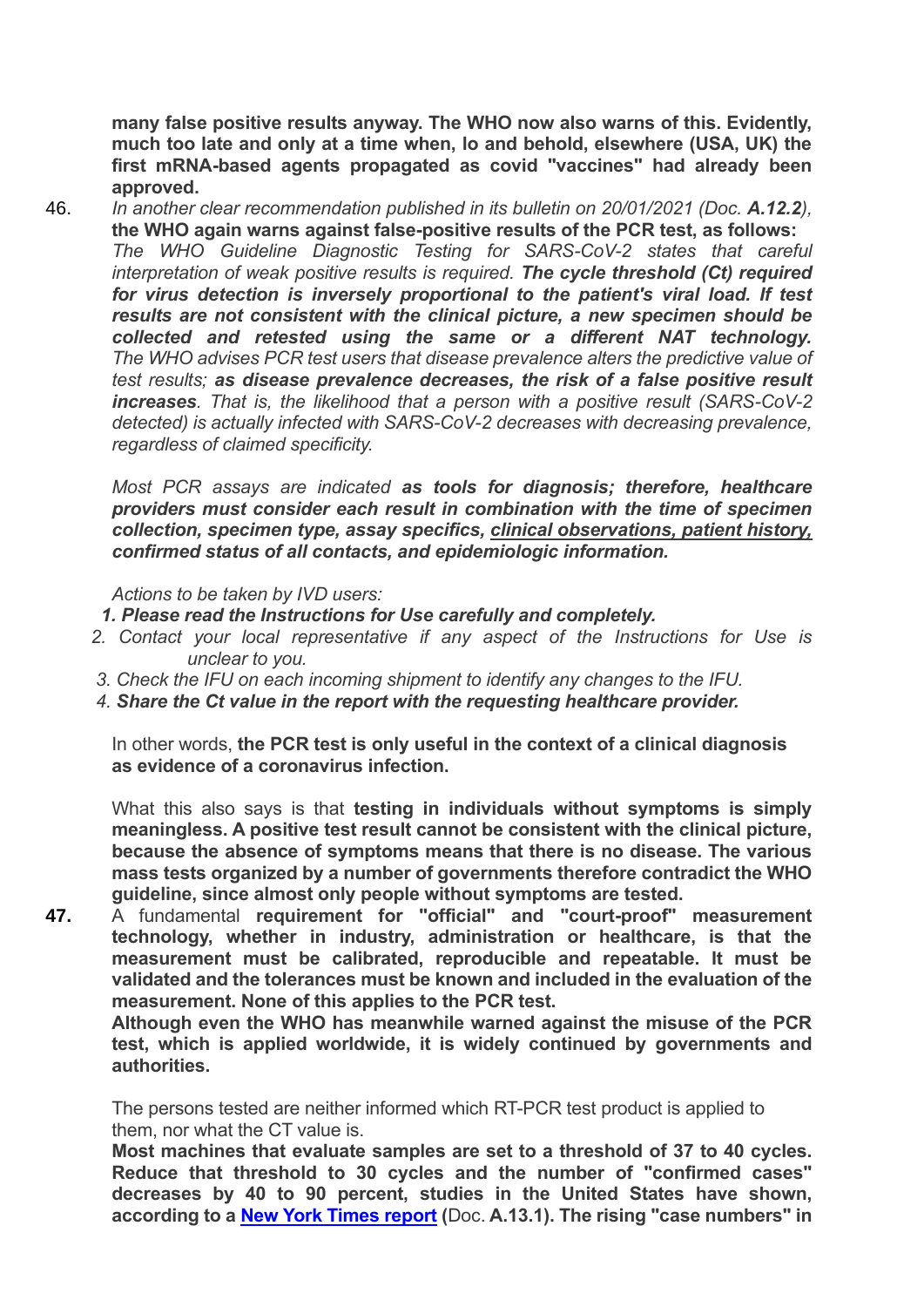**many false positive results anyway. The WHO now also warns of this. Evidently, much too late and only at a time when, lo and behold, elsewhere (USA, UK) the first mRNA-based agents propagated as covid "vaccines" had already been approved.**

46. *In another clear recommendation published in its bulletin on 20/01/2021 (Doc.* ***A.12.2****),* **the WHO again warns against false-positive results of the PCR test, as follows:**
*The WHO Guideline Diagnostic Testing for SARS-CoV-2 states that careful interpretation of weak positive results is required.* ***The cycle threshold (Ct) required for virus detection is inversely proportional to the patient's viral load. If test results are not consistent with the clinical picture, a new specimen should be collected and retested using the same or a different NAT technology.*** *The WHO advises PCR test users that disease prevalence alters the predictive value of test results;* ***as disease prevalence decreases, the risk of a false positive result increases****. That is, the likelihood that a person with a positive result (SARS-CoV-2 detected) is actually infected with SARS-CoV-2 decreases with decreasing prevalence, regardless of claimed specificity.*

*Most PCR assays are indicated* ***as tools for diagnosis; therefore, healthcare providers must consider each result in combination with the time of specimen collection, specimen type, assay specifics, <u>clinical observations, patient history,</u> confirmed status of all contacts, and epidemiologic information.***

*Actions to be taken by IVD users:*

1. ***Please read the Instructions for Use carefully and completely.***
2. *Contact your local representative if any aspect of the Instructions for Use is unclear to you.*
3. *Check the IFU on each incoming shipment to identify any changes to the IFU.*
4. ***Share the Ct value in the report with the requesting healthcare provider.***

In other words, **the PCR test is only useful in the context of a clinical diagnosis as evidence of a coronavirus infection.**

What this also says is that **testing in individuals without symptoms is simply meaningless. A positive test result cannot be consistent with the clinical picture, because the absence of symptoms means that there is no disease. The various mass tests organized by a number of governments therefore contradict the WHO guideline, since almost only people without symptoms are tested.**

**47.** A fundamental **requirement for "official" and "court-proof" measurement technology, whether in industry, administration or healthcare, is that the measurement must be calibrated, reproducible and repeatable. It must be validated and the tolerances must be known and included in the evaluation of the measurement. None of this applies to the PCR test.**
**Although even the WHO has meanwhile warned against the misuse of the PCR test, which is applied worldwide, it is widely continued by governments and authorities.**

The persons tested are neither informed which RT-PCR test product is applied to them, nor what the CT value is.
**Most machines that evaluate samples are set to a threshold of 37 to 40 cycles. Reduce that threshold to 30 cycles and the number of "confirmed cases" decreases by 40 to 90 percent, studies in the United States have shown, according to a <u>New York Times report</u> (**Doc. **A.13.1). The rising "case numbers" in**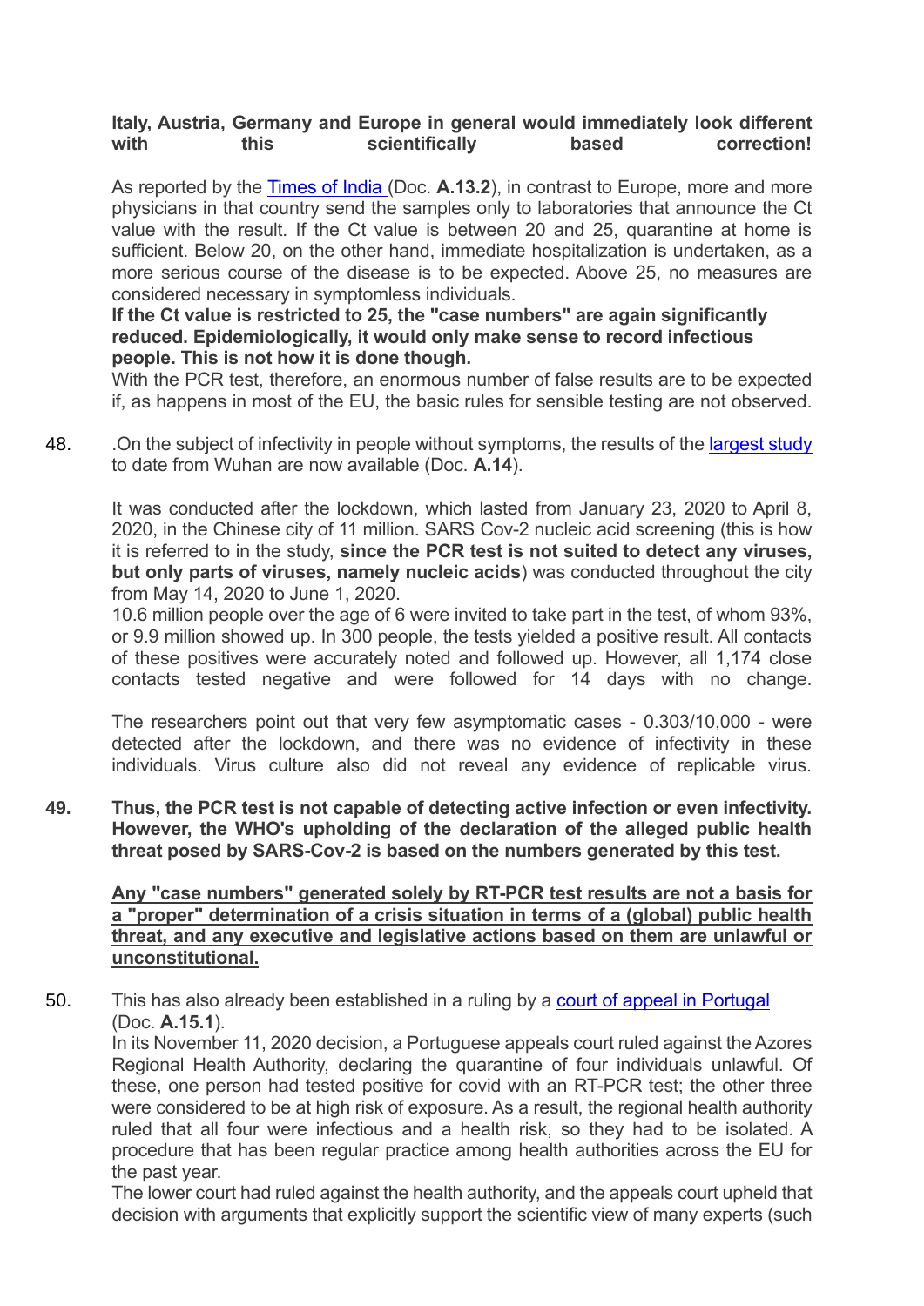**Italy, Austria, Germany and Europe in general would immediately look different with this scientifically based correction!**

As reported by the Times of India (Doc. **A.13.2**), in contrast to Europe, more and more physicians in that country send the samples only to laboratories that announce the Ct value with the result. If the Ct value is between 20 and 25, quarantine at home is sufficient. Below 20, on the other hand, immediate hospitalization is undertaken, as a more serious course of the disease is to be expected. Above 25, no measures are considered necessary in symptomless individuals.

**If the Ct value is restricted to 25, the "case numbers" are again significantly reduced. Epidemiologically, it would only make sense to record infectious people. This is not how it is done though.**

With the PCR test, therefore, an enormous number of false results are to be expected if, as happens in most of the EU, the basic rules for sensible testing are not observed.

48. .On the subject of infectivity in people without symptoms, the results of the largest study to date from Wuhan are now available (Doc. **A.14**).

It was conducted after the lockdown, which lasted from January 23, 2020 to April 8, 2020, in the Chinese city of 11 million. SARS Cov-2 nucleic acid screening (this is how it is referred to in the study, **since the PCR test is not suited to detect any viruses, but only parts of viruses, namely nucleic acids**) was conducted throughout the city from May 14, 2020 to June 1, 2020.

10.6 million people over the age of 6 were invited to take part in the test, of whom 93%, or 9.9 million showed up. In 300 people, the tests yielded a positive result. All contacts of these positives were accurately noted and followed up. However, all 1,174 close contacts tested negative and were followed for 14 days with no change.

The researchers point out that very few asymptomatic cases - 0.303/10,000 - were detected after the lockdown, and there was no evidence of infectivity in these individuals. Virus culture also did not reveal any evidence of replicable virus.

**49. Thus, the PCR test is not capable of detecting active infection or even infectivity. However, the WHO's upholding of the declaration of the alleged public health threat posed by SARS-Cov-2 is based on the numbers generated by this test.**

<u>**Any "case numbers" generated solely by RT-PCR test results are not a basis for a "proper" determination of a crisis situation in terms of a (global) public health threat, and any executive and legislative actions based on them are unlawful or unconstitutional.**</u>

50. This has also already been established in a ruling by a court of appeal in Portugal (Doc. **A.15.1**).

In its November 11, 2020 decision, a Portuguese appeals court ruled against the Azores Regional Health Authority, declaring the quarantine of four individuals unlawful. Of these, one person had tested positive for covid with an RT-PCR test; the other three were considered to be at high risk of exposure. As a result, the regional health authority ruled that all four were infectious and a health risk, so they had to be isolated. A procedure that has been regular practice among health authorities across the EU for the past year.

The lower court had ruled against the health authority, and the appeals court upheld that decision with arguments that explicitly support the scientific view of many experts (such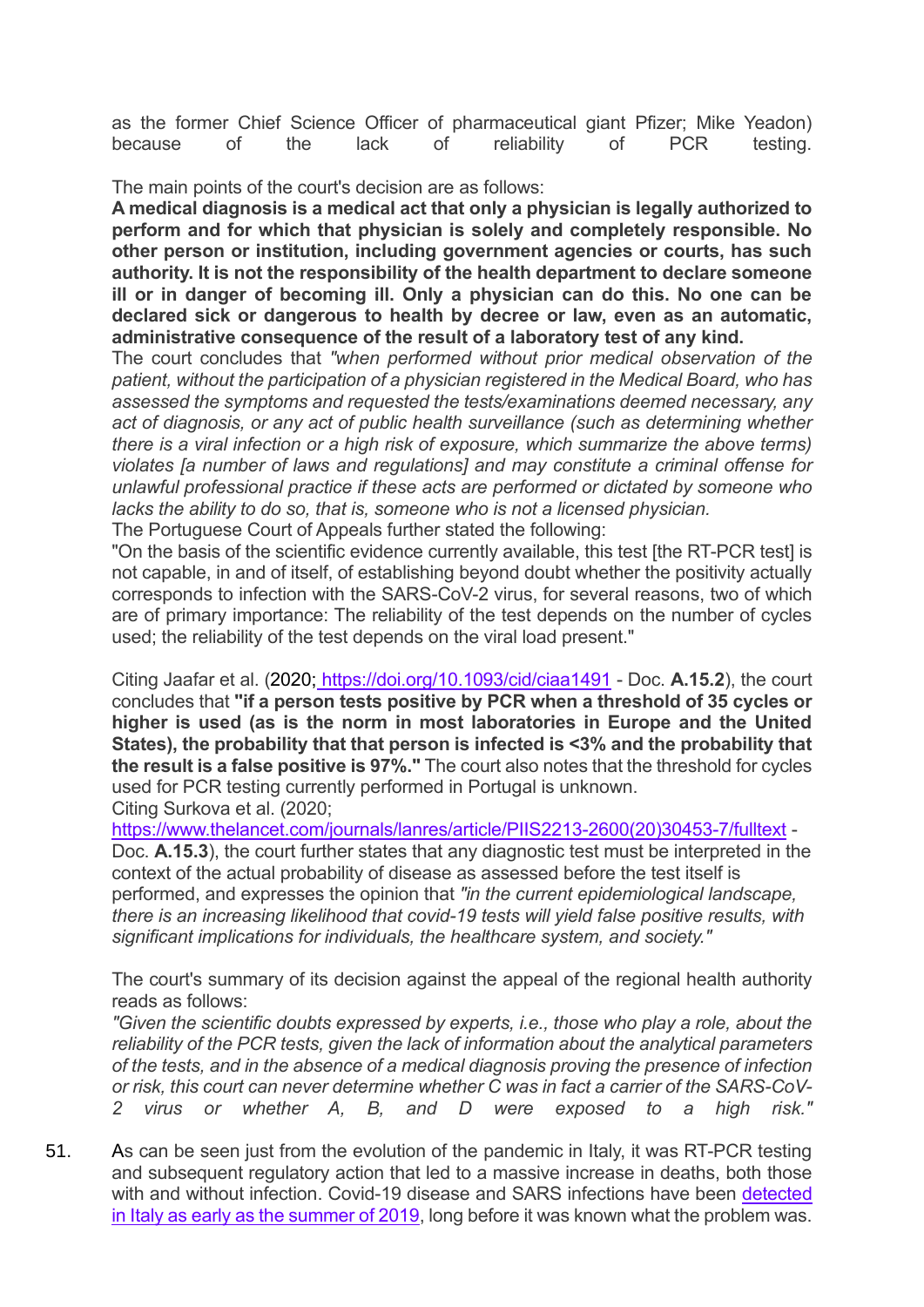as the former Chief Science Officer of pharmaceutical giant Pfizer; Mike Yeadon) because of the lack of reliability of PCR testing.

The main points of the court's decision are as follows:

**A medical diagnosis is a medical act that only a physician is legally authorized to perform and for which that physician is solely and completely responsible. No other person or institution, including government agencies or courts, has such authority. It is not the responsibility of the health department to declare someone ill or in danger of becoming ill. Only a physician can do this. No one can be declared sick or dangerous to health by decree or law, even as an automatic, administrative consequence of the result of a laboratory test of any kind.**

The court concludes that *"when performed without prior medical observation of the patient, without the participation of a physician registered in the Medical Board, who has assessed the symptoms and requested the tests/examinations deemed necessary, any act of diagnosis, or any act of public health surveillance (such as determining whether there is a viral infection or a high risk of exposure, which summarize the above terms) violates [a number of laws and regulations] and may constitute a criminal offense for unlawful professional practice if these acts are performed or dictated by someone who lacks the ability to do so, that is, someone who is not a licensed physician.*

The Portuguese Court of Appeals further stated the following:

"On the basis of the scientific evidence currently available, this test [the RT-PCR test] is not capable, in and of itself, of establishing beyond doubt whether the positivity actually corresponds to infection with the SARS-CoV-2 virus, for several reasons, two of which are of primary importance: The reliability of the test depends on the number of cycles used; the reliability of the test depends on the viral load present."

Citing Jaafar et al. (2020; https://doi.org/10.1093/cid/ciaa1491 - Doc. **A.15.2**), the court concludes that **"if a person tests positive by PCR when a threshold of 35 cycles or higher is used (as is the norm in most laboratories in Europe and the United States), the probability that that person is infected is <3% and the probability that the result is a false positive is 97%."** The court also notes that the threshold for cycles used for PCR testing currently performed in Portugal is unknown.

Citing Surkova et al. (2020; https://www.thelancet.com/journals/lanres/article/PIIS2213-2600(20)30453-7/fulltext - Doc. **A.15.3**), the court further states that any diagnostic test must be interpreted in the context of the actual probability of disease as assessed before the test itself is performed, and expresses the opinion that *"in the current epidemiological landscape, there is an increasing likelihood that covid-19 tests will yield false positive results, with significant implications for individuals, the healthcare system, and society."*

The court's summary of its decision against the appeal of the regional health authority reads as follows:

*"Given the scientific doubts expressed by experts, i.e., those who play a role, about the reliability of the PCR tests, given the lack of information about the analytical parameters of the tests, and in the absence of a medical diagnosis proving the presence of infection or risk, this court can never determine whether C was in fact a carrier of the SARS-CoV-2 virus or whether A, B, and D were exposed to a high risk."*

51. As can be seen just from the evolution of the pandemic in Italy, it was RT-PCR testing and subsequent regulatory action that led to a massive increase in deaths, both those with and without infection. Covid-19 disease and SARS infections have been detected in Italy as early as the summer of 2019, long before it was known what the problem was.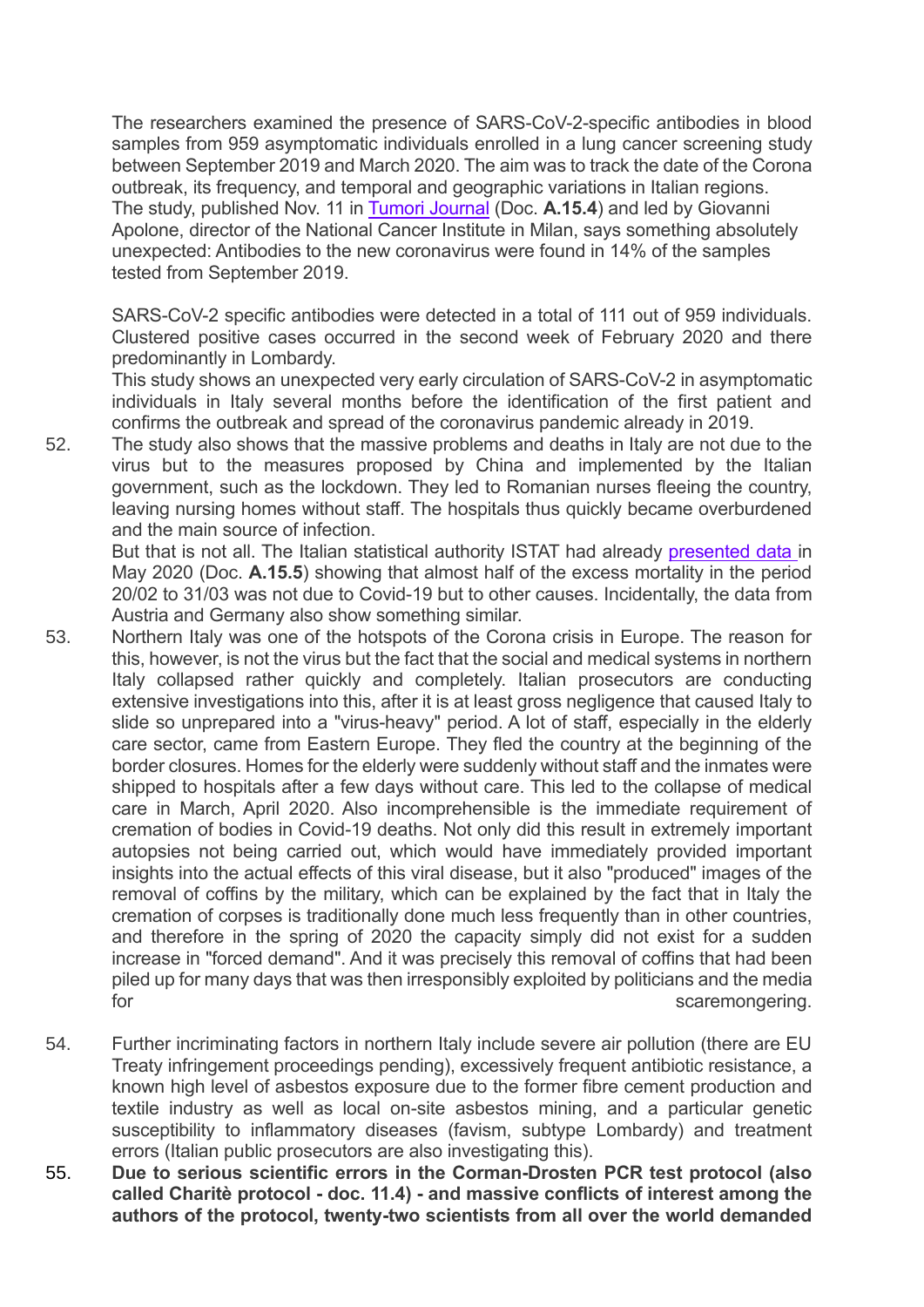The researchers examined the presence of SARS-CoV-2-specific antibodies in blood samples from 959 asymptomatic individuals enrolled in a lung cancer screening study between September 2019 and March 2020. The aim was to track the date of the Corona outbreak, its frequency, and temporal and geographic variations in Italian regions. The study, published Nov. 11 in Tumori Journal (Doc. **A.15.4**) and led by Giovanni Apolone, director of the National Cancer Institute in Milan, says something absolutely unexpected: Antibodies to the new coronavirus were found in 14% of the samples tested from September 2019.

SARS-CoV-2 specific antibodies were detected in a total of 111 out of 959 individuals. Clustered positive cases occurred in the second week of February 2020 and there predominantly in Lombardy.

This study shows an unexpected very early circulation of SARS-CoV-2 in asymptomatic individuals in Italy several months before the identification of the first patient and confirms the outbreak and spread of the coronavirus pandemic already in 2019.

52. The study also shows that the massive problems and deaths in Italy are not due to the virus but to the measures proposed by China and implemented by the Italian government, such as the lockdown. They led to Romanian nurses fleeing the country, leaving nursing homes without staff. The hospitals thus quickly became overburdened and the main source of infection.

    But that is not all. The Italian statistical authority ISTAT had already presented data in May 2020 (Doc. **A.15.5**) showing that almost half of the excess mortality in the period 20/02 to 31/03 was not due to Covid-19 but to other causes. Incidentally, the data from Austria and Germany also show something similar.

53. Northern Italy was one of the hotspots of the Corona crisis in Europe. The reason for this, however, is not the virus but the fact that the social and medical systems in northern Italy collapsed rather quickly and completely. Italian prosecutors are conducting extensive investigations into this, after it is at least gross negligence that caused Italy to slide so unprepared into a "virus-heavy" period. A lot of staff, especially in the elderly care sector, came from Eastern Europe. They fled the country at the beginning of the border closures. Homes for the elderly were suddenly without staff and the inmates were shipped to hospitals after a few days without care. This led to the collapse of medical care in March, April 2020. Also incomprehensible is the immediate requirement of cremation of bodies in Covid-19 deaths. Not only did this result in extremely important autopsies not being carried out, which would have immediately provided important insights into the actual effects of this viral disease, but it also "produced" images of the removal of coffins by the military, which can be explained by the fact that in Italy the cremation of corpses is traditionally done much less frequently than in other countries, and therefore in the spring of 2020 the capacity simply did not exist for a sudden increase in "forced demand". And it was precisely this removal of coffins that had been piled up for many days that was then irresponsibly exploited by politicians and the media for scaremongering.

54. Further incriminating factors in northern Italy include severe air pollution (there are EU Treaty infringement proceedings pending), excessively frequent antibiotic resistance, a known high level of asbestos exposure due to the former fibre cement production and textile industry as well as local on-site asbestos mining, and a particular genetic susceptibility to inflammatory diseases (favism, subtype Lombardy) and treatment errors (Italian public prosecutors are also investigating this).

55. **Due to serious scientific errors in the Corman-Drosten PCR test protocol (also called Charitè protocol - doc. 11.4) - and massive conflicts of interest among the authors of the protocol, twenty-two scientists from all over the world demanded**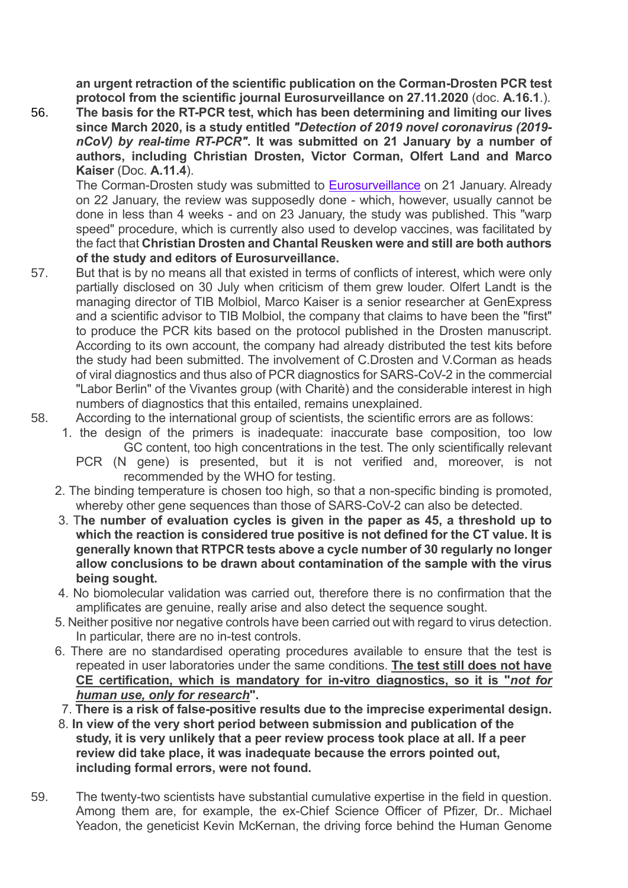**an urgent retraction of the scientific publication on the Corman-Drosten PCR test protocol from the scientific journal Eurosurveillance on 27.11.2020** (doc. **A.16.1**.).

56. **The basis for the RT-PCR test, which has been determining and limiting our lives since March 2020, is a study entitled *"Detection of 2019 novel coronavirus (2019-nCoV) by real-time RT-PCR"*. It was submitted on 21 January by a number of authors, including Christian Drosten, Victor Corman, Olfert Land and Marco Kaiser** (Doc. **A.11.4**).

    The Corman-Drosten study was submitted to Eurosurveillance on 21 January. Already on 22 January, the review was supposedly done - which, however, usually cannot be done in less than 4 weeks - and on 23 January, the study was published. This "warp speed" procedure, which is currently also used to develop vaccines, was facilitated by the fact that **Christian Drosten and Chantal Reusken were and still are both authors of the study and editors of Eurosurveillance.**

57. But that is by no means all that existed in terms of conflicts of interest, which were only partially disclosed on 30 July when criticism of them grew louder. Olfert Landt is the managing director of TIB Molbiol, Marco Kaiser is a senior researcher at GenExpress and a scientific advisor to TIB Molbiol, the company that claims to have been the "first" to produce the PCR kits based on the protocol published in the Drosten manuscript. According to its own account, the company had already distributed the test kits before the study had been submitted. The involvement of C.Drosten and V.Corman as heads of viral diagnostics and thus also of PCR diagnostics for SARS-CoV-2 in the commercial "Labor Berlin" of the Vivantes group (with Charitè) and the considerable interest in high numbers of diagnostics that this entailed, remains unexplained.

58. According to the international group of scientists, the scientific errors are as follows:

    1. the design of the primers is inadequate: inaccurate base composition, too low GC content, too high concentrations in the test. The only scientifically relevant PCR (N gene) is presented, but it is not verified and, moreover, is not recommended by the WHO for testing.
    2. The binding temperature is chosen too high, so that a non-specific binding is promoted, whereby other gene sequences than those of SARS-CoV-2 can also be detected.
    3. T**he number of evaluation cycles is given in the paper as 45, a threshold up to which the reaction is considered true positive is not defined for the CT value. It is generally known that RTPCR tests above a cycle number of 30 regularly no longer allow conclusions to be drawn about contamination of the sample with the virus being sought.**
    4. No biomolecular validation was carried out, therefore there is no confirmation that the amplificates are genuine, really arise and also detect the sequence sought.
    5. Neither positive nor negative controls have been carried out with regard to virus detection. In particular, there are no in-test controls.
    6. There are no standardised operating procedures available to ensure that the test is repeated in user laboratories under the same conditions. **The test still does not have CE certification, which is mandatory for in-vitro diagnostics, so it is "*not for human use, only for research*".**
    7. **There is a risk of false-positive results due to the imprecise experimental design.**
    8. **In view of the very short period between submission and publication of the study, it is very unlikely that a peer review process took place at all. If a peer review did take place, it was inadequate because the errors pointed out, including formal errors, were not found.**

59. The twenty-two scientists have substantial cumulative expertise in the field in question. Among them are, for example, the ex-Chief Science Officer of Pfizer, Dr.. Michael Yeadon, the geneticist Kevin McKernan, the driving force behind the Human Genome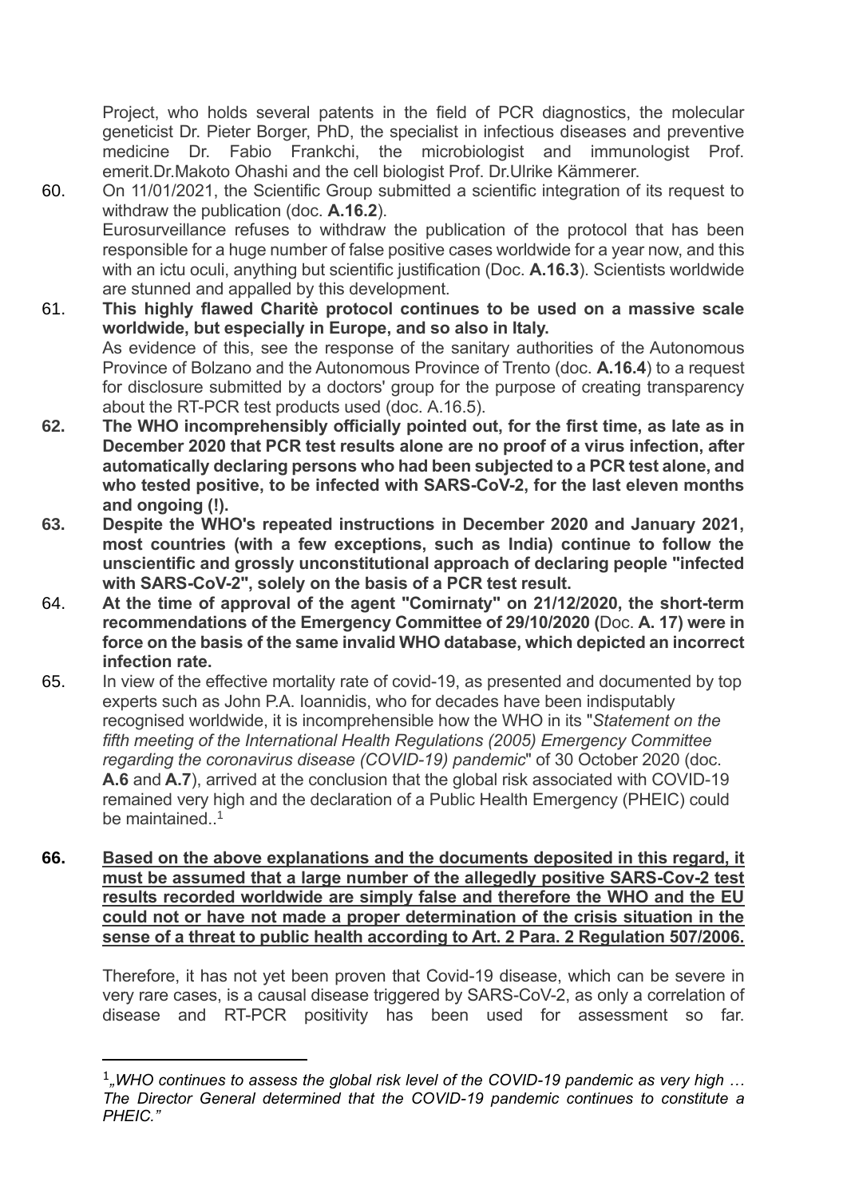Project, who holds several patents in the field of PCR diagnostics, the molecular geneticist Dr. Pieter Borger, PhD, the specialist in infectious diseases and preventive medicine Dr. Fabio Frankchi, the microbiologist and immunologist Prof. emerit.Dr.Makoto Ohashi and the cell biologist Prof. Dr.Ulrike Kämmerer.

60. On 11/01/2021, the Scientific Group submitted a scientific integration of its request to withdraw the publication (doc. **A.16.2**).

    Eurosurveillance refuses to withdraw the publication of the protocol that has been responsible for a huge number of false positive cases worldwide for a year now, and this with an ictu oculi, anything but scientific justification (Doc. **A.16.3**). Scientists worldwide are stunned and appalled by this development.

61. **This highly flawed Charitè protocol continues to be used on a massive scale worldwide, but especially in Europe, and so also in Italy.**

    As evidence of this, see the response of the sanitary authorities of the Autonomous Province of Bolzano and the Autonomous Province of Trento (doc. **A.16.4**) to a request for disclosure submitted by a doctors' group for the purpose of creating transparency about the RT-PCR test products used (doc. A.16.5).

**62. The WHO incomprehensibly officially pointed out, for the first time, as late as in December 2020 that PCR test results alone are no proof of a virus infection, after automatically declaring persons who had been subjected to a PCR test alone, and who tested positive, to be infected with SARS-CoV-2, for the last eleven months and ongoing (!).**

**63. Despite the WHO's repeated instructions in December 2020 and January 2021, most countries (with a few exceptions, such as India) continue to follow the unscientific and grossly unconstitutional approach of declaring people "infected with SARS-CoV-2", solely on the basis of a PCR test result.**

64. **At the time of approval of the agent "Comirnaty" on 21/12/2020, the short-term recommendations of the Emergency Committee of 29/10/2020 (**Doc. **A. 17) were in force on the basis of the same invalid WHO database, which depicted an incorrect infection rate.**

65. In view of the effective mortality rate of covid-19, as presented and documented by top experts such as John P.A. Ioannidis, who for decades have been indisputably recognised worldwide, it is incomprehensible how the WHO in its "*Statement on the fifth meeting of the International Health Regulations (2005) Emergency Committee regarding the coronavirus disease (COVID-19) pandemic*" of 30 October 2020 (doc. **A.6** and **A.7**), arrived at the conclusion that the global risk associated with COVID-19 remained very high and the declaration of a Public Health Emergency (PHEIC) could be maintained..[1]

**66. <u>Based on the above explanations and the documents deposited in this regard, it must be assumed that a large number of the allegedly positive SARS-Cov-2 test results recorded worldwide are simply false and therefore the WHO and the EU could not or have not made a proper determination of the crisis situation in the sense of a threat to public health according to Art. 2 Para. 2 Regulation 507/2006.</u>**

    Therefore, it has not yet been proven that Covid-19 disease, which can be severe in very rare cases, is a causal disease triggered by SARS-CoV-2, as only a correlation of disease and RT-PCR positivity has been used for assessment so far.

---

[1] *„WHO continues to assess the global risk level of the COVID-19 pandemic as very high … The Director General determined that the COVID-19 pandemic continues to constitute a PHEIC."*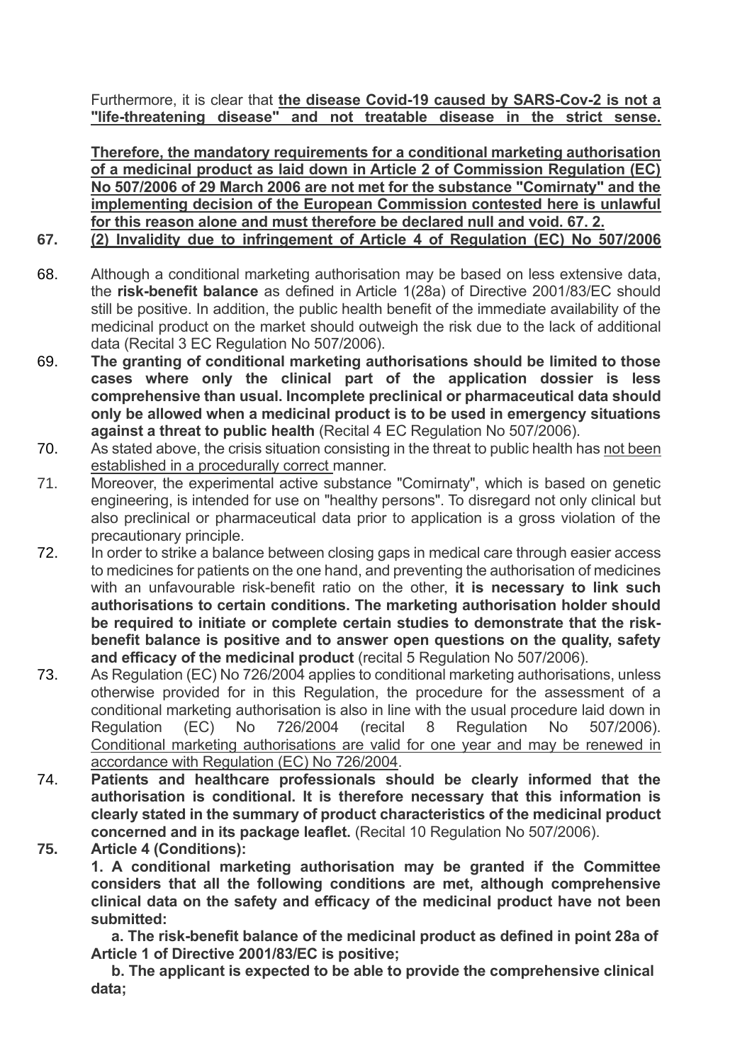Furthermore, it is clear that **the disease Covid-19 caused by SARS-Cov-2 is not a "life-threatening disease" and not treatable disease in the strict sense.**

**Therefore, the mandatory requirements for a conditional marketing authorisation of a medicinal product as laid down in Article 2 of Commission Regulation (EC) No 507/2006 of 29 March 2006 are not met for the substance "Comirnaty" and the implementing decision of the European Commission contested here is unlawful for this reason alone and must therefore be declared null and void. 67. 2.**

67. **(2) Invalidity due to infringement of Article 4 of Regulation (EC) No 507/2006**

68. Although a conditional marketing authorisation may be based on less extensive data, the **risk-benefit balance** as defined in Article 1(28a) of Directive 2001/83/EC should still be positive. In addition, the public health benefit of the immediate availability of the medicinal product on the market should outweigh the risk due to the lack of additional data (Recital 3 EC Regulation No 507/2006).

69. **The granting of conditional marketing authorisations should be limited to those cases where only the clinical part of the application dossier is less comprehensive than usual. Incomplete preclinical or pharmaceutical data should only be allowed when a medicinal product is to be used in emergency situations against a threat to public health** (Recital 4 EC Regulation No 507/2006).

70. As stated above, the crisis situation consisting in the threat to public health has not been established in a procedurally correct manner.

71. Moreover, the experimental active substance "Comirnaty", which is based on genetic engineering, is intended for use on "healthy persons". To disregard not only clinical but also preclinical or pharmaceutical data prior to application is a gross violation of the precautionary principle.

72. In order to strike a balance between closing gaps in medical care through easier access to medicines for patients on the one hand, and preventing the authorisation of medicines with an unfavourable risk-benefit ratio on the other, **it is necessary to link such authorisations to certain conditions. The marketing authorisation holder should be required to initiate or complete certain studies to demonstrate that the risk-benefit balance is positive and to answer open questions on the quality, safety and efficacy of the medicinal product** (recital 5 Regulation No 507/2006).

73. As Regulation (EC) No 726/2004 applies to conditional marketing authorisations, unless otherwise provided for in this Regulation, the procedure for the assessment of a conditional marketing authorisation is also in line with the usual procedure laid down in Regulation (EC) No 726/2004 (recital 8 Regulation No 507/2006). Conditional marketing authorisations are valid for one year and may be renewed in accordance with Regulation (EC) No 726/2004.

74. **Patients and healthcare professionals should be clearly informed that the authorisation is conditional. It is therefore necessary that this information is clearly stated in the summary of product characteristics of the medicinal product concerned and in its package leaflet.** (Recital 10 Regulation No 507/2006).

75. **Article 4 (Conditions):**

**1. A conditional marketing authorisation may be granted if the Committee considers that all the following conditions are met, although comprehensive clinical data on the safety and efficacy of the medicinal product have not been submitted:**

**a. The risk-benefit balance of the medicinal product as defined in point 28a of Article 1 of Directive 2001/83/EC is positive;**

**b. The applicant is expected to be able to provide the comprehensive clinical data;**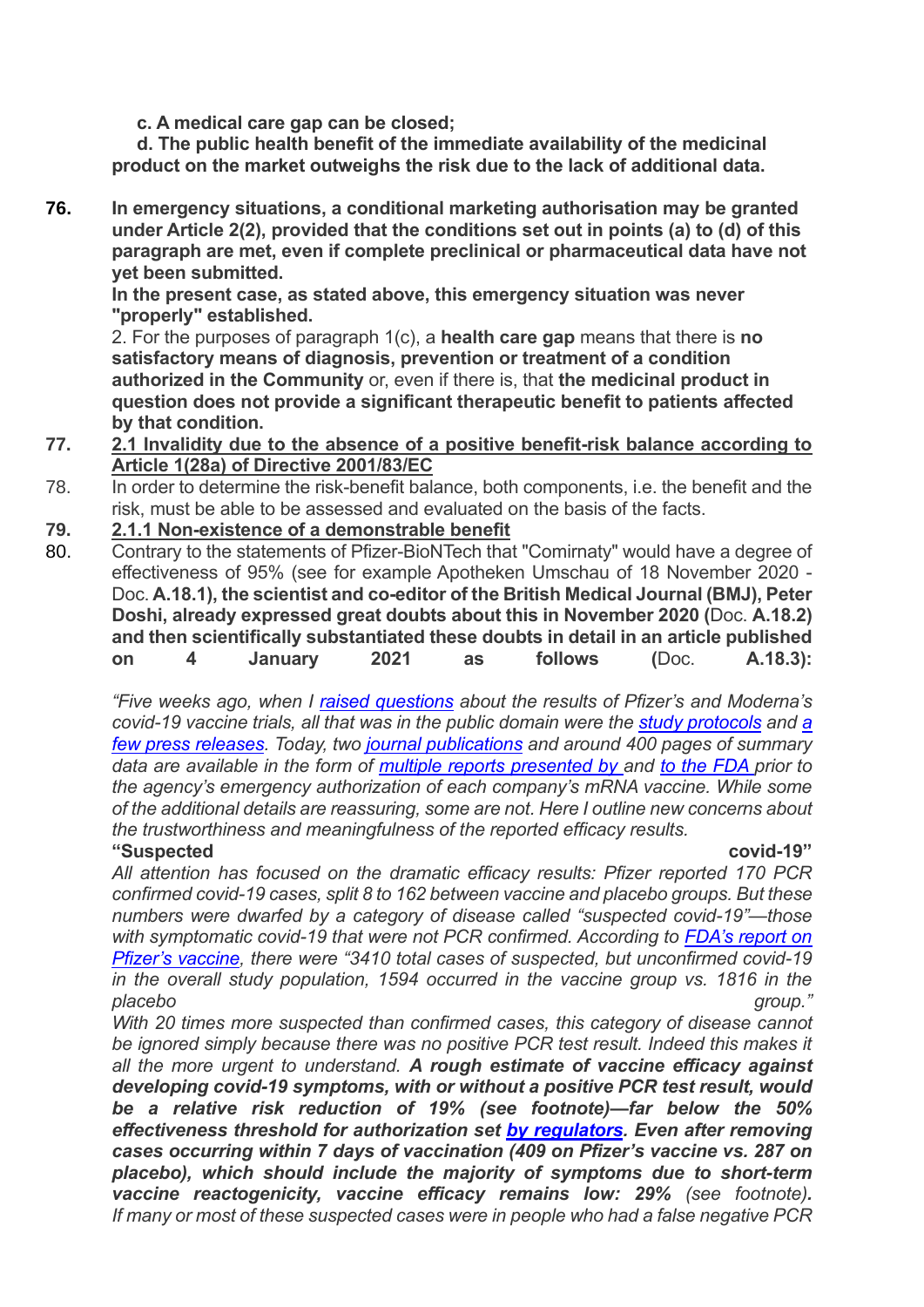**c. A medical care gap can be closed;**

**d. The public health benefit of the immediate availability of the medicinal product on the market outweighs the risk due to the lack of additional data.**

**76.** **In emergency situations, a conditional marketing authorisation may be granted under Article 2(2), provided that the conditions set out in points (a) to (d) of this paragraph are met, even if complete preclinical or pharmaceutical data have not yet been submitted.**

**In the present case, as stated above, this emergency situation was never "properly" established.**

2. For the purposes of paragraph 1(c), a **health care gap** means that there is **no satisfactory means of diagnosis, prevention or treatment of a condition authorized in the Community** or, even if there is, that **the medicinal product in question does not provide a significant therapeutic benefit to patients affected by that condition.**

**77.** **2.1 Invalidity due to the absence of a positive benefit-risk balance according to Article 1(28a) of Directive 2001/83/EC**

78. In order to determine the risk-benefit balance, both components, i.e. the benefit and the risk, must be able to be assessed and evaluated on the basis of the facts.

**79.** **2.1.1 Non-existence of a demonstrable benefit**

80. Contrary to the statements of Pfizer-BioNTech that "Comirnaty" would have a degree of effectiveness of 95% (see for example Apotheken Umschau of 18 November 2020 - Doc. **A.18.1), the scientist and co-editor of the British Medical Journal (BMJ), Peter Doshi, already expressed great doubts about this in November 2020 (**Doc. **A.18.2) and then scientifically substantiated these doubts in detail in an article published on 4 January 2021 as follows (**Doc. **A.18.3):**

*"Five weeks ago, when I raised questions about the results of Pfizer's and Moderna's covid-19 vaccine trials, all that was in the public domain were the study protocols and a few press releases. Today, two journal publications and around 400 pages of summary data are available in the form of multiple reports presented by and to the FDA prior to the agency's emergency authorization of each company's mRNA vaccine. While some of the additional details are reassuring, some are not. Here I outline new concerns about the trustworthiness and meaningfulness of the reported efficacy results.*

**"Suspected covid-19"**

*All attention has focused on the dramatic efficacy results: Pfizer reported 170 PCR confirmed covid-19 cases, split 8 to 162 between vaccine and placebo groups. But these numbers were dwarfed by a category of disease called "suspected covid-19"—those with symptomatic covid-19 that were not PCR confirmed. According to FDA's report on Pfizer's vaccine, there were "3410 total cases of suspected, but unconfirmed covid-19 in the overall study population, 1594 occurred in the vaccine group vs. 1816 in the placebo group."*

*With 20 times more suspected than confirmed cases, this category of disease cannot be ignored simply because there was no positive PCR test result. Indeed this makes it all the more urgent to understand.* ***A rough estimate of vaccine efficacy against developing covid-19 symptoms, with or without a positive PCR test result, would be a relative risk reduction of 19% (see footnote)—far below the 50% effectiveness threshold for authorization set by regulators. Even after removing cases occurring within 7 days of vaccination (409 on Pfizer's vaccine vs. 287 on placebo), which should include the majority of symptoms due to short-term vaccine reactogenicity, vaccine efficacy remains low: 29%*** *(see footnote). If many or most of these suspected cases were in people who had a false negative PCR*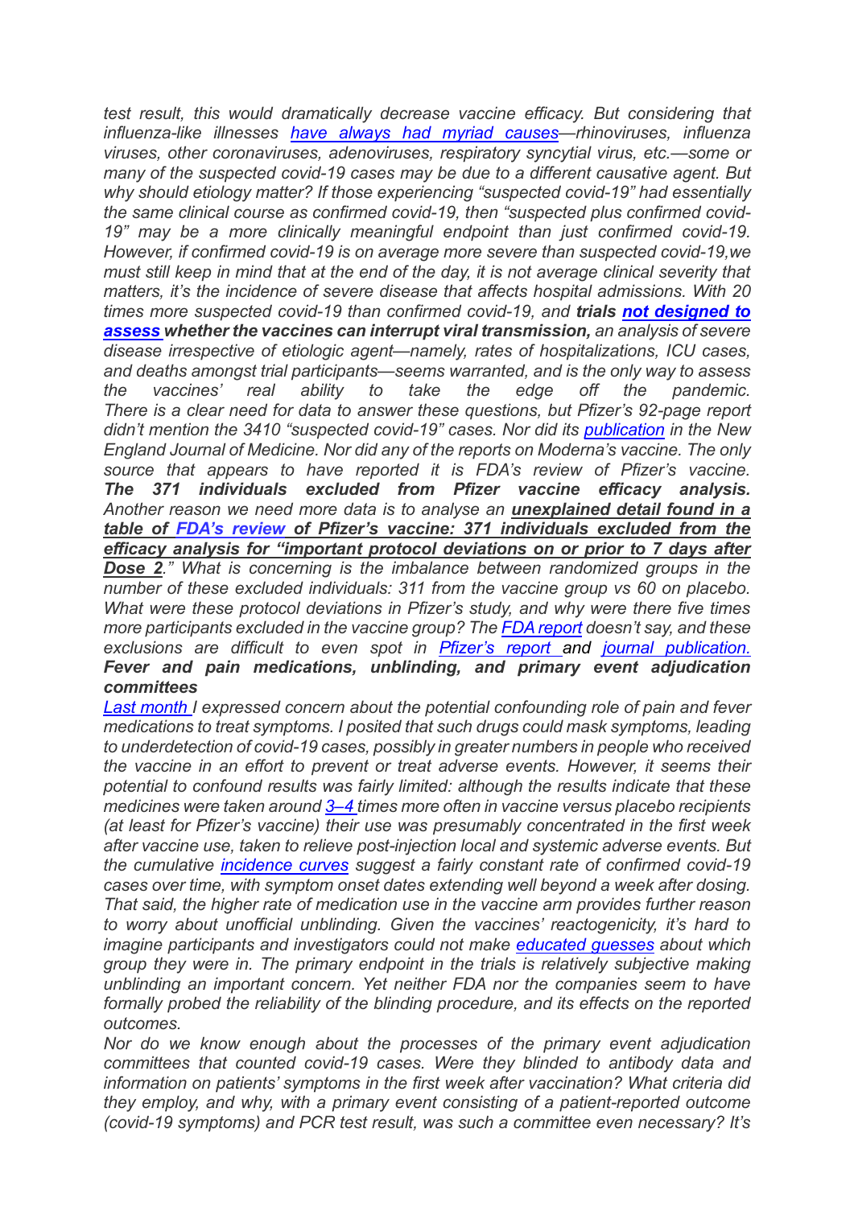*test result, this would dramatically decrease vaccine efficacy. But considering that influenza-like illnesses have always had myriad causes—rhinoviruses, influenza viruses, other coronaviruses, adenoviruses, respiratory syncytial virus, etc.—some or many of the suspected covid-19 cases may be due to a different causative agent. But why should etiology matter? If those experiencing "suspected covid-19" had essentially the same clinical course as confirmed covid-19, then "suspected plus confirmed covid-19" may be a more clinically meaningful endpoint than just confirmed covid-19. However, if confirmed covid-19 is on average more severe than suspected covid-19,we must still keep in mind that at the end of the day, it is not average clinical severity that matters, it's the incidence of severe disease that affects hospital admissions. With 20 times more suspected covid-19 than confirmed covid-19, and **trials not designed to assess whether the vaccines can interrupt viral transmission,** an analysis of severe disease irrespective of etiologic agent—namely, rates of hospitalizations, ICU cases, and deaths amongst trial participants—seems warranted, and is the only way to assess the vaccines' real ability to take the edge off the pandemic. There is a clear need for data to answer these questions, but Pfizer's 92-page report didn't mention the 3410 "suspected covid-19" cases. Nor did its publication in the New England Journal of Medicine. Nor did any of the reports on Moderna's vaccine. The only source that appears to have reported it is FDA's review of Pfizer's vaccine.*

***The 371 individuals excluded from Pfizer vaccine efficacy analysis.***

*Another reason we need more data is to analyse an **unexplained detail found in a table of FDA's review of Pfizer's vaccine: 371 individuals excluded from the efficacy analysis for "important protocol deviations on or prior to 7 days after Dose 2**." What is concerning is the imbalance between randomized groups in the number of these excluded individuals: 311 from the vaccine group vs 60 on placebo. What were these protocol deviations in Pfizer's study, and why were there five times more participants excluded in the vaccine group? The FDA report doesn't say, and these exclusions are difficult to even spot in Pfizer's report and journal publication.*

***Fever and pain medications, unblinding, and primary event adjudication committees***

*Last month I expressed concern about the potential confounding role of pain and fever medications to treat symptoms. I posited that such drugs could mask symptoms, leading to underdetection of covid-19 cases, possibly in greater numbers in people who received the vaccine in an effort to prevent or treat adverse events. However, it seems their potential to confound results was fairly limited: although the results indicate that these medicines were taken around 3–4 times more often in vaccine versus placebo recipients (at least for Pfizer's vaccine) their use was presumably concentrated in the first week after vaccine use, taken to relieve post-injection local and systemic adverse events. But the cumulative incidence curves suggest a fairly constant rate of confirmed covid-19 cases over time, with symptom onset dates extending well beyond a week after dosing. That said, the higher rate of medication use in the vaccine arm provides further reason to worry about unofficial unblinding. Given the vaccines' reactogenicity, it's hard to imagine participants and investigators could not make educated guesses about which group they were in. The primary endpoint in the trials is relatively subjective making unblinding an important concern. Yet neither FDA nor the companies seem to have formally probed the reliability of the blinding procedure, and its effects on the reported outcomes.*

*Nor do we know enough about the processes of the primary event adjudication committees that counted covid-19 cases. Were they blinded to antibody data and information on patients' symptoms in the first week after vaccination? What criteria did they employ, and why, with a primary event consisting of a patient-reported outcome (covid-19 symptoms) and PCR test result, was such a committee even necessary? It's*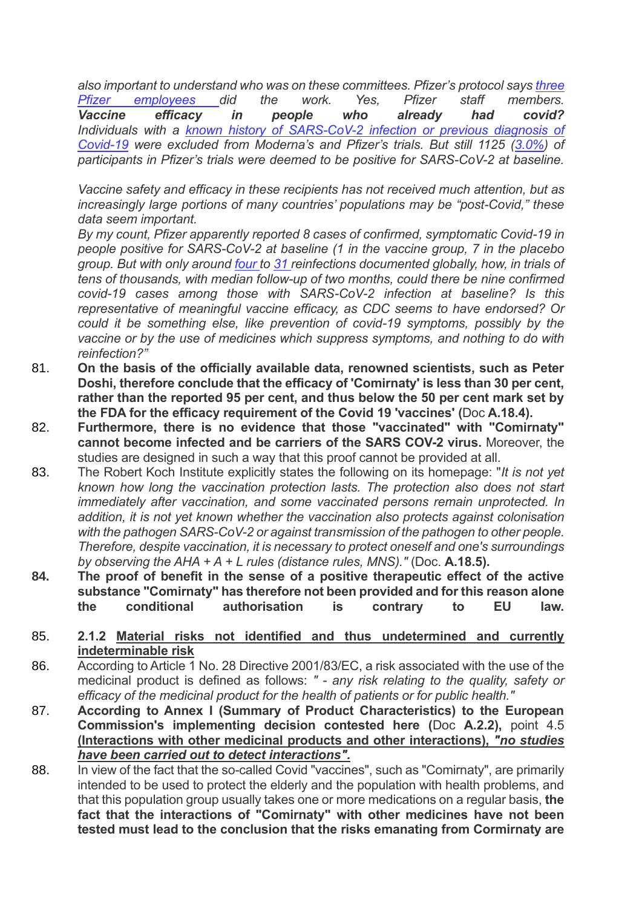*also important to understand who was on these committees. Pfizer's protocol says three Pfizer employees did the work. Yes, Pfizer staff members.*
***Vaccine efficacy in people who already had covid?***
*Individuals with a known history of SARS-CoV-2 infection or previous diagnosis of Covid-19 were excluded from Moderna's and Pfizer's trials. But still 1125 (3.0%) of participants in Pfizer's trials were deemed to be positive for SARS-CoV-2 at baseline.*

*Vaccine safety and efficacy in these recipients has not received much attention, but as increasingly large portions of many countries' populations may be "post-Covid," these data seem important.*
*By my count, Pfizer apparently reported 8 cases of confirmed, symptomatic Covid-19 in people positive for SARS-CoV-2 at baseline (1 in the vaccine group, 7 in the placebo group. But with only around four to 31 reinfections documented globally, how, in trials of tens of thousands, with median follow-up of two months, could there be nine confirmed covid-19 cases among those with SARS-CoV-2 infection at baseline? Is this representative of meaningful vaccine efficacy, as CDC seems to have endorsed? Or could it be something else, like prevention of covid-19 symptoms, possibly by the vaccine or by the use of medicines which suppress symptoms, and nothing to do with reinfection?"*

81. **On the basis of the officially available data, renowned scientists, such as Peter Doshi, therefore conclude that the efficacy of 'Comirnaty' is less than 30 per cent, rather than the reported 95 per cent, and thus below the 50 per cent mark set by the FDA for the efficacy requirement of the Covid 19 'vaccines' (**Doc **A.18.4).**

82. **Furthermore, there is no evidence that those "vaccinated" with "Comirnaty" cannot become infected and be carriers of the SARS COV-2 virus.** Moreover, the studies are designed in such a way that this proof cannot be provided at all.

83. The Robert Koch Institute explicitly states the following on its homepage: "*It is not yet known how long the vaccination protection lasts. The protection also does not start immediately after vaccination, and some vaccinated persons remain unprotected. In addition, it is not yet known whether the vaccination also protects against colonisation with the pathogen SARS-CoV-2 or against transmission of the pathogen to other people. Therefore, despite vaccination, it is necessary to protect oneself and one's surroundings by observing the AHA + A + L rules (distance rules, MNS)."* (Doc. **A.18.5).**

84. **The proof of benefit in the sense of a positive therapeutic effect of the active substance "Comirnaty" has therefore not been provided and for this reason alone the conditional authorisation is contrary to EU law.**

85. **2.1.2 <u>Material risks not identified and thus undetermined and currently indeterminable risk</u>**

86. According to Article 1 No. 28 Directive 2001/83/EC, a risk associated with the use of the medicinal product is defined as follows: *" - any risk relating to the quality, safety or efficacy of the medicinal product for the health of patients or for public health."*

87. **According to Annex I (Summary of Product Characteristics) to the European Commission's implementing decision contested here (**Doc **A.2.2),** point 4.5 **<u>(Interactions with other medicinal products and other interactions), *"no studies have been carried out to detect interactions".*</u>**

88. In view of the fact that the so-called Covid "vaccines", such as "Comirnaty", are primarily intended to be used to protect the elderly and the population with health problems, and that this population group usually takes one or more medications on a regular basis, **the fact that the interactions of "Comirnaty" with other medicines have not been tested must lead to the conclusion that the risks emanating from Cormirnaty are**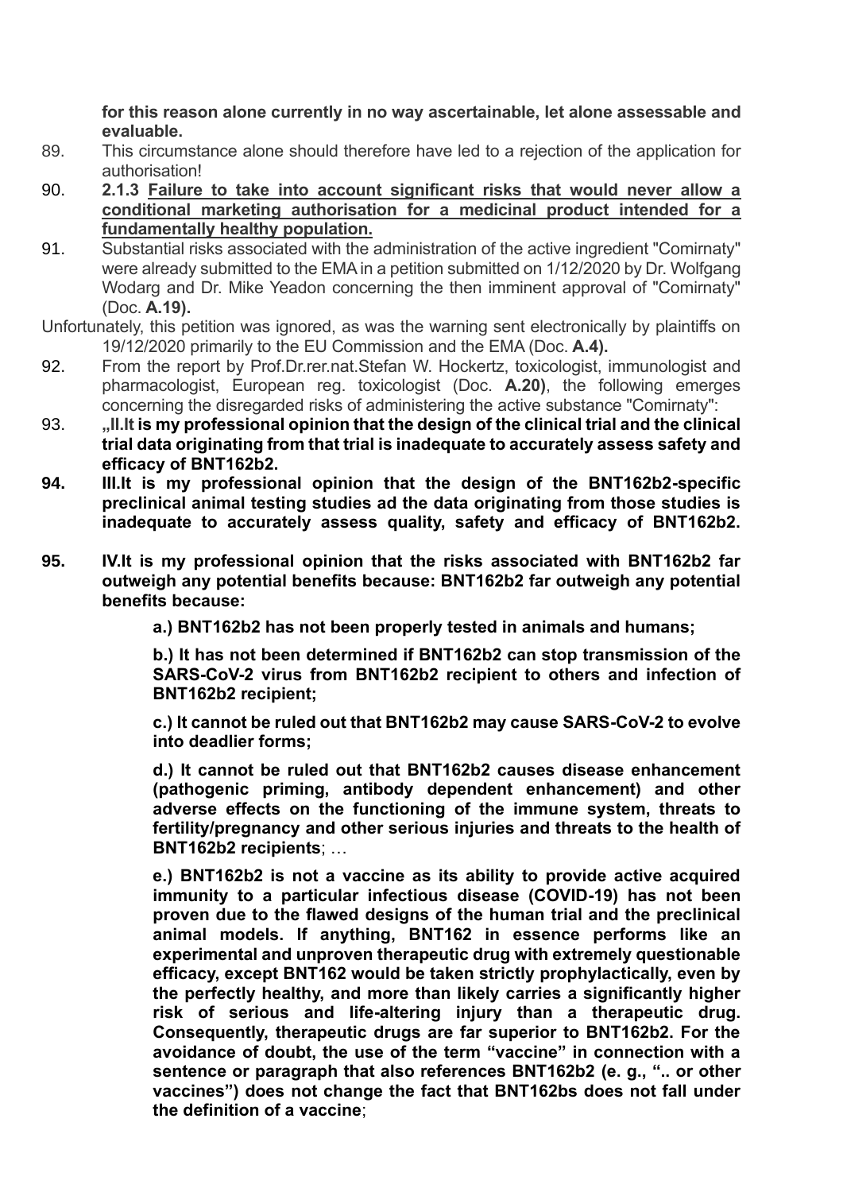**for this reason alone currently in no way ascertainable, let alone assessable and evaluable.**

89. This circumstance alone should therefore have led to a rejection of the application for authorisation!

90. **2.1.3 Failure to take into account significant risks that would never allow a conditional marketing authorisation for a medicinal product intended for a fundamentally healthy population.**

91. Substantial risks associated with the administration of the active ingredient "Comirnaty" were already submitted to the EMA in a petition submitted on 1/12/2020 by Dr. Wolfgang Wodarg and Dr. Mike Yeadon concerning the then imminent approval of "Comirnaty" (Doc. **A.19).**

Unfortunately, this petition was ignored, as was the warning sent electronically by plaintiffs on 19/12/2020 primarily to the EU Commission and the EMA (Doc. **A.4).**

92. From the report by Prof.Dr.rer.nat.Stefan W. Hockertz, toxicologist, immunologist and pharmacologist, European reg. toxicologist (Doc. **A.20)**, the following emerges concerning the disregarded risks of administering the active substance "Comirnaty":

93. **„II.It is my professional opinion that the design of the clinical trial and the clinical trial data originating from that trial is inadequate to accurately assess safety and efficacy of BNT162b2.**

94. **III.It is my professional opinion that the design of the BNT162b2-specific preclinical animal testing studies ad the data originating from those studies is inadequate to accurately assess quality, safety and efficacy of BNT162b2.**

95. **IV.It is my professional opinion that the risks associated with BNT162b2 far outweigh any potential benefits because: BNT162b2 far outweigh any potential benefits because:**

    **a.) BNT162b2 has not been properly tested in animals and humans;**

    **b.) It has not been determined if BNT162b2 can stop transmission of the SARS-CoV-2 virus from BNT162b2 recipient to others and infection of BNT162b2 recipient;**

    **c.) It cannot be ruled out that BNT162b2 may cause SARS-CoV-2 to evolve into deadlier forms;**

    **d.) It cannot be ruled out that BNT162b2 causes disease enhancement (pathogenic priming, antibody dependent enhancement) and other adverse effects on the functioning of the immune system, threats to fertility/pregnancy and other serious injuries and threats to the health of BNT162b2 recipients**; …

    **e.) BNT162b2 is not a vaccine as its ability to provide active acquired immunity to a particular infectious disease (COVID-19) has not been proven due to the flawed designs of the human trial and the preclinical animal models. If anything, BNT162 in essence performs like an experimental and unproven therapeutic drug with extremely questionable efficacy, except BNT162 would be taken strictly prophylactically, even by the perfectly healthy, and more than likely carries a significantly higher risk of serious and life-altering injury than a therapeutic drug. Consequently, therapeutic drugs are far superior to BNT162b2. For the avoidance of doubt, the use of the term "vaccine" in connection with a sentence or paragraph that also references BNT162b2 (e. g., ".. or other vaccines") does not change the fact that BNT162bs does not fall under the definition of a vaccine**;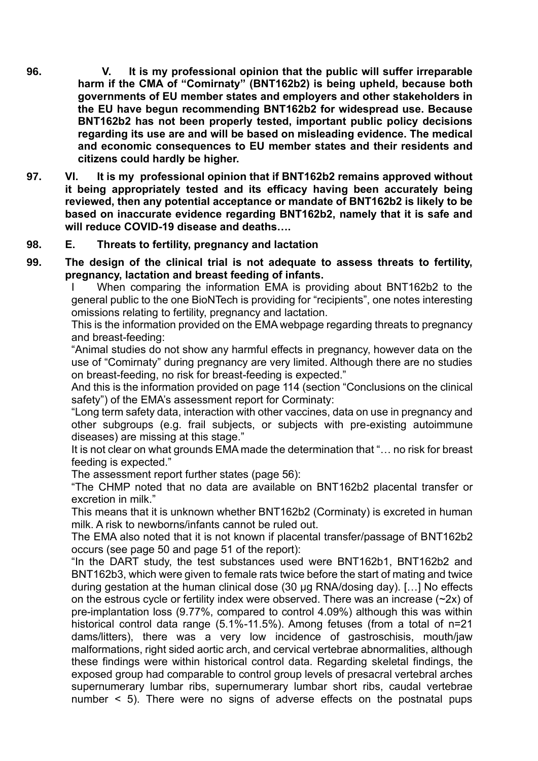**96. V. It is my professional opinion that the public will suffer irreparable harm if the CMA of “Comirnaty” (BNT162b2) is being upheld, because both governments of EU member states and employers and other stakeholders in the EU have begun recommending BNT162b2 for widespread use. Because BNT162b2 has not been properly tested, important public policy decisions regarding its use are and will be based on misleading evidence. The medical and economic consequences to EU member states and their residents and citizens could hardly be higher.**

**97. VI. It is my professional opinion that if BNT162b2 remains approved without it being appropriately tested and its efficacy having been accurately being reviewed, then any potential acceptance or mandate of BNT162b2 is likely to be based on inaccurate evidence regarding BNT162b2, namely that it is safe and will reduce COVID-19 disease and deaths….**

**98. E. Threats to fertility, pregnancy and lactation**

**99. The design of the clinical trial is not adequate to assess threats to fertility, pregnancy, lactation and breast feeding of infants.**

I When comparing the information EMA is providing about BNT162b2 to the general public to the one BioNTech is providing for “recipients”, one notes interesting omissions relating to fertility, pregnancy and lactation.

This is the information provided on the EMA webpage regarding threats to pregnancy and breast-feeding:

“Animal studies do not show any harmful effects in pregnancy, however data on the use of “Comirnaty” during pregnancy are very limited. Although there are no studies on breast-feeding, no risk for breast-feeding is expected.”

And this is the information provided on page 114 (section “Conclusions on the clinical safety”) of the EMA’s assessment report for Corminaty:

“Long term safety data, interaction with other vaccines, data on use in pregnancy and other subgroups (e.g. frail subjects, or subjects with pre-existing autoimmune diseases) are missing at this stage.”

It is not clear on what grounds EMA made the determination that “… no risk for breast feeding is expected.”

The assessment report further states (page 56):

“The CHMP noted that no data are available on BNT162b2 placental transfer or excretion in milk.”

This means that it is unknown whether BNT162b2 (Corminaty) is excreted in human milk. A risk to newborns/infants cannot be ruled out.

The EMA also noted that it is not known if placental transfer/passage of BNT162b2 occurs (see page 50 and page 51 of the report):

“In the DART study, the test substances used were BNT162b1, BNT162b2 and BNT162b3, which were given to female rats twice before the start of mating and twice during gestation at the human clinical dose (30 µg RNA/dosing day). […] No effects on the estrous cycle or fertility index were observed. There was an increase (~2x) of pre-implantation loss (9.77%, compared to control 4.09%) although this was within historical control data range (5.1%-11.5%). Among fetuses (from a total of n=21 dams/litters), there was a very low incidence of gastroschisis, mouth/jaw malformations, right sided aortic arch, and cervical vertebrae abnormalities, although these findings were within historical control data. Regarding skeletal findings, the exposed group had comparable to control group levels of presacral vertebral arches supernumerary lumbar ribs, supernumerary lumbar short ribs, caudal vertebrae number < 5). There were no signs of adverse effects on the postnatal pups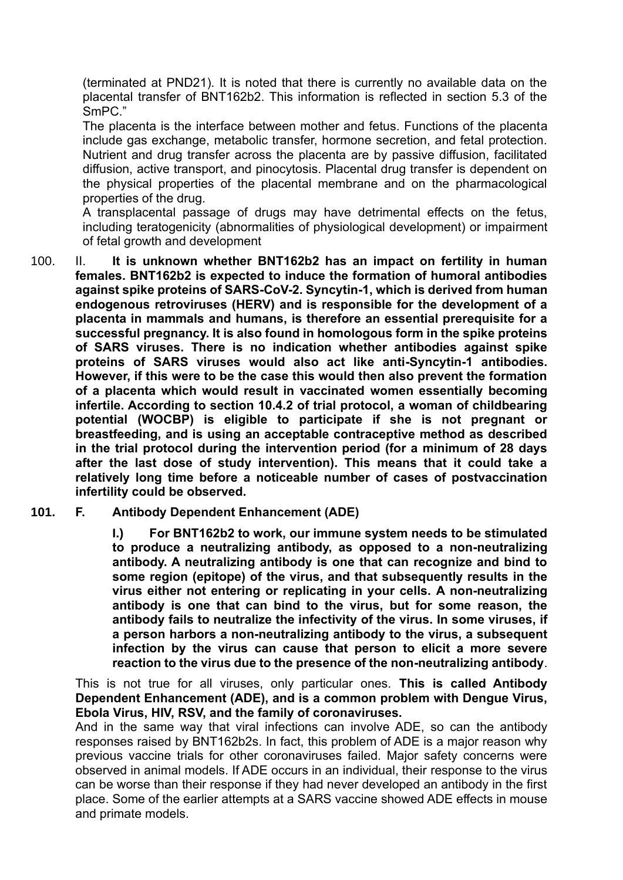(terminated at PND21). It is noted that there is currently no available data on the placental transfer of BNT162b2. This information is reflected in section 5.3 of the SmPC."

The placenta is the interface between mother and fetus. Functions of the placenta include gas exchange, metabolic transfer, hormone secretion, and fetal protection. Nutrient and drug transfer across the placenta are by passive diffusion, facilitated diffusion, active transport, and pinocytosis. Placental drug transfer is dependent on the physical properties of the placental membrane and on the pharmacological properties of the drug.

A transplacental passage of drugs may have detrimental effects on the fetus, including teratogenicity (abnormalities of physiological development) or impairment of fetal growth and development

100. II. **It is unknown whether BNT162b2 has an impact on fertility in human females. BNT162b2 is expected to induce the formation of humoral antibodies against spike proteins of SARS-CoV-2. Syncytin-1, which is derived from human endogenous retroviruses (HERV) and is responsible for the development of a placenta in mammals and humans, is therefore an essential prerequisite for a successful pregnancy. It is also found in homologous form in the spike proteins of SARS viruses. There is no indication whether antibodies against spike proteins of SARS viruses would also act like anti-Syncytin-1 antibodies. However, if this were to be the case this would then also prevent the formation of a placenta which would result in vaccinated women essentially becoming infertile. According to section 10.4.2 of trial protocol, a woman of childbearing potential (WOCBP) is eligible to participate if she is not pregnant or breastfeeding, and is using an acceptable contraceptive method as described in the trial protocol during the intervention period (for a minimum of 28 days after the last dose of study intervention). This means that it could take a relatively long time before a noticeable number of cases of postvaccination infertility could be observed.**

**101. F. Antibody Dependent Enhancement (ADE)**

**I.) For BNT162b2 to work, our immune system needs to be stimulated to produce a neutralizing antibody, as opposed to a non-neutralizing antibody. A neutralizing antibody is one that can recognize and bind to some region (epitope) of the virus, and that subsequently results in the virus either not entering or replicating in your cells. A non-neutralizing antibody is one that can bind to the virus, but for some reason, the antibody fails to neutralize the infectivity of the virus. In some viruses, if a person harbors a non-neutralizing antibody to the virus, a subsequent infection by the virus can cause that person to elicit a more severe reaction to the virus due to the presence of the non-neutralizing antibody**.

This is not true for all viruses, only particular ones. **This is called Antibody Dependent Enhancement (ADE), and is a common problem with Dengue Virus, Ebola Virus, HIV, RSV, and the family of coronaviruses.**

And in the same way that viral infections can involve ADE, so can the antibody responses raised by BNT162b2s. In fact, this problem of ADE is a major reason why previous vaccine trials for other coronaviruses failed. Major safety concerns were observed in animal models. If ADE occurs in an individual, their response to the virus can be worse than their response if they had never developed an antibody in the first place. Some of the earlier attempts at a SARS vaccine showed ADE effects in mouse and primate models.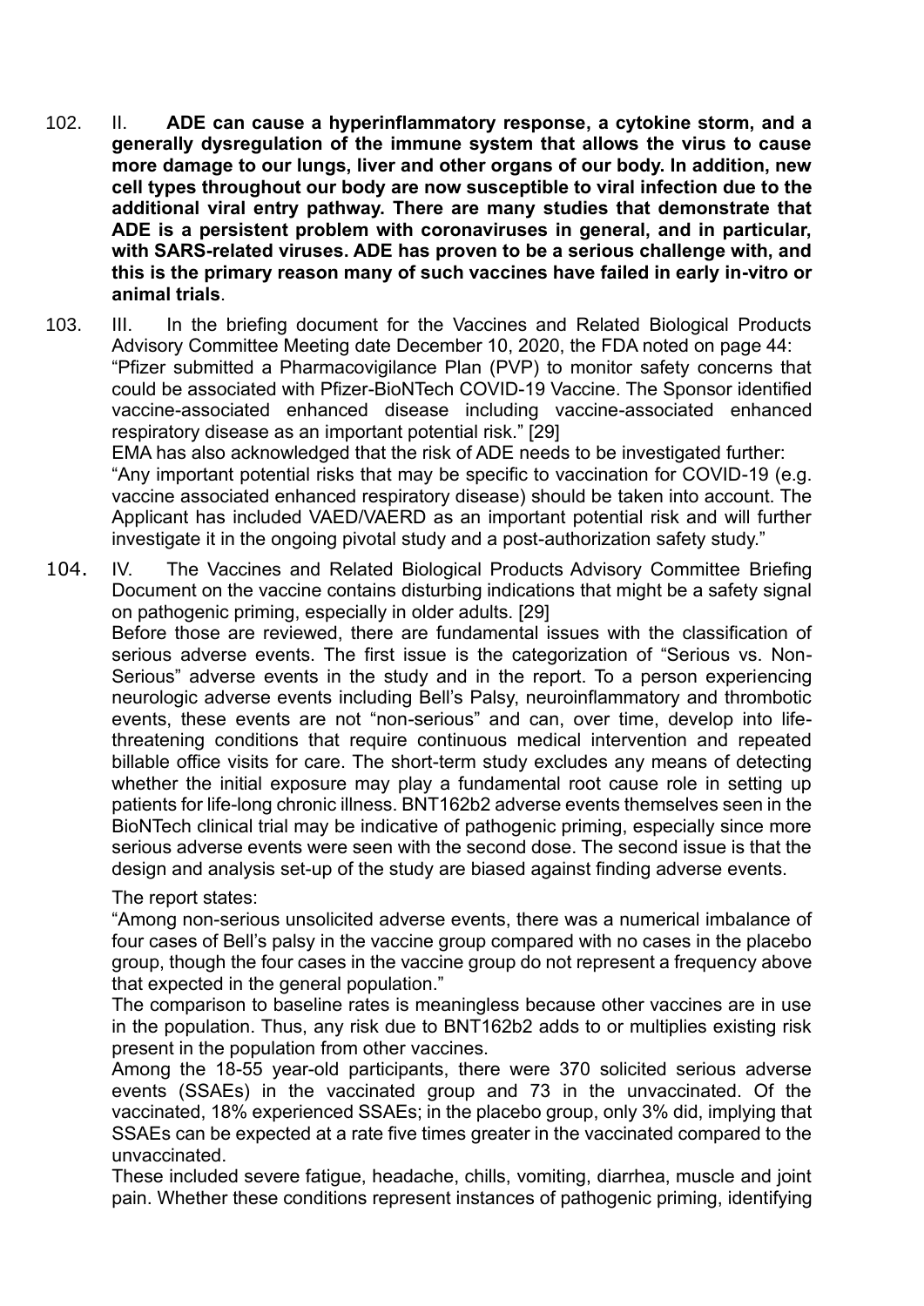102. II. **ADE can cause a hyperinflammatory response, a cytokine storm, and a generally dysregulation of the immune system that allows the virus to cause more damage to our lungs, liver and other organs of our body. In addition, new cell types throughout our body are now susceptible to viral infection due to the additional viral entry pathway. There are many studies that demonstrate that ADE is a persistent problem with coronaviruses in general, and in particular, with SARS-related viruses. ADE has proven to be a serious challenge with, and this is the primary reason many of such vaccines have failed in early in-vitro or animal trials**.

103. III. In the briefing document for the Vaccines and Related Biological Products Advisory Committee Meeting date December 10, 2020, the FDA noted on page 44: "Pfizer submitted a Pharmacovigilance Plan (PVP) to monitor safety concerns that could be associated with Pfizer-BioNTech COVID-19 Vaccine. The Sponsor identified vaccine-associated enhanced disease including vaccine-associated enhanced respiratory disease as an important potential risk." [29]

EMA has also acknowledged that the risk of ADE needs to be investigated further: "Any important potential risks that may be specific to vaccination for COVID-19 (e.g. vaccine associated enhanced respiratory disease) should be taken into account. The Applicant has included VAED/VAERD as an important potential risk and will further investigate it in the ongoing pivotal study and a post-authorization safety study."

104. IV. The Vaccines and Related Biological Products Advisory Committee Briefing Document on the vaccine contains disturbing indications that might be a safety signal on pathogenic priming, especially in older adults. [29]

Before those are reviewed, there are fundamental issues with the classification of serious adverse events. The first issue is the categorization of "Serious vs. Non-Serious" adverse events in the study and in the report. To a person experiencing neurologic adverse events including Bell's Palsy, neuroinflammatory and thrombotic events, these events are not "non-serious" and can, over time, develop into life-threatening conditions that require continuous medical intervention and repeated billable office visits for care. The short-term study excludes any means of detecting whether the initial exposure may play a fundamental root cause role in setting up patients for life-long chronic illness. BNT162b2 adverse events themselves seen in the BioNTech clinical trial may be indicative of pathogenic priming, especially since more serious adverse events were seen with the second dose. The second issue is that the design and analysis set-up of the study are biased against finding adverse events.

The report states:

"Among non-serious unsolicited adverse events, there was a numerical imbalance of four cases of Bell's palsy in the vaccine group compared with no cases in the placebo group, though the four cases in the vaccine group do not represent a frequency above that expected in the general population."

The comparison to baseline rates is meaningless because other vaccines are in use in the population. Thus, any risk due to BNT162b2 adds to or multiplies existing risk present in the population from other vaccines.

Among the 18-55 year-old participants, there were 370 solicited serious adverse events (SSAEs) in the vaccinated group and 73 in the unvaccinated. Of the vaccinated, 18% experienced SSAEs; in the placebo group, only 3% did, implying that SSAEs can be expected at a rate five times greater in the vaccinated compared to the unvaccinated.

These included severe fatigue, headache, chills, vomiting, diarrhea, muscle and joint pain. Whether these conditions represent instances of pathogenic priming, identifying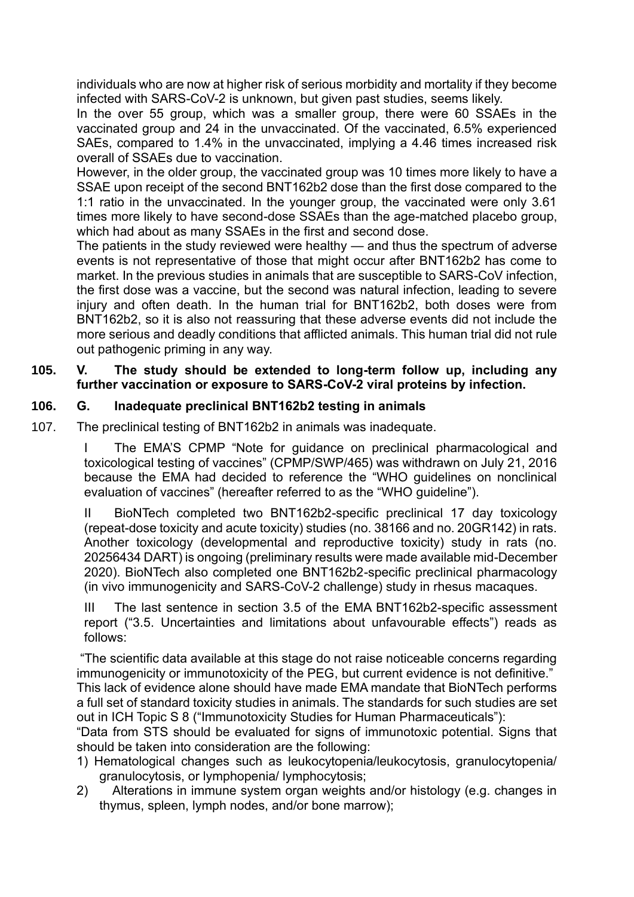individuals who are now at higher risk of serious morbidity and mortality if they become infected with SARS-CoV-2 is unknown, but given past studies, seems likely.

In the over 55 group, which was a smaller group, there were 60 SSAEs in the vaccinated group and 24 in the unvaccinated. Of the vaccinated, 6.5% experienced SAEs, compared to 1.4% in the unvaccinated, implying a 4.46 times increased risk overall of SSAEs due to vaccination.

However, in the older group, the vaccinated group was 10 times more likely to have a SSAE upon receipt of the second BNT162b2 dose than the first dose compared to the 1:1 ratio in the unvaccinated. In the younger group, the vaccinated were only 3.61 times more likely to have second-dose SSAEs than the age-matched placebo group, which had about as many SSAEs in the first and second dose.

The patients in the study reviewed were healthy — and thus the spectrum of adverse events is not representative of those that might occur after BNT162b2 has come to market. In the previous studies in animals that are susceptible to SARS-CoV infection, the first dose was a vaccine, but the second was natural infection, leading to severe injury and often death. In the human trial for BNT162b2, both doses were from BNT162b2, so it is also not reassuring that these adverse events did not include the more serious and deadly conditions that afflicted animals. This human trial did not rule out pathogenic priming in any way.

**105. V. The study should be extended to long-term follow up, including any further vaccination or exposure to SARS-CoV-2 viral proteins by infection.**

**106. G. Inadequate preclinical BNT162b2 testing in animals**

107. The preclinical testing of BNT162b2 in animals was inadequate.

I The EMA'S CPMP "Note for guidance on preclinical pharmacological and toxicological testing of vaccines" (CPMP/SWP/465) was withdrawn on July 21, 2016 because the EMA had decided to reference the "WHO guidelines on nonclinical evaluation of vaccines" (hereafter referred to as the "WHO guideline").

II BioNTech completed two BNT162b2-specific preclinical 17 day toxicology (repeat-dose toxicity and acute toxicity) studies (no. 38166 and no. 20GR142) in rats. Another toxicology (developmental and reproductive toxicity) study in rats (no. 20256434 DART) is ongoing (preliminary results were made available mid-December 2020). BioNTech also completed one BNT162b2-specific preclinical pharmacology (in vivo immunogenicity and SARS-CoV-2 challenge) study in rhesus macaques.

III The last sentence in section 3.5 of the EMA BNT162b2-specific assessment report ("3.5. Uncertainties and limitations about unfavourable effects") reads as follows:

"The scientific data available at this stage do not raise noticeable concerns regarding immunogenicity or immunotoxicity of the PEG, but current evidence is not definitive."

This lack of evidence alone should have made EMA mandate that BioNTech performs a full set of standard toxicity studies in animals. The standards for such studies are set out in ICH Topic S 8 ("Immunotoxicity Studies for Human Pharmaceuticals"):

"Data from STS should be evaluated for signs of immunotoxic potential. Signs that should be taken into consideration are the following:

1) Hematological changes such as leukocytopenia/leukocytosis, granulocytopenia/ granulocytosis, or lymphopenia/ lymphocytosis;
2) Alterations in immune system organ weights and/or histology (e.g. changes in thymus, spleen, lymph nodes, and/or bone marrow);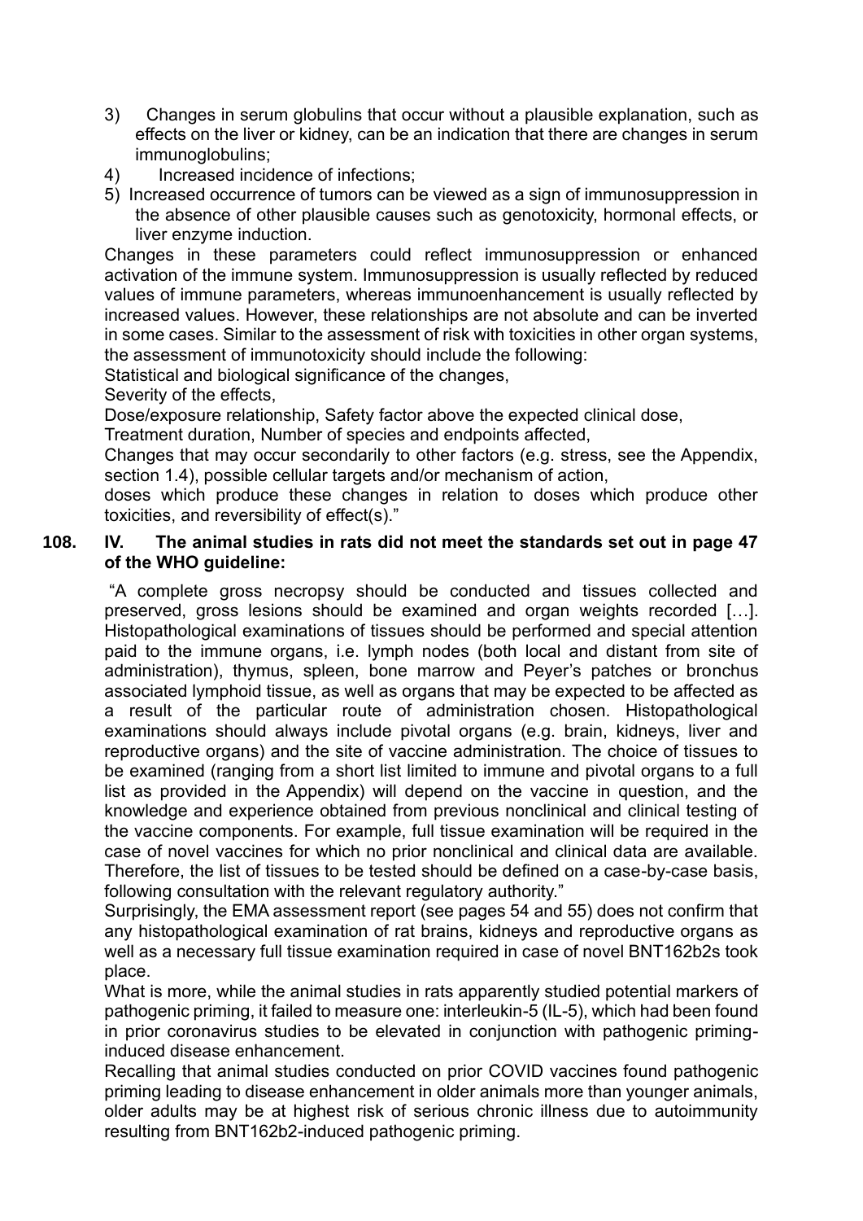3) Changes in serum globulins that occur without a plausible explanation, such as effects on the liver or kidney, can be an indication that there are changes in serum immunoglobulins;
4) Increased incidence of infections;
5) Increased occurrence of tumors can be viewed as a sign of immunosuppression in the absence of other plausible causes such as genotoxicity, hormonal effects, or liver enzyme induction.

Changes in these parameters could reflect immunosuppression or enhanced activation of the immune system. Immunosuppression is usually reflected by reduced values of immune parameters, whereas immunoenhancement is usually reflected by increased values. However, these relationships are not absolute and can be inverted in some cases. Similar to the assessment of risk with toxicities in other organ systems, the assessment of immunotoxicity should include the following:

Statistical and biological significance of the changes,

Severity of the effects,

Dose/exposure relationship, Safety factor above the expected clinical dose,

Treatment duration, Number of species and endpoints affected,

Changes that may occur secondarily to other factors (e.g. stress, see the Appendix, section 1.4), possible cellular targets and/or mechanism of action,

doses which produce these changes in relation to doses which produce other toxicities, and reversibility of effect(s)."

**108. IV. The animal studies in rats did not meet the standards set out in page 47 of the WHO guideline:**

"A complete gross necropsy should be conducted and tissues collected and preserved, gross lesions should be examined and organ weights recorded […]. Histopathological examinations of tissues should be performed and special attention paid to the immune organs, i.e. lymph nodes (both local and distant from site of administration), thymus, spleen, bone marrow and Peyer's patches or bronchus associated lymphoid tissue, as well as organs that may be expected to be affected as a result of the particular route of administration chosen. Histopathological examinations should always include pivotal organs (e.g. brain, kidneys, liver and reproductive organs) and the site of vaccine administration. The choice of tissues to be examined (ranging from a short list limited to immune and pivotal organs to a full list as provided in the Appendix) will depend on the vaccine in question, and the knowledge and experience obtained from previous nonclinical and clinical testing of the vaccine components. For example, full tissue examination will be required in the case of novel vaccines for which no prior nonclinical and clinical data are available. Therefore, the list of tissues to be tested should be defined on a case-by-case basis, following consultation with the relevant regulatory authority."

Surprisingly, the EMA assessment report (see pages 54 and 55) does not confirm that any histopathological examination of rat brains, kidneys and reproductive organs as well as a necessary full tissue examination required in case of novel BNT162b2s took place.

What is more, while the animal studies in rats apparently studied potential markers of pathogenic priming, it failed to measure one: interleukin-5 (IL-5), which had been found in prior coronavirus studies to be elevated in conjunction with pathogenic priming-induced disease enhancement.

Recalling that animal studies conducted on prior COVID vaccines found pathogenic priming leading to disease enhancement in older animals more than younger animals, older adults may be at highest risk of serious chronic illness due to autoimmunity resulting from BNT162b2-induced pathogenic priming.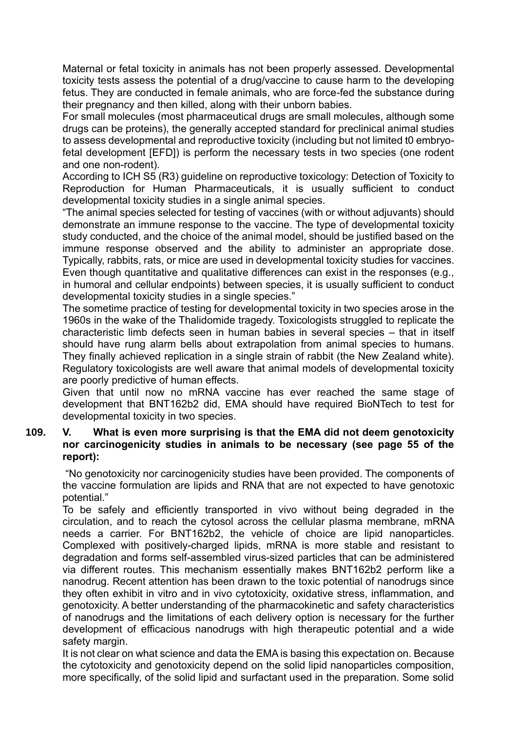Maternal or fetal toxicity in animals has not been properly assessed. Developmental toxicity tests assess the potential of a drug/vaccine to cause harm to the developing fetus. They are conducted in female animals, who are force-fed the substance during their pregnancy and then killed, along with their unborn babies.

For small molecules (most pharmaceutical drugs are small molecules, although some drugs can be proteins), the generally accepted standard for preclinical animal studies to assess developmental and reproductive toxicity (including but not limited t0 embryo-fetal development [EFD]) is perform the necessary tests in two species (one rodent and one non-rodent).

According to ICH S5 (R3) guideline on reproductive toxicology: Detection of Toxicity to Reproduction for Human Pharmaceuticals, it is usually sufficient to conduct developmental toxicity studies in a single animal species.

"The animal species selected for testing of vaccines (with or without adjuvants) should demonstrate an immune response to the vaccine. The type of developmental toxicity study conducted, and the choice of the animal model, should be justified based on the immune response observed and the ability to administer an appropriate dose. Typically, rabbits, rats, or mice are used in developmental toxicity studies for vaccines. Even though quantitative and qualitative differences can exist in the responses (e.g., in humoral and cellular endpoints) between species, it is usually sufficient to conduct developmental toxicity studies in a single species."

The sometime practice of testing for developmental toxicity in two species arose in the 1960s in the wake of the Thalidomide tragedy. Toxicologists struggled to replicate the characteristic limb defects seen in human babies in several species – that in itself should have rung alarm bells about extrapolation from animal species to humans. They finally achieved replication in a single strain of rabbit (the New Zealand white). Regulatory toxicologists are well aware that animal models of developmental toxicity are poorly predictive of human effects.

Given that until now no mRNA vaccine has ever reached the same stage of development that BNT162b2 did, EMA should have required BioNTech to test for developmental toxicity in two species.

**109. V. What is even more surprising is that the EMA did not deem genotoxicity nor carcinogenicity studies in animals to be necessary (see page 55 of the report):**

"No genotoxicity nor carcinogenicity studies have been provided. The components of the vaccine formulation are lipids and RNA that are not expected to have genotoxic potential."

To be safely and efficiently transported in vivo without being degraded in the circulation, and to reach the cytosol across the cellular plasma membrane, mRNA needs a carrier. For BNT162b2, the vehicle of choice are lipid nanoparticles. Complexed with positively-charged lipids, mRNA is more stable and resistant to degradation and forms self-assembled virus-sized particles that can be administered via different routes. This mechanism essentially makes BNT162b2 perform like a nanodrug. Recent attention has been drawn to the toxic potential of nanodrugs since they often exhibit in vitro and in vivo cytotoxicity, oxidative stress, inflammation, and genotoxicity. A better understanding of the pharmacokinetic and safety characteristics of nanodrugs and the limitations of each delivery option is necessary for the further development of efficacious nanodrugs with high therapeutic potential and a wide safety margin.

It is not clear on what science and data the EMA is basing this expectation on. Because the cytotoxicity and genotoxicity depend on the solid lipid nanoparticles composition, more specifically, of the solid lipid and surfactant used in the preparation. Some solid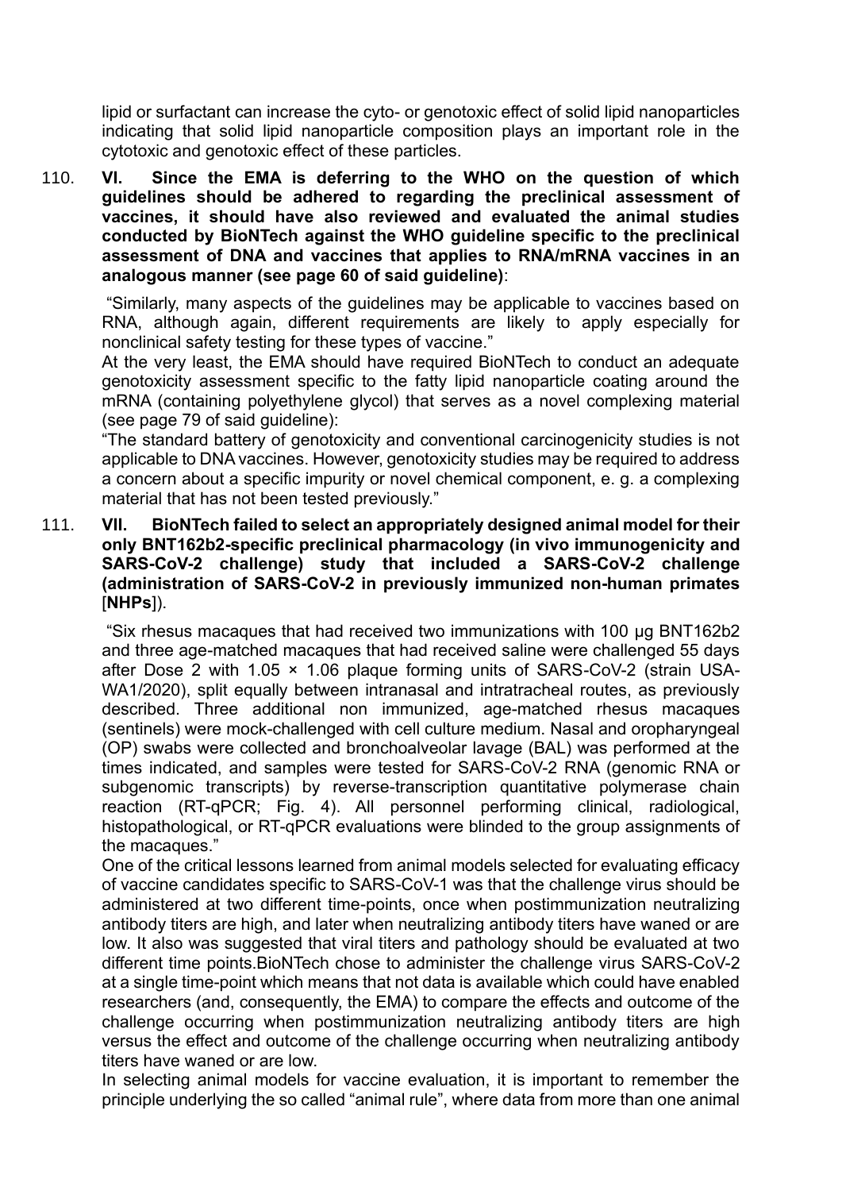lipid or surfactant can increase the cyto- or genotoxic effect of solid lipid nanoparticles indicating that solid lipid nanoparticle composition plays an important role in the cytotoxic and genotoxic effect of these particles.

110. **VI. Since the EMA is deferring to the WHO on the question of which guidelines should be adhered to regarding the preclinical assessment of vaccines, it should have also reviewed and evaluated the animal studies conducted by BioNTech against the WHO guideline specific to the preclinical assessment of DNA and vaccines that applies to RNA/mRNA vaccines in an analogous manner (see page 60 of said guideline)**:

"Similarly, many aspects of the guidelines may be applicable to vaccines based on RNA, although again, different requirements are likely to apply especially for nonclinical safety testing for these types of vaccine."

At the very least, the EMA should have required BioNTech to conduct an adequate genotoxicity assessment specific to the fatty lipid nanoparticle coating around the mRNA (containing polyethylene glycol) that serves as a novel complexing material (see page 79 of said guideline):

"The standard battery of genotoxicity and conventional carcinogenicity studies is not applicable to DNA vaccines. However, genotoxicity studies may be required to address a concern about a specific impurity or novel chemical component, e. g. a complexing material that has not been tested previously."

111. **VII. BioNTech failed to select an appropriately designed animal model for their only BNT162b2-specific preclinical pharmacology (in vivo immunogenicity and SARS-CoV-2 challenge) study that included a SARS-CoV-2 challenge (administration of SARS-CoV-2 in previously immunized non-human primates [NHPs])**.

"Six rhesus macaques that had received two immunizations with 100 μg BNT162b2 and three age-matched macaques that had received saline were challenged 55 days after Dose 2 with 1.05 × 1.06 plaque forming units of SARS-CoV-2 (strain USA-WA1/2020), split equally between intranasal and intratracheal routes, as previously described. Three additional non immunized, age-matched rhesus macaques (sentinels) were mock-challenged with cell culture medium. Nasal and oropharyngeal (OP) swabs were collected and bronchoalveolar lavage (BAL) was performed at the times indicated, and samples were tested for SARS-CoV-2 RNA (genomic RNA or subgenomic transcripts) by reverse-transcription quantitative polymerase chain reaction (RT-qPCR; Fig. 4). All personnel performing clinical, radiological, histopathological, or RT-qPCR evaluations were blinded to the group assignments of the macaques."

One of the critical lessons learned from animal models selected for evaluating efficacy of vaccine candidates specific to SARS-CoV-1 was that the challenge virus should be administered at two different time-points, once when postimmunization neutralizing antibody titers are high, and later when neutralizing antibody titers have waned or are low. It also was suggested that viral titers and pathology should be evaluated at two different time points.BioNTech chose to administer the challenge virus SARS-CoV-2 at a single time-point which means that not data is available which could have enabled researchers (and, consequently, the EMA) to compare the effects and outcome of the challenge occurring when postimmunization neutralizing antibody titers are high versus the effect and outcome of the challenge occurring when neutralizing antibody titers have waned or are low.

In selecting animal models for vaccine evaluation, it is important to remember the principle underlying the so called "animal rule", where data from more than one animal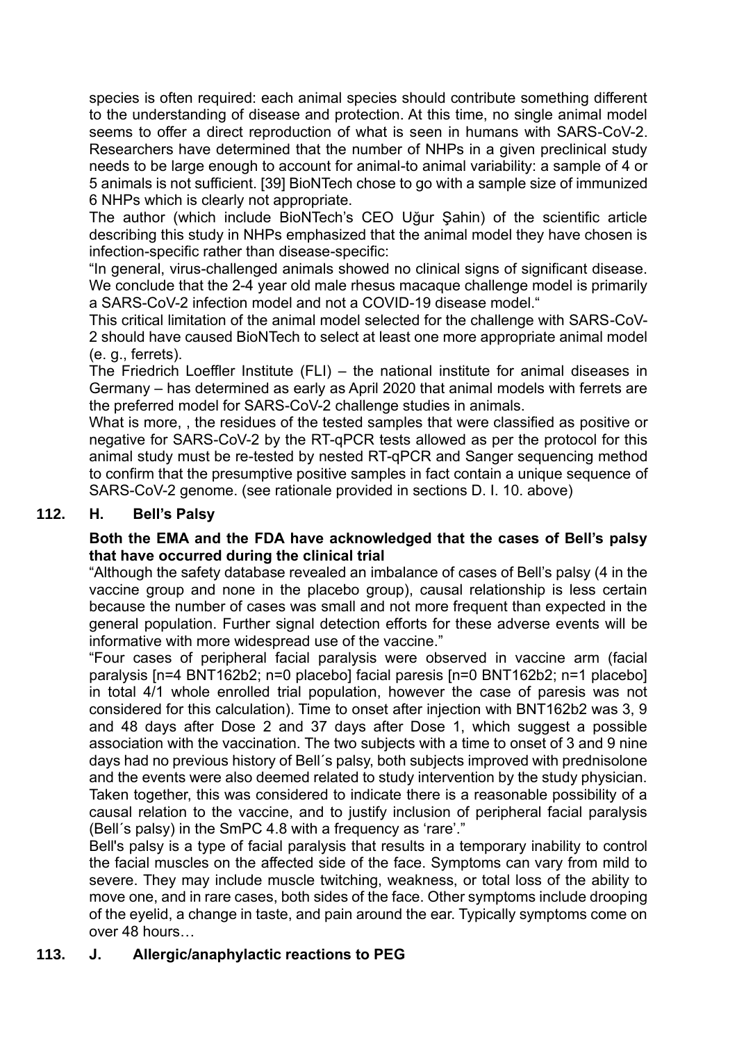species is often required: each animal species should contribute something different to the understanding of disease and protection. At this time, no single animal model seems to offer a direct reproduction of what is seen in humans with SARS-CoV-2. Researchers have determined that the number of NHPs in a given preclinical study needs to be large enough to account for animal-to animal variability: a sample of 4 or 5 animals is not sufficient. [39] BioNTech chose to go with a sample size of immunized 6 NHPs which is clearly not appropriate.

The author (which include BioNTech's CEO Uğur Şahin) of the scientific article describing this study in NHPs emphasized that the animal model they have chosen is infection-specific rather than disease-specific:

"In general, virus-challenged animals showed no clinical signs of significant disease. We conclude that the 2-4 year old male rhesus macaque challenge model is primarily a SARS-CoV-2 infection model and not a COVID-19 disease model."

This critical limitation of the animal model selected for the challenge with SARS-CoV-2 should have caused BioNTech to select at least one more appropriate animal model (e. g., ferrets).

The Friedrich Loeffler Institute (FLI) – the national institute for animal diseases in Germany – has determined as early as April 2020 that animal models with ferrets are the preferred model for SARS-CoV-2 challenge studies in animals.

What is more, , the residues of the tested samples that were classified as positive or negative for SARS-CoV-2 by the RT-qPCR tests allowed as per the protocol for this animal study must be re-tested by nested RT-qPCR and Sanger sequencing method to confirm that the presumptive positive samples in fact contain a unique sequence of SARS-CoV-2 genome. (see rationale provided in sections D. I. 10. above)

## 112. H. Bell's Palsy

**Both the EMA and the FDA have acknowledged that the cases of Bell's palsy that have occurred during the clinical trial**

"Although the safety database revealed an imbalance of cases of Bell's palsy (4 in the vaccine group and none in the placebo group), causal relationship is less certain because the number of cases was small and not more frequent than expected in the general population. Further signal detection efforts for these adverse events will be informative with more widespread use of the vaccine."

"Four cases of peripheral facial paralysis were observed in vaccine arm (facial paralysis [n=4 BNT162b2; n=0 placebo] facial paresis [n=0 BNT162b2; n=1 placebo] in total 4/1 whole enrolled trial population, however the case of paresis was not considered for this calculation). Time to onset after injection with BNT162b2 was 3, 9 and 48 days after Dose 2 and 37 days after Dose 1, which suggest a possible association with the vaccination. The two subjects with a time to onset of 3 and 9 nine days had no previous history of Bell´s palsy, both subjects improved with prednisolone and the events were also deemed related to study intervention by the study physician. Taken together, this was considered to indicate there is a reasonable possibility of a causal relation to the vaccine, and to justify inclusion of peripheral facial paralysis (Bell´s palsy) in the SmPC 4.8 with a frequency as 'rare'."

Bell's palsy is a type of facial paralysis that results in a temporary inability to control the facial muscles on the affected side of the face. Symptoms can vary from mild to severe. They may include muscle twitching, weakness, or total loss of the ability to move one, and in rare cases, both sides of the face. Other symptoms include drooping of the eyelid, a change in taste, and pain around the ear. Typically symptoms come on over 48 hours…

## 113. J. Allergic/anaphylactic reactions to PEG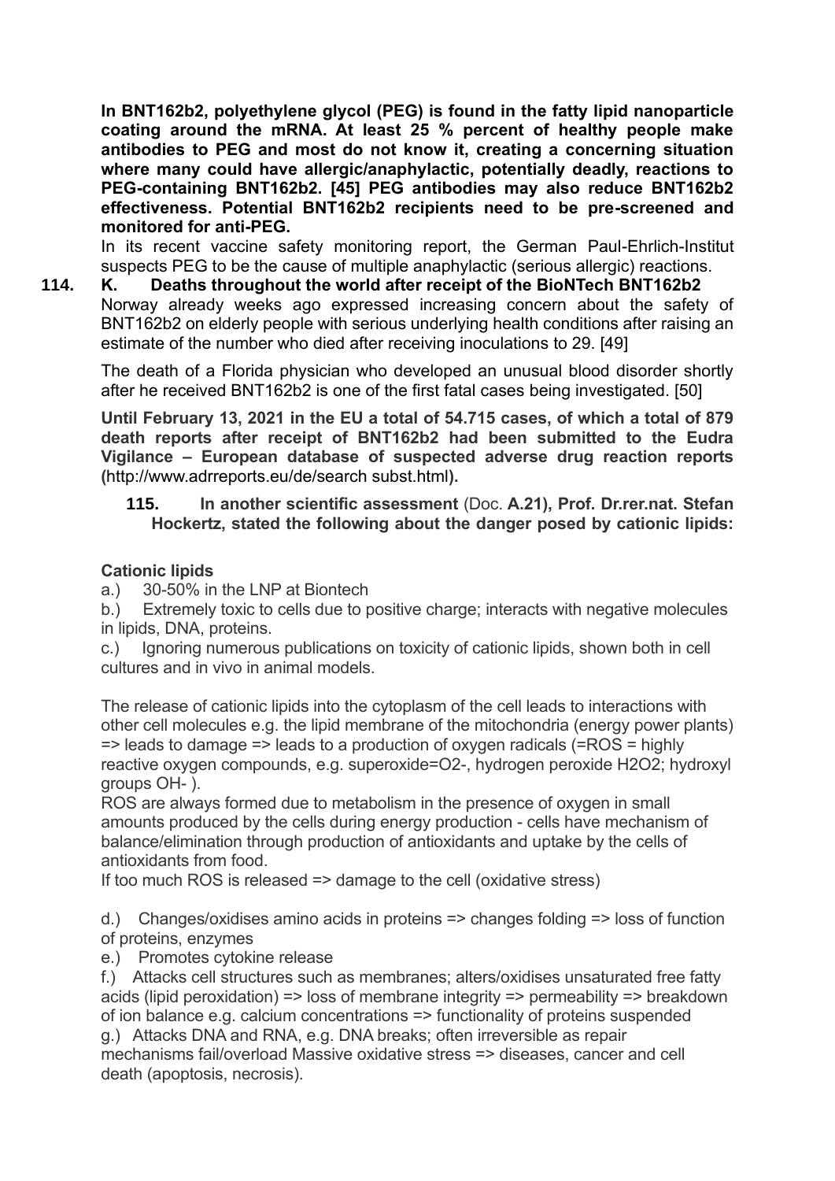**In BNT162b2, polyethylene glycol (PEG) is found in the fatty lipid nanoparticle coating around the mRNA. At least 25 % percent of healthy people make antibodies to PEG and most do not know it, creating a concerning situation where many could have allergic/anaphylactic, potentially deadly, reactions to PEG-containing BNT162b2. [45] PEG antibodies may also reduce BNT162b2 effectiveness. Potential BNT162b2 recipients need to be pre-screened and monitored for anti-PEG.**

In its recent vaccine safety monitoring report, the German Paul-Ehrlich-Institut suspects PEG to be the cause of multiple anaphylactic (serious allergic) reactions.

**114. K. Deaths throughout the world after receipt of the BioNTech BNT162b2**

Norway already weeks ago expressed increasing concern about the safety of BNT162b2 on elderly people with serious underlying health conditions after raising an estimate of the number who died after receiving inoculations to 29. [49]

The death of a Florida physician who developed an unusual blood disorder shortly after he received BNT162b2 is one of the first fatal cases being investigated. [50]

**Until February 13, 2021 in the EU a total of 54.715 cases, of which a total of 879 death reports after receipt of BNT162b2 had been submitted to the Eudra Vigilance – European database of suspected adverse drug reaction reports (**http://www.adrreports.eu/de/search subst.html**).**

**115. In another scientific assessment** (Doc. **A.21), Prof. Dr.rer.nat. Stefan Hockertz, stated the following about the danger posed by cationic lipids:**

**Cationic lipids**

a.) 30-50% in the LNP at Biontech

b.) Extremely toxic to cells due to positive charge; interacts with negative molecules in lipids, DNA, proteins.

c.) Ignoring numerous publications on toxicity of cationic lipids, shown both in cell cultures and in vivo in animal models.

The release of cationic lipids into the cytoplasm of the cell leads to interactions with other cell molecules e.g. the lipid membrane of the mitochondria (energy power plants) => leads to damage => leads to a production of oxygen radicals (=ROS = highly reactive oxygen compounds, e.g. superoxide=$O_2^-$, hydrogen peroxide $H_2O_2$; hydroxyl groups $OH^-$ ).

ROS are always formed due to metabolism in the presence of oxygen in small amounts produced by the cells during energy production - cells have mechanism of balance/elimination through production of antioxidants and uptake by the cells of antioxidants from food.

If too much ROS is released => damage to the cell (oxidative stress)

d.) Changes/oxidises amino acids in proteins => changes folding => loss of function of proteins, enzymes

e.) Promotes cytokine release

f.) Attacks cell structures such as membranes; alters/oxidises unsaturated free fatty acids (lipid peroxidation) => loss of membrane integrity => permeability => breakdown of ion balance e.g. calcium concentrations => functionality of proteins suspended

g.) Attacks DNA and RNA, e.g. DNA breaks; often irreversible as repair mechanisms fail/overload Massive oxidative stress => diseases, cancer and cell death (apoptosis, necrosis).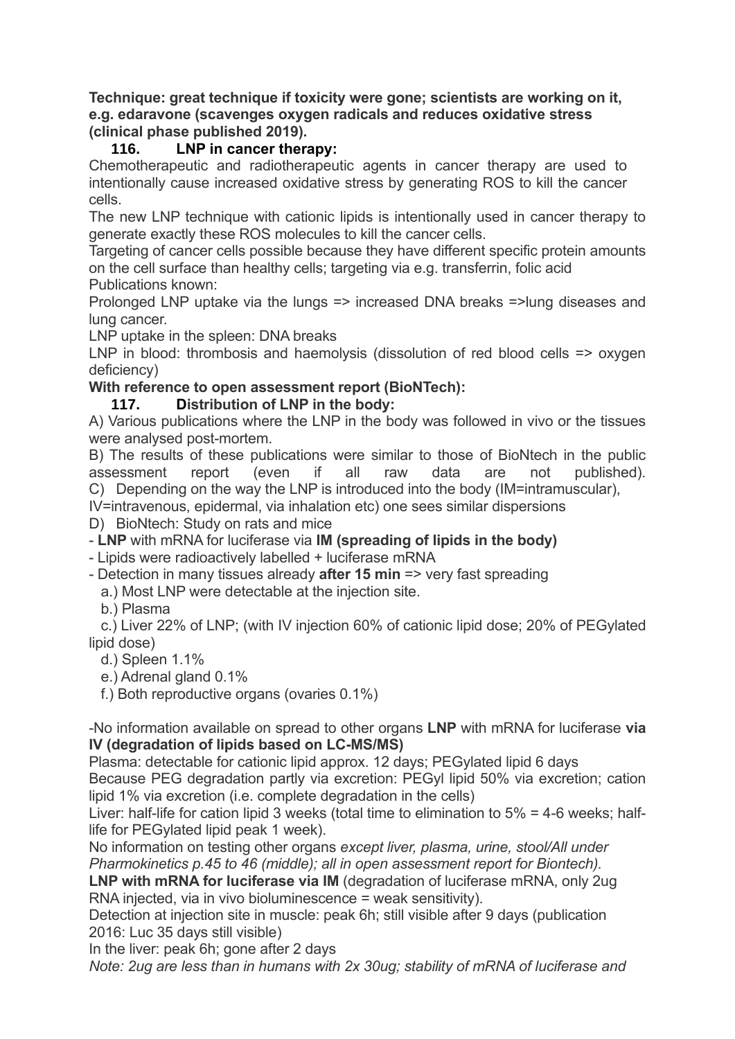**Technique: great technique if toxicity were gone; scientists are working on it, e.g. edaravone (scavenges oxygen radicals and reduces oxidative stress (clinical phase published 2019).**

**116. LNP in cancer therapy:**

Chemotherapeutic and radiotherapeutic agents in cancer therapy are used to intentionally cause increased oxidative stress by generating ROS to kill the cancer cells.

The new LNP technique with cationic lipids is intentionally used in cancer therapy to generate exactly these ROS molecules to kill the cancer cells.

Targeting of cancer cells possible because they have different specific protein amounts on the cell surface than healthy cells; targeting via e.g. transferrin, folic acid

Publications known:

Prolonged LNP uptake via the lungs => increased DNA breaks =>lung diseases and lung cancer.

LNP uptake in the spleen: DNA breaks

LNP in blood: thrombosis and haemolysis (dissolution of red blood cells => oxygen deficiency)

**With reference to open assessment report (BioNTech):**

**117. Distribution of LNP in the body:**

A) Various publications where the LNP in the body was followed in vivo or the tissues were analysed post-mortem.

B) The results of these publications were similar to those of BioNtech in the public assessment report (even if all raw data are not published).

C) Depending on the way the LNP is introduced into the body (IM=intramuscular), IV=intravenous, epidermal, via inhalation etc) one sees similar dispersions

D) BioNtech: Study on rats and mice

- **LNP** with mRNA for luciferase via **IM (spreading of lipids in the body)**
- Lipids were radioactively labelled + luciferase mRNA
- Detection in many tissues already **after 15 min** => very fast spreading

  a.) Most LNP were detectable at the injection site.

  b.) Plasma

  c.) Liver 22% of LNP; (with IV injection 60% of cationic lipid dose; 20% of PEGylated lipid dose)

  d.) Spleen 1.1%

  e.) Adrenal gland 0.1%

  f.) Both reproductive organs (ovaries 0.1%)

-No information available on spread to other organs **LNP** with mRNA for luciferase **via IV (degradation of lipids based on LC-MS/MS)**

Plasma: detectable for cationic lipid approx. 12 days; PEGylated lipid 6 days

Because PEG degradation partly via excretion: PEGyl lipid 50% via excretion; cation lipid 1% via excretion (i.e. complete degradation in the cells)

Liver: half-life for cation lipid 3 weeks (total time to elimination to 5% = 4-6 weeks; half-life for PEGylated lipid peak 1 week).

No information on testing other organs *except liver, plasma, urine, stool/All under Pharmokinetics p.45 to 46 (middle); all in open assessment report for Biontech).*

**LNP with mRNA for luciferase via IM** (degradation of luciferase mRNA, only 2ug RNA injected, via in vivo bioluminescence = weak sensitivity).

Detection at injection site in muscle: peak 6h; still visible after 9 days (publication 2016: Luc 35 days still visible)

In the liver: peak 6h; gone after 2 days

*Note: 2ug are less than in humans with 2x 30ug; stability of mRNA of luciferase and*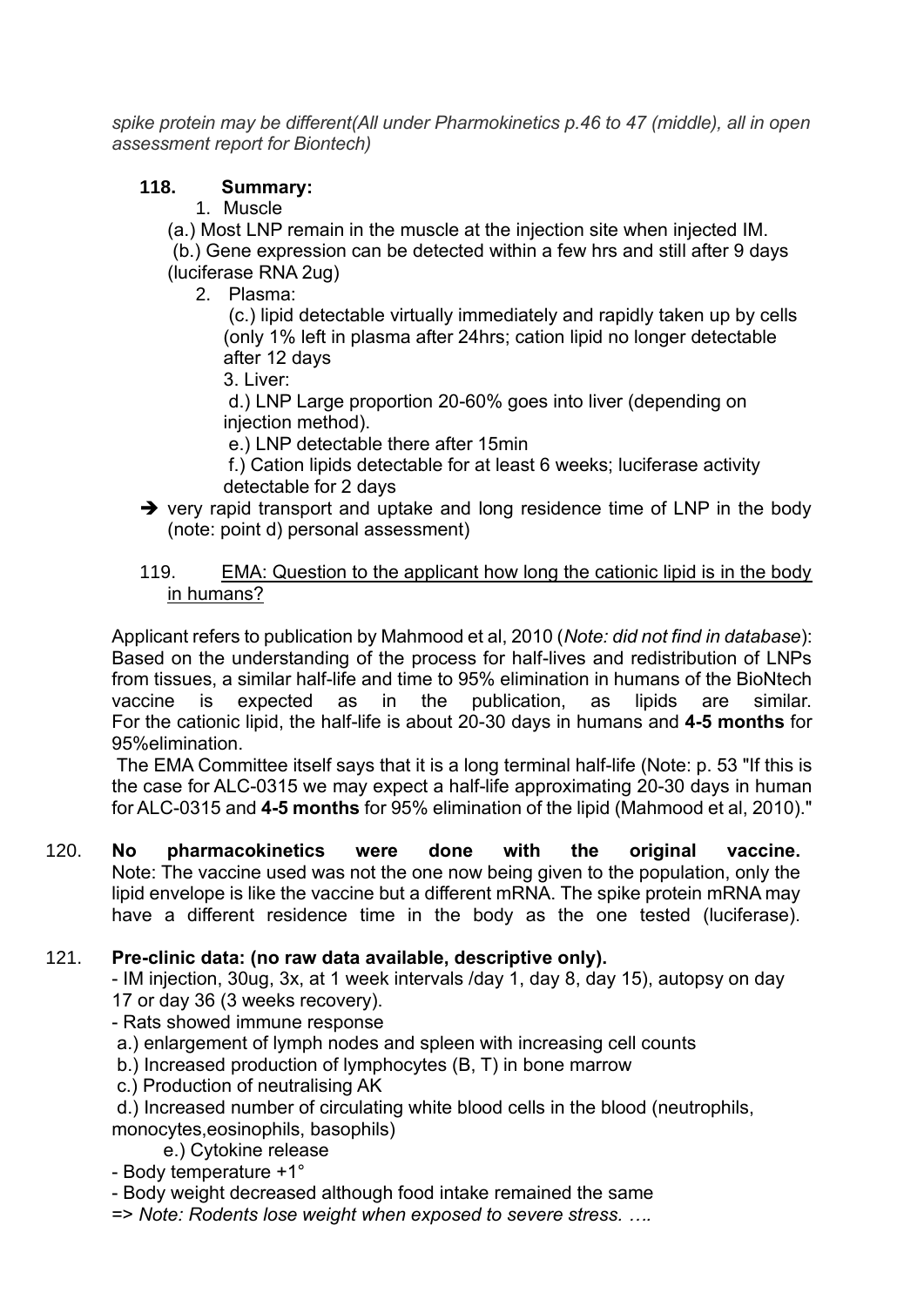*spike protein may be different(All under Pharmokinetics p.46 to 47 (middle), all in open assessment report for Biontech)*

**118. Summary:**

1. Muscle

(a.) Most LNP remain in the muscle at the injection site when injected IM.

(b.) Gene expression can be detected within a few hrs and still after 9 days (luciferase RNA 2ug)

2. Plasma:

(c.) lipid detectable virtually immediately and rapidly taken up by cells (only 1% left in plasma after 24hrs; cation lipid no longer detectable after 12 days

3. Liver:

d.) LNP Large proportion 20-60% goes into liver (depending on injection method).

e.) LNP detectable there after 15min

f.) Cation lipids detectable for at least 6 weeks; luciferase activity detectable for 2 days

➔ very rapid transport and uptake and long residence time of LNP in the body (note: point d) personal assessment)

119. <u>EMA: Question to the applicant how long the cationic lipid is in the body in humans?</u>

Applicant refers to publication by Mahmood et al, 2010 (*Note: did not find in database*): Based on the understanding of the process for half-lives and redistribution of LNPs from tissues, a similar half-life and time to 95% elimination in humans of the BioNtech vaccine is expected as in the publication, as lipids are similar. For the cationic lipid, the half-life is about 20-30 days in humans and **4-5 months** for 95%elimination.

The EMA Committee itself says that it is a long terminal half-life (Note: p. 53 "If this is the case for ALC-0315 we may expect a half-life approximating 20-30 days in human for ALC-0315 and **4-5 months** for 95% elimination of the lipid (Mahmood et al, 2010)."

120. **No pharmacokinetics were done with the original vaccine.** Note: The vaccine used was not the one now being given to the population, only the lipid envelope is like the vaccine but a different mRNA. The spike protein mRNA may have a different residence time in the body as the one tested (luciferase).

121. **Pre-clinic data: (no raw data available, descriptive only).**

- IM injection, 30ug, 3x, at 1 week intervals /day 1, day 8, day 15), autopsy on day 17 or day 36 (3 weeks recovery).
- Rats showed immune response

a.) enlargement of lymph nodes and spleen with increasing cell counts

b.) Increased production of lymphocytes (B, T) in bone marrow

c.) Production of neutralising AK

d.) Increased number of circulating white blood cells in the blood (neutrophils, monocytes,eosinophils, basophils)

e.) Cytokine release

- Body temperature +1°
- Body weight decreased although food intake remained the same

=> *Note: Rodents lose weight when exposed to severe stress. ….*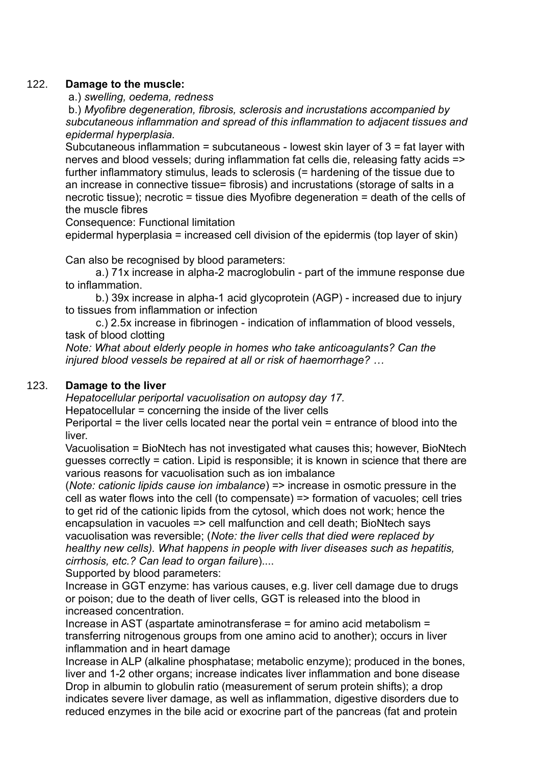122. **Damage to the muscle:**

a.) *swelling, oedema, redness*

b.) *Myofibre degeneration, fibrosis, sclerosis and incrustations accompanied by subcutaneous inflammation and spread of this inflammation to adjacent tissues and epidermal hyperplasia.*

Subcutaneous inflammation = subcutaneous - lowest skin layer of 3 = fat layer with nerves and blood vessels; during inflammation fat cells die, releasing fatty acids => further inflammatory stimulus, leads to sclerosis (= hardening of the tissue due to an increase in connective tissue= fibrosis) and incrustations (storage of salts in a necrotic tissue); necrotic = tissue dies Myofibre degeneration = death of the cells of the muscle fibres

Consequence: Functional limitation

epidermal hyperplasia = increased cell division of the epidermis (top layer of skin)

Can also be recognised by blood parameters:

a.) 71x increase in alpha-2 macroglobulin - part of the immune response due to inflammation.

b.) 39x increase in alpha-1 acid glycoprotein (AGP) - increased due to injury to tissues from inflammation or infection

c.) 2.5x increase in fibrinogen - indication of inflammation of blood vessels, task of blood clotting

*Note: What about elderly people in homes who take anticoagulants? Can the injured blood vessels be repaired at all or risk of haemorrhage? …*

123. **Damage to the liver**

*Hepatocellular periportal vacuolisation on autopsy day 17.*

Hepatocellular = concerning the inside of the liver cells

Periportal = the liver cells located near the portal vein = entrance of blood into the liver.

Vacuolisation = BioNtech has not investigated what causes this; however, BioNtech guesses correctly = cation. Lipid is responsible; it is known in science that there are various reasons for vacuolisation such as ion imbalance (*Note: cationic lipids cause ion imbalance*) => increase in osmotic pressure in the cell as water flows into the cell (to compensate) => formation of vacuoles; cell tries to get rid of the cationic lipids from the cytosol, which does not work; hence the encapsulation in vacuoles => cell malfunction and cell death; BioNtech says vacuolisation was reversible; (*Note: the liver cells that died were replaced by healthy new cells). What happens in people with liver diseases such as hepatitis, cirrhosis, etc.? Can lead to organ failure*)....

Supported by blood parameters:

Increase in GGT enzyme: has various causes, e.g. liver cell damage due to drugs or poison; due to the death of liver cells, GGT is released into the blood in increased concentration.

Increase in AST (aspartate aminotransferase = for amino acid metabolism = transferring nitrogenous groups from one amino acid to another); occurs in liver inflammation and in heart damage

Increase in ALP (alkaline phosphatase; metabolic enzyme); produced in the bones, liver and 1-2 other organs; increase indicates liver inflammation and bone disease

Drop in albumin to globulin ratio (measurement of serum protein shifts); a drop indicates severe liver damage, as well as inflammation, digestive disorders due to reduced enzymes in the bile acid or exocrine part of the pancreas (fat and protein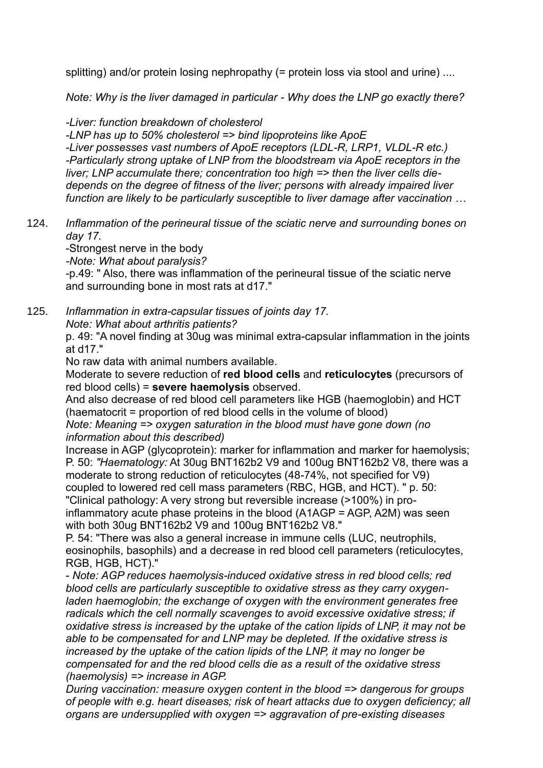splitting) and/or protein losing nephropathy (= protein loss via stool and urine) ....

*Note: Why is the liver damaged in particular - Why does the LNP go exactly there?*

*-Liver: function breakdown of cholesterol*
*-LNP has up to 50% cholesterol => bind lipoproteins like ApoE*
*-Liver possesses vast numbers of ApoE receptors (LDL-R, LRP1, VLDL-R etc.)*
*-Particularly strong uptake of LNP from the bloodstream via ApoE receptors in the liver; LNP accumulate there; concentration too high => then the liver cells die- depends on the degree of fitness of the liver; persons with already impaired liver function are likely to be particularly susceptible to liver damage after vaccination …*

124. *Inflammation of the perineural tissue of the sciatic nerve and surrounding bones on day 17.*
-Strongest nerve in the body
*-Note: What about paralysis?*
-p.49: " Also, there was inflammation of the perineural tissue of the sciatic nerve and surrounding bone in most rats at d17."

125. *Inflammation in extra-capsular tissues of joints day 17.*
*Note: What about arthritis patients?*
p. 49: "A novel finding at 30ug was minimal extra-capsular inflammation in the joints at d17."
No raw data with animal numbers available.
Moderate to severe reduction of **red blood cells** and **reticulocytes** (precursors of red blood cells) = **severe haemolysis** observed.
And also decrease of red blood cell parameters like HGB (haemoglobin) and HCT (haematocrit = proportion of red blood cells in the volume of blood)
*Note: Meaning => oxygen saturation in the blood must have gone down (no information about this described)*
Increase in AGP (glycoprotein): marker for inflammation and marker for haemolysis; P. 50: *"Haematology:* At 30ug BNT162b2 V9 and 100ug BNT162b2 V8, there was a moderate to strong reduction of reticulocytes (48-74%, not specified for V9) coupled to lowered red cell mass parameters (RBC, HGB, and HCT). " p. 50: "Clinical pathology: A very strong but reversible increase (>100%) in pro-inflammatory acute phase proteins in the blood (A1AGP = AGP, A2M) was seen with both 30ug BNT162b2 V9 and 100ug BNT162b2 V8."
P. 54: "There was also a general increase in immune cells (LUC, neutrophils, eosinophils, basophils) and a decrease in red blood cell parameters (reticulocytes, RGB, HGB, HCT)."
*- Note: AGP reduces haemolysis-induced oxidative stress in red blood cells; red blood cells are particularly susceptible to oxidative stress as they carry oxygen-laden haemoglobin; the exchange of oxygen with the environment generates free radicals which the cell normally scavenges to avoid excessive oxidative stress; if oxidative stress is increased by the uptake of the cation lipids of LNP, it may not be able to be compensated for and LNP may be depleted. If the oxidative stress is increased by the uptake of the cation lipids of the LNP, it may no longer be compensated for and the red blood cells die as a result of the oxidative stress (haemolysis) => increase in AGP.*
*During vaccination: measure oxygen content in the blood => dangerous for groups of people with e.g. heart diseases; risk of heart attacks due to oxygen deficiency; all organs are undersupplied with oxygen => aggravation of pre-existing diseases*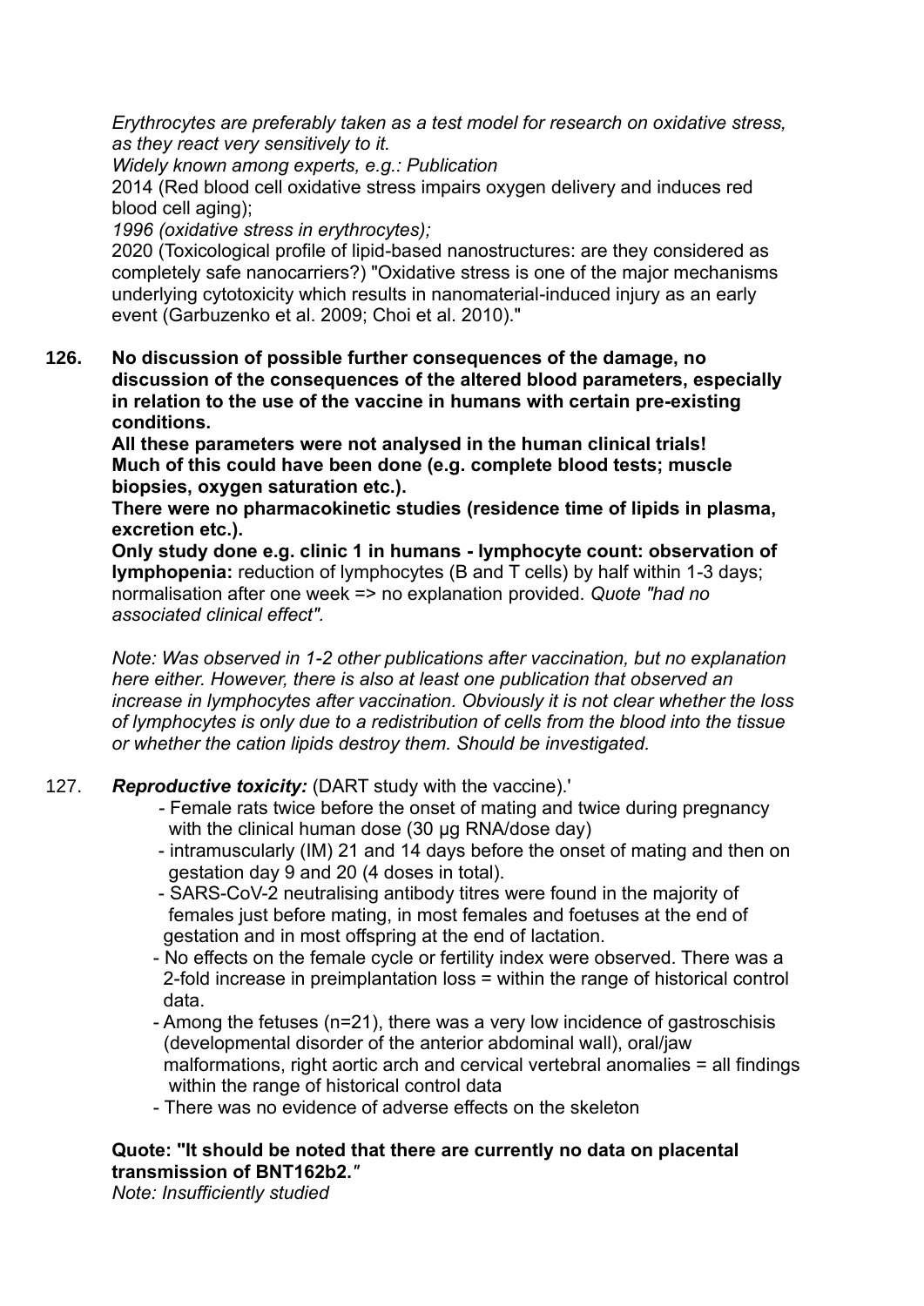*Erythrocytes are preferably taken as a test model for research on oxidative stress, as they react very sensitively to it.*
*Widely known among experts, e.g.: Publication*
2014 (Red blood cell oxidative stress impairs oxygen delivery and induces red blood cell aging);
*1996 (oxidative stress in erythrocytes);*
2020 (Toxicological profile of lipid-based nanostructures: are they considered as completely safe nanocarriers?) "Oxidative stress is one of the major mechanisms underlying cytotoxicity which results in nanomaterial-induced injury as an early event (Garbuzenko et al. 2009; Choi et al. 2010)."

**126. No discussion of possible further consequences of the damage, no discussion of the consequences of the altered blood parameters, especially in relation to the use of the vaccine in humans with certain pre-existing conditions.**
**All these parameters were not analysed in the human clinical trials! Much of this could have been done (e.g. complete blood tests; muscle biopsies, oxygen saturation etc.).**
**There were no pharmacokinetic studies (residence time of lipids in plasma, excretion etc.).**
**Only study done e.g. clinic 1 in humans - lymphocyte count: observation of lymphopenia:** reduction of lymphocytes (B and T cells) by half within 1-3 days; normalisation after one week => no explanation provided. *Quote "had no associated clinical effect".*

*Note: Was observed in 1-2 other publications after vaccination, but no explanation here either. However, there is also at least one publication that observed an increase in lymphocytes after vaccination. Obviously it is not clear whether the loss of lymphocytes is only due to a redistribution of cells from the blood into the tissue or whether the cation lipids destroy them. Should be investigated.*

127. ***Reproductive toxicity:*** (DART study with the vaccine).'
- Female rats twice before the onset of mating and twice during pregnancy with the clinical human dose (30 µg RNA/dose day)
- intramuscularly (IM) 21 and 14 days before the onset of mating and then on gestation day 9 and 20 (4 doses in total).
- SARS-CoV-2 neutralising antibody titres were found in the majority of females just before mating, in most females and foetuses at the end of gestation and in most offspring at the end of lactation.
- No effects on the female cycle or fertility index were observed. There was a 2-fold increase in preimplantation loss = within the range of historical control data.
- Among the fetuses (n=21), there was a very low incidence of gastroschisis (developmental disorder of the anterior abdominal wall), oral/jaw malformations, right aortic arch and cervical vertebral anomalies = all findings within the range of historical control data
- There was no evidence of adverse effects on the skeleton

**Quote: "It should be noted that there are currently no data on placental transmission of BNT162b2."**
*Note: Insufficiently studied*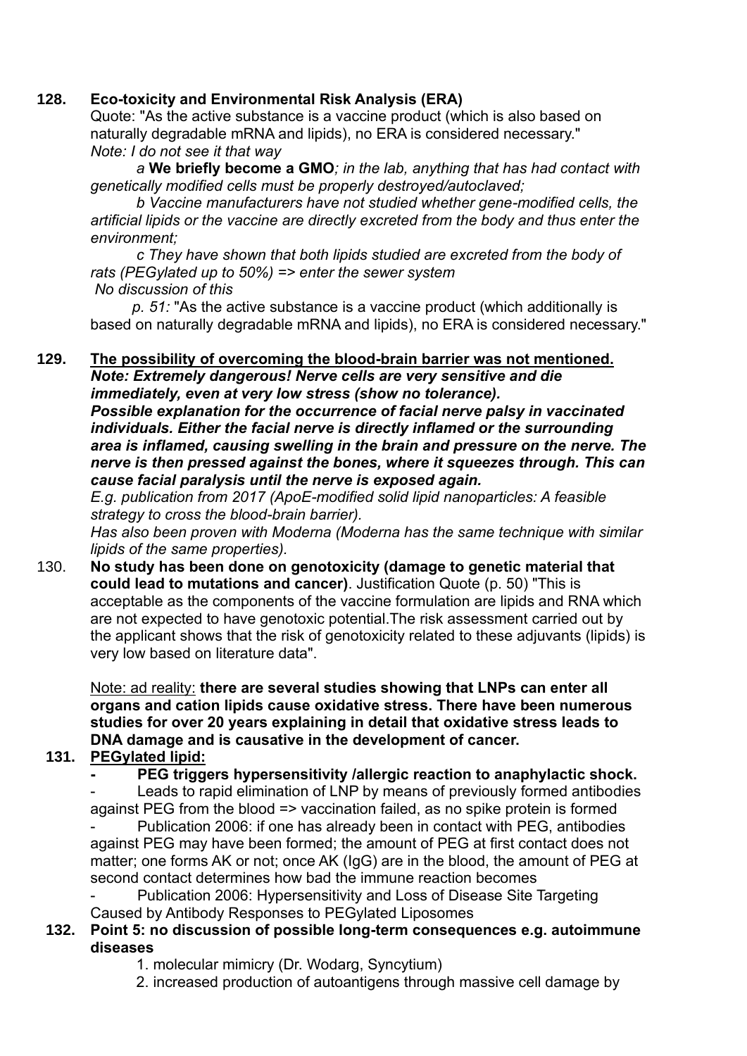**128. Eco-toxicity and Environmental Risk Analysis (ERA)**

Quote: "As the active substance is a vaccine product (which is also based on naturally degradable mRNA and lipids), no ERA is considered necessary."

*Note: I do not see it that way*

> *a* ***We briefly become a GMO****; in the lab, anything that has had contact with genetically modified cells must be properly destroyed/autoclaved;*
>
> *b Vaccine manufacturers have not studied whether gene-modified cells, the artificial lipids or the vaccine are directly excreted from the body and thus enter the environment;*
>
> *c They have shown that both lipids studied are excreted from the body of rats (PEGylated up to 50%) => enter the sewer system*

*No discussion of this*

> *p. 51:* "As the active substance is a vaccine product (which additionally is based on naturally degradable mRNA and lipids), no ERA is considered necessary."

**129. <u>The possibility of overcoming the blood-brain barrier was not mentioned.</u>**

***Note: Extremely dangerous! Nerve cells are very sensitive and die immediately, even at very low stress (show no tolerance).***

***Possible explanation for the occurrence of facial nerve palsy in vaccinated individuals. Either the facial nerve is directly inflamed or the surrounding area is inflamed, causing swelling in the brain and pressure on the nerve. The nerve is then pressed against the bones, where it squeezes through. This can cause facial paralysis until the nerve is exposed again.***

*E.g. publication from 2017 (ApoE-modified solid lipid nanoparticles: A feasible strategy to cross the blood-brain barrier).*

*Has also been proven with Moderna (Moderna has the same technique with similar lipids of the same properties).*

130. **No study has been done on genotoxicity (damage to genetic material that could lead to mutations and cancer)**. Justification Quote (p. 50) "This is acceptable as the components of the vaccine formulation are lipids and RNA which are not expected to have genotoxic potential.The risk assessment carried out by the applicant shows that the risk of genotoxicity related to these adjuvants (lipids) is very low based on literature data".

<u>Note: ad reality:</u> **there are several studies showing that LNPs can enter all organs and cation lipids cause oxidative stress. There have been numerous studies for over 20 years explaining in detail that oxidative stress leads to DNA damage and is causative in the development of cancer.**

**131. <u>PEGylated lipid:</u>**

- **PEG triggers hypersensitivity /allergic reaction to anaphylactic shock.**
- Leads to rapid elimination of LNP by means of previously formed antibodies against PEG from the blood => vaccination failed, as no spike protein is formed
- Publication 2006: if one has already been in contact with PEG, antibodies against PEG may have been formed; the amount of PEG at first contact does not matter; one forms AK or not; once AK (IgG) are in the blood, the amount of PEG at second contact determines how bad the immune reaction becomes
- Publication 2006: Hypersensitivity and Loss of Disease Site Targeting Caused by Antibody Responses to PEGylated Liposomes

**132. Point 5: no discussion of possible long-term consequences e.g. autoimmune diseases**

1. molecular mimicry (Dr. Wodarg, Syncytium)
2. increased production of autoantigens through massive cell damage by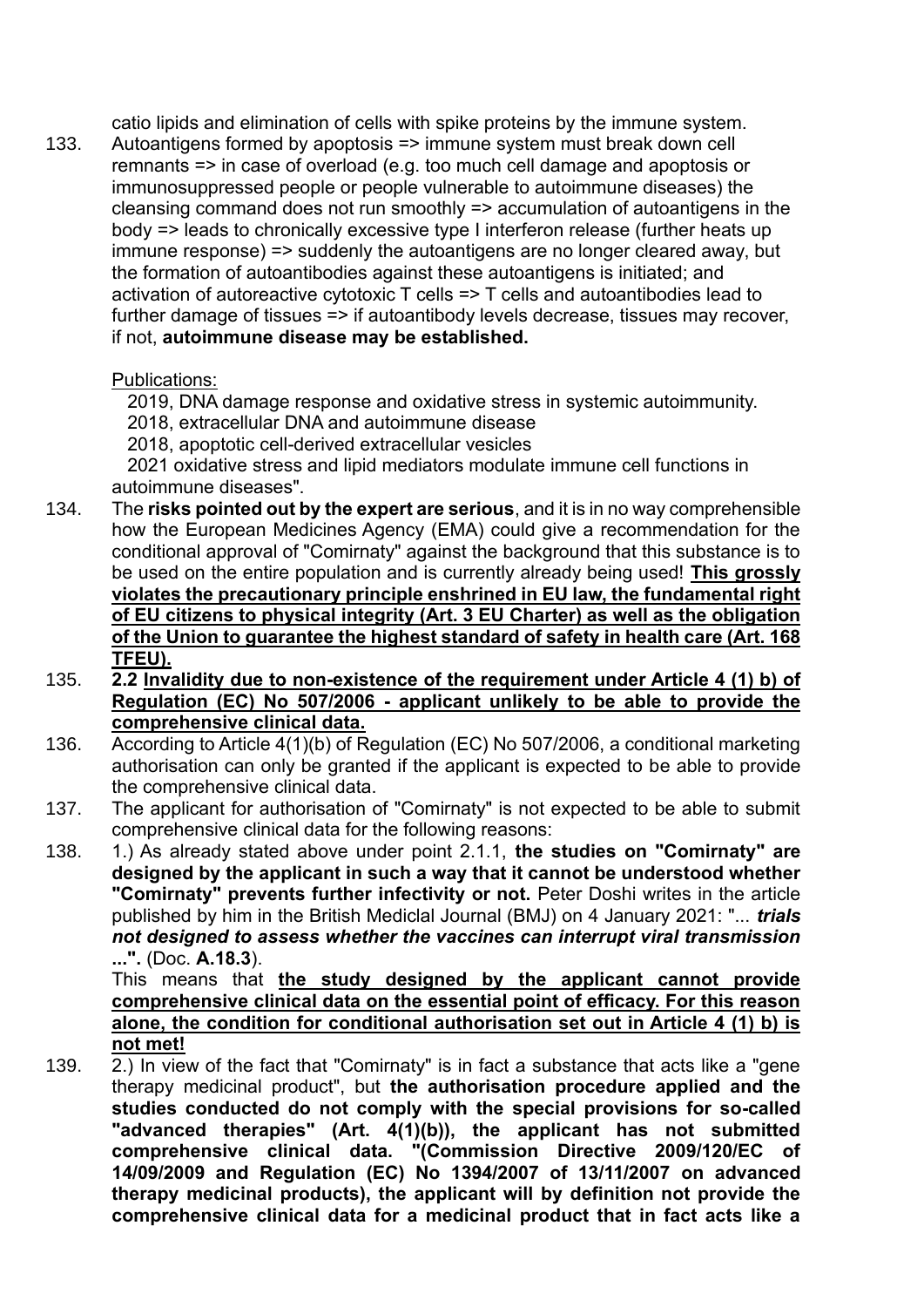catio lipids and elimination of cells with spike proteins by the immune system.

133. Autoantigens formed by apoptosis => immune system must break down cell remnants => in case of overload (e.g. too much cell damage and apoptosis or immunosuppressed people or people vulnerable to autoimmune diseases) the cleansing command does not run smoothly => accumulation of autoantigens in the body => leads to chronically excessive type I interferon release (further heats up immune response) => suddenly the autoantigens are no longer cleared away, but the formation of autoantibodies against these autoantigens is initiated; and activation of autoreactive cytotoxic T cells => T cells and autoantibodies lead to further damage of tissues => if autoantibody levels decrease, tissues may recover, if not, **autoimmune disease may be established.**

<u>Publications:</u>

2019, DNA damage response and oxidative stress in systemic autoimmunity.
2018, extracellular DNA and autoimmune disease
2018, apoptotic cell-derived extracellular vesicles
2021 oxidative stress and lipid mediators modulate immune cell functions in autoimmune diseases".

134. The **risks pointed out by the expert are serious**, and it is in no way comprehensible how the European Medicines Agency (EMA) could give a recommendation for the conditional approval of "Comirnaty" against the background that this substance is to be used on the entire population and is currently already being used! **<u>This grossly violates the precautionary principle enshrined in EU law, the fundamental right of EU citizens to physical integrity (Art. 3 EU Charter) as well as the obligation of the Union to guarantee the highest standard of safety in health care (Art. 168 TFEU).</u>**

135. **2.2 <u>Invalidity due to non-existence of the requirement under Article 4 (1) b) of Regulation (EC) No 507/2006 - applicant unlikely to be able to provide the comprehensive clinical data.</u>**

136. According to Article 4(1)(b) of Regulation (EC) No 507/2006, a conditional marketing authorisation can only be granted if the applicant is expected to be able to provide the comprehensive clinical data.

137. The applicant for authorisation of "Comirnaty" is not expected to be able to submit comprehensive clinical data for the following reasons:

138. 1.) As already stated above under point 2.1.1, **the studies on "Comirnaty" are designed by the applicant in such a way that it cannot be understood whether "Comirnaty" prevents further infectivity or not.** Peter Doshi writes in the article published by him in the British Mediclal Journal (BMJ) on 4 January 2021: "... ***trials not designed to assess whether the vaccines can interrupt viral transmission ...".*** (Doc. **A.18.3**).
This means that **<u>the study designed by the applicant cannot provide comprehensive clinical data on the essential point of efficacy. For this reason alone, the condition for conditional authorisation set out in Article 4 (1) b) is not met!</u>**

139. 2.) In view of the fact that "Comirnaty" is in fact a substance that acts like a "gene therapy medicinal product", but **the authorisation procedure applied and the studies conducted do not comply with the special provisions for so-called "advanced therapies" (Art. 4(1)(b)), the applicant has not submitted comprehensive clinical data. "(Commission Directive 2009/120/EC of 14/09/2009 and Regulation (EC) No 1394/2007 of 13/11/2007 on advanced therapy medicinal products), the applicant will by definition not provide the comprehensive clinical data for a medicinal product that in fact acts like a**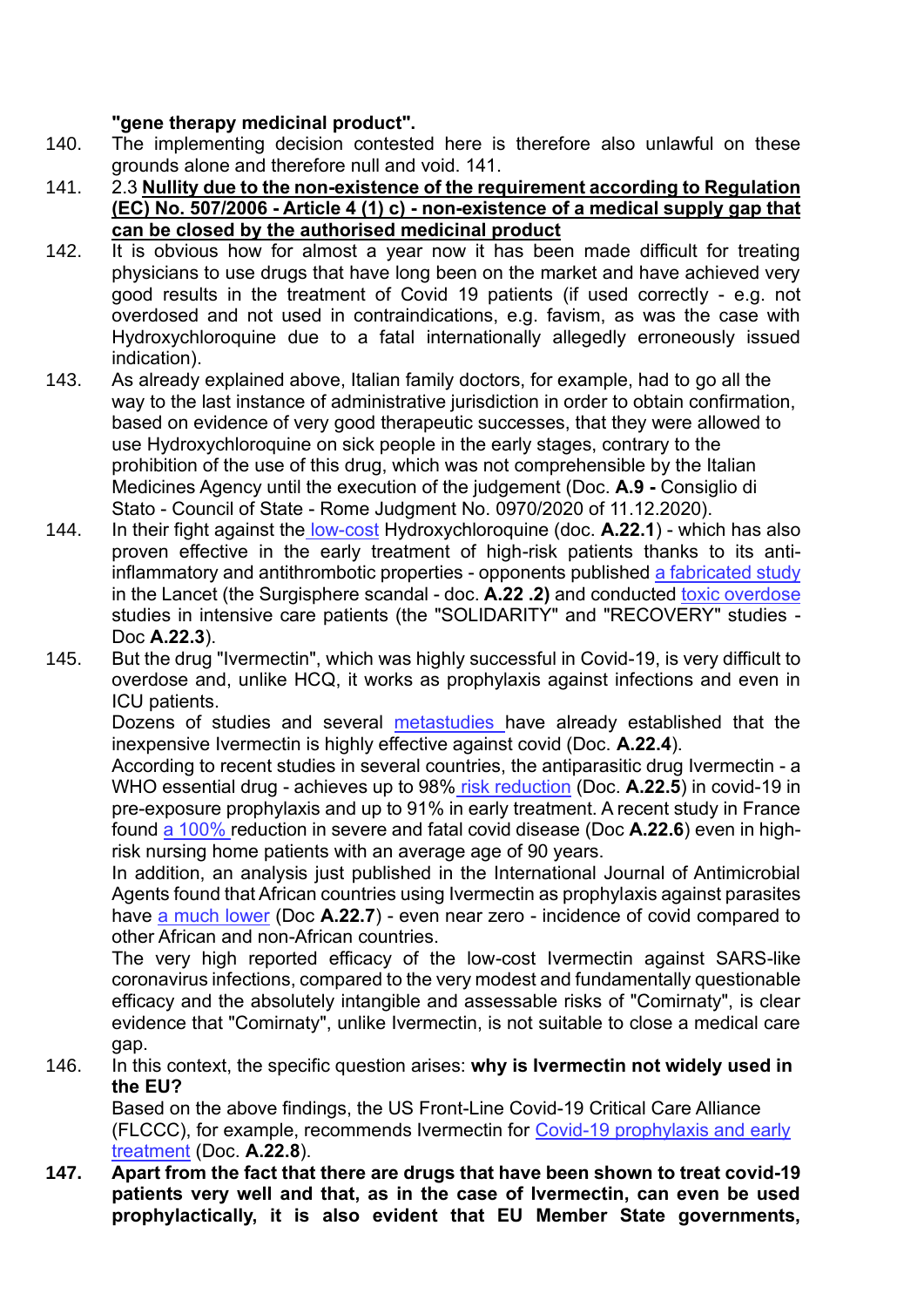**"gene therapy medicinal product".**

140. The implementing decision contested here is therefore also unlawful on these grounds alone and therefore null and void. 141.

141. 2.3 **<u>Nullity due to the non-existence of the requirement according to Regulation (EC) No. 507/2006 - Article 4 (1) c) - non-existence of a medical supply gap that can be closed by the authorised medicinal product</u>**

142. It is obvious how for almost a year now it has been made difficult for treating physicians to use drugs that have long been on the market and have achieved very good results in the treatment of Covid 19 patients (if used correctly - e.g. not overdosed and not used in contraindications, e.g. favism, as was the case with Hydroxychloroquine due to a fatal internationally allegedly erroneously issued indication).

143. As already explained above, Italian family doctors, for example, had to go all the way to the last instance of administrative jurisdiction in order to obtain confirmation, based on evidence of very good therapeutic successes, that they were allowed to use Hydroxychloroquine on sick people in the early stages, contrary to the prohibition of the use of this drug, which was not comprehensible by the Italian Medicines Agency until the execution of the judgement (Doc. **A.9 -** Consiglio di Stato - Council of State - Rome Judgment No. 0970/2020 of 11.12.2020).

144. In their fight against the low-cost Hydroxychloroquine (doc. **A.22.1**) - which has also proven effective in the early treatment of high-risk patients thanks to its anti-inflammatory and antithrombotic properties - opponents published a fabricated study in the Lancet (the Surgisphere scandal - doc. **A.22 .2)** and conducted toxic overdose studies in intensive care patients (the "SOLIDARITY" and "RECOVERY" studies - Doc **A.22.3**).

145. But the drug "Ivermectin", which was highly successful in Covid-19, is very difficult to overdose and, unlike HCQ, it works as prophylaxis against infections and even in ICU patients.

Dozens of studies and several metastudies have already established that the inexpensive Ivermectin is highly effective against covid (Doc. **A.22.4**).

According to recent studies in several countries, the antiparasitic drug Ivermectin - a WHO essential drug - achieves up to 98% risk reduction (Doc. **A.22.5**) in covid-19 in pre-exposure prophylaxis and up to 91% in early treatment. A recent study in France found a 100% reduction in severe and fatal covid disease (Doc **A.22.6**) even in high-risk nursing home patients with an average age of 90 years.

In addition, an analysis just published in the International Journal of Antimicrobial Agents found that African countries using Ivermectin as prophylaxis against parasites have a much lower (Doc **A.22.7**) - even near zero - incidence of covid compared to other African and non-African countries.

The very high reported efficacy of the low-cost Ivermectin against SARS-like coronavirus infections, compared to the very modest and fundamentally questionable efficacy and the absolutely intangible and assessable risks of "Comirnaty", is clear evidence that "Comirnaty", unlike Ivermectin, is not suitable to close a medical care gap.

146. In this context, the specific question arises: **why is Ivermectin not widely used in the EU?**

Based on the above findings, the US Front-Line Covid-19 Critical Care Alliance (FLCCC), for example, recommends Ivermectin for Covid-19 prophylaxis and early treatment (Doc. **A.22.8**).

147. **Apart from the fact that there are drugs that have been shown to treat covid-19 patients very well and that, as in the case of Ivermectin, can even be used prophylactically, it is also evident that EU Member State governments,**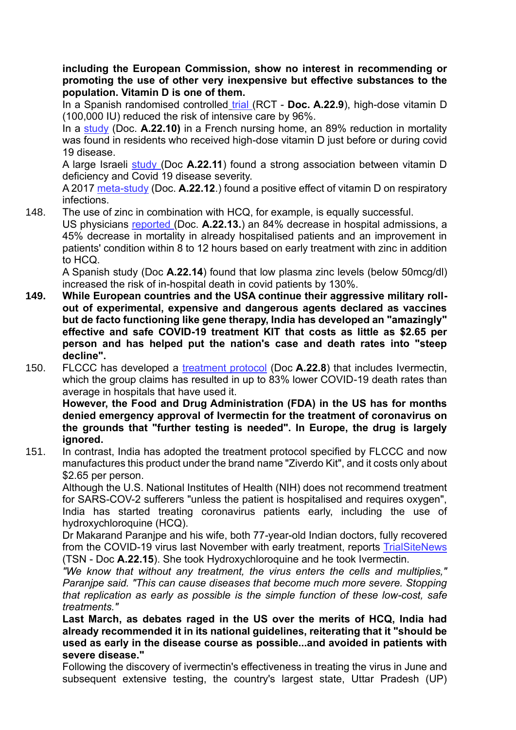**including the European Commission, show no interest in recommending or promoting the use of other very inexpensive but effective substances to the population. Vitamin D is one of them.**

In a Spanish randomised controlled trial (RCT - **Doc. A.22.9**), high-dose vitamin D (100,000 IU) reduced the risk of intensive care by 96%.

In a study (Doc. **A.22.10)** in a French nursing home, an 89% reduction in mortality was found in residents who received high-dose vitamin D just before or during covid 19 disease.

A large Israeli study (Doc **A.22.11**) found a strong association between vitamin D deficiency and Covid 19 disease severity.

A 2017 meta-study (Doc. **A.22.12**.) found a positive effect of vitamin D on respiratory infections.

148. The use of zinc in combination with HCQ, for example, is equally successful.

US physicians reported (Doc. **A.22.13.**) an 84% decrease in hospital admissions, a 45% decrease in mortality in already hospitalised patients and an improvement in patients' condition within 8 to 12 hours based on early treatment with zinc in addition to HCQ.

A Spanish study (Doc **A.22.14**) found that low plasma zinc levels (below 50mcg/dl) increased the risk of in-hospital death in covid patients by 130%.

**149. While European countries and the USA continue their aggressive military roll-out of experimental, expensive and dangerous agents declared as vaccines but de facto functioning like gene therapy, India has developed an "amazingly" effective and safe COVID-19 treatment KIT that costs as little as $2.65 per person and has helped put the nation's case and death rates into "steep decline".**

150. FLCCC has developed a treatment protocol (Doc **A.22.8**) that includes Ivermectin, which the group claims has resulted in up to 83% lower COVID-19 death rates than average in hospitals that have used it.

**However, the Food and Drug Administration (FDA) in the US has for months denied emergency approval of Ivermectin for the treatment of coronavirus on the grounds that "further testing is needed". In Europe, the drug is largely ignored.**

151. In contrast, India has adopted the treatment protocol specified by FLCCC and now manufactures this product under the brand name "Ziverdo Kit", and it costs only about $2.65 per person.

Although the U.S. National Institutes of Health (NIH) does not recommend treatment for SARS-COV-2 sufferers "unless the patient is hospitalised and requires oxygen", India has started treating coronavirus patients early, including the use of hydroxychloroquine (HCQ).

Dr Makarand Paranjpe and his wife, both 77-year-old Indian doctors, fully recovered from the COVID-19 virus last November with early treatment, reports TrialSiteNews (TSN - Doc **A.22.15**). She took Hydroxychloroquine and he took Ivermectin.

*"We know that without any treatment, the virus enters the cells and multiplies," Paranjpe said. "This can cause diseases that become much more severe. Stopping that replication as early as possible is the simple function of these low-cost, safe treatments."*

**Last March, as debates raged in the US over the merits of HCQ, India had already recommended it in its national guidelines, reiterating that it "should be used as early in the disease course as possible...and avoided in patients with severe disease."**

Following the discovery of ivermectin's effectiveness in treating the virus in June and subsequent extensive testing, the country's largest state, Uttar Pradesh (UP)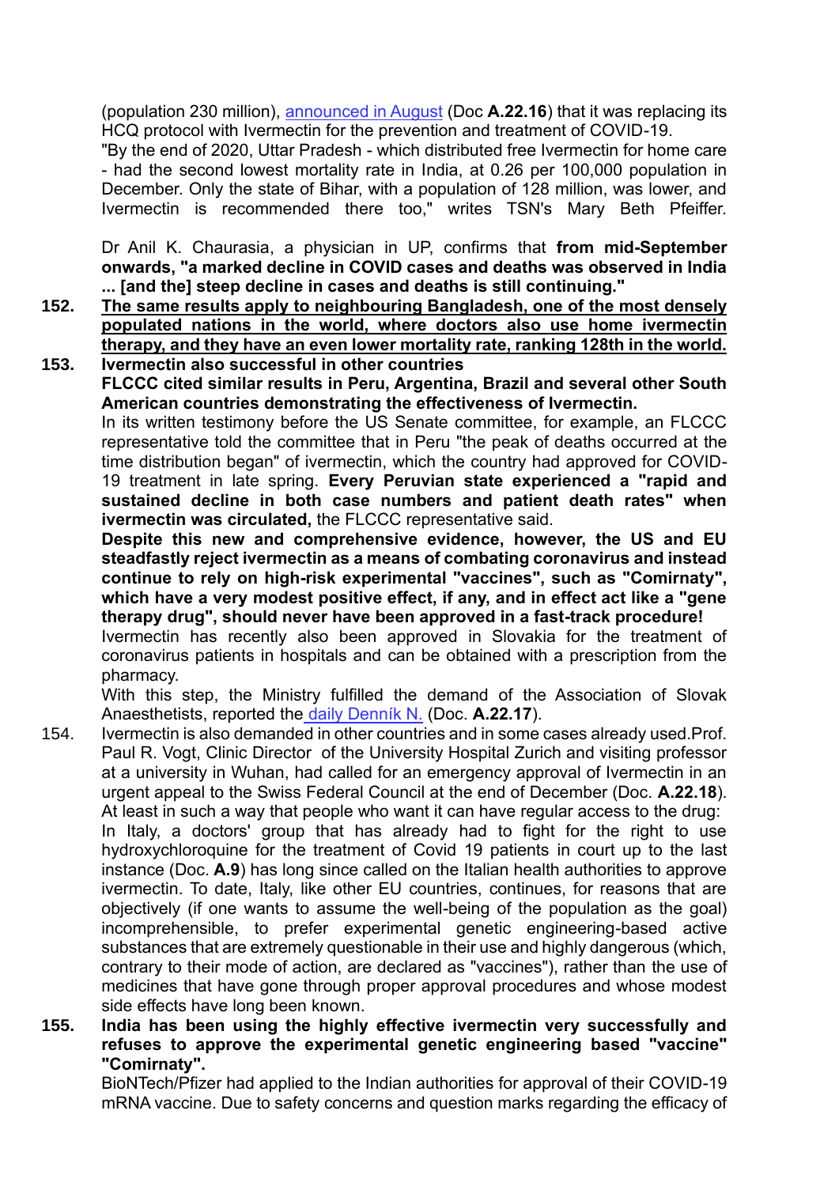(population 230 million), [announced in August](#) (Doc **A.22.16**) that it was replacing its HCQ protocol with Ivermectin for the prevention and treatment of COVID-19.

"By the end of 2020, Uttar Pradesh - which distributed free Ivermectin for home care - had the second lowest mortality rate in India, at 0.26 per 100,000 population in December. Only the state of Bihar, with a population of 128 million, was lower, and Ivermectin is recommended there too," writes TSN's Mary Beth Pfeiffer.

Dr Anil K. Chaurasia, a physician in UP, confirms that **from mid-September onwards, "a marked decline in COVID cases and deaths was observed in India ... [and the] steep decline in cases and deaths is still continuing."**

**152.** <u>**The same results apply to neighbouring Bangladesh, one of the most densely populated nations in the world, where doctors also use home ivermectin therapy, and they have an even lower mortality rate, ranking 128th in the world.**</u>

**153.** **Ivermectin also successful in other countries**

**FLCCC cited similar results in Peru, Argentina, Brazil and several other South American countries demonstrating the effectiveness of Ivermectin.**

In its written testimony before the US Senate committee, for example, an FLCCC representative told the committee that in Peru "the peak of deaths occurred at the time distribution began" of ivermectin, which the country had approved for COVID-19 treatment in late spring. **Every Peruvian state experienced a "rapid and sustained decline in both case numbers and patient death rates" when ivermectin was circulated,** the FLCCC representative said.

**Despite this new and comprehensive evidence, however, the US and EU steadfastly reject ivermectin as a means of combating coronavirus and instead continue to rely on high-risk experimental "vaccines", such as "Comirnaty", which have a very modest positive effect, if any, and in effect act like a "gene therapy drug", should never have been approved in a fast-track procedure!**

Ivermectin has recently also been approved in Slovakia for the treatment of coronavirus patients in hospitals and can be obtained with a prescription from the pharmacy.

With this step, the Ministry fulfilled the demand of the Association of Slovak Anaesthetists, reported the [daily Denník N.](#) (Doc. **A.22.17**).

154. Ivermectin is also demanded in other countries and in some cases already used.Prof. Paul R. Vogt, Clinic Director of the University Hospital Zurich and visiting professor at a university in Wuhan, had called for an emergency approval of Ivermectin in an urgent appeal to the Swiss Federal Council at the end of December (Doc. **A.22.18**). At least in such a way that people who want it can have regular access to the drug:

In Italy, a doctors' group that has already had to fight for the right to use hydroxychloroquine for the treatment of Covid 19 patients in court up to the last instance (Doc. **A.9**) has long since called on the Italian health authorities to approve ivermectin. To date, Italy, like other EU countries, continues, for reasons that are objectively (if one wants to assume the well-being of the population as the goal) incomprehensible, to prefer experimental genetic engineering-based active substances that are extremely questionable in their use and highly dangerous (which, contrary to their mode of action, are declared as "vaccines"), rather than the use of medicines that have gone through proper approval procedures and whose modest side effects have long been known.

**155.** **India has been using the highly effective ivermectin very successfully and refuses to approve the experimental genetic engineering based "vaccine" "Comirnaty".**

BioNTech/Pfizer had applied to the Indian authorities for approval of their COVID-19 mRNA vaccine. Due to safety concerns and question marks regarding the efficacy of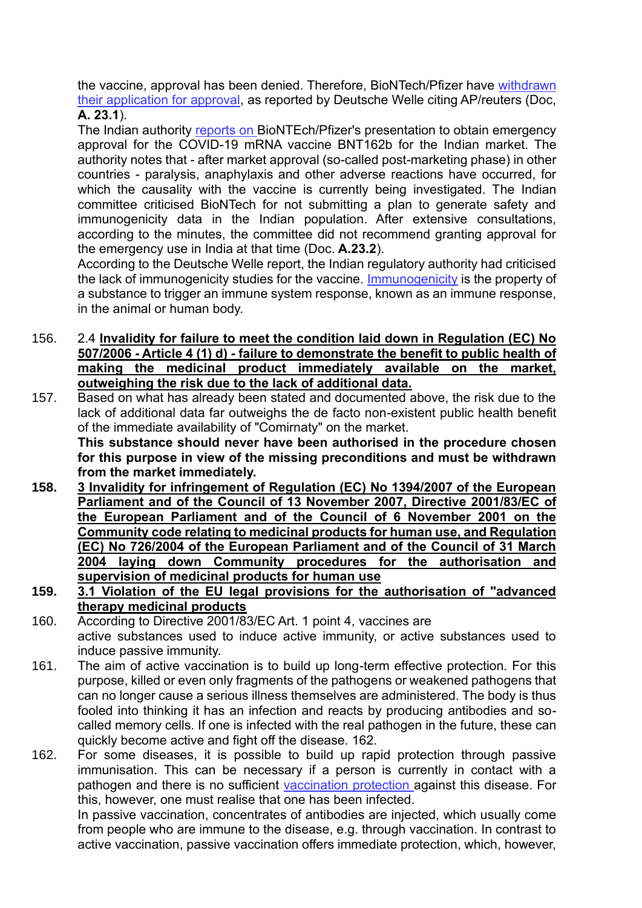the vaccine, approval has been denied. Therefore, BioNTech/Pfizer have withdrawn their application for approval, as reported by Deutsche Welle citing AP/reuters (Doc, **A. 23.1**).

The Indian authority reports on BioNTEch/Pfizer's presentation to obtain emergency approval for the COVID-19 mRNA vaccine BNT162b for the Indian market. The authority notes that - after market approval (so-called post-marketing phase) in other countries - paralysis, anaphylaxis and other adverse reactions have occurred, for which the causality with the vaccine is currently being investigated. The Indian committee criticised BioNTech for not submitting a plan to generate safety and immunogenicity data in the Indian population. After extensive consultations, according to the minutes, the committee did not recommend granting approval for the emergency use in India at that time (Doc. **A.23.2**).

According to the Deutsche Welle report, the Indian regulatory authority had criticised the lack of immunogenicity studies for the vaccine. Immunogenicity is the property of a substance to trigger an immune system response, known as an immune response, in the animal or human body.

156. 2.4 **Invalidity for failure to meet the condition laid down in Regulation (EC) No 507/2006 - Article 4 (1) d) - failure to demonstrate the benefit to public health of making the medicinal product immediately available on the market, outweighing the risk due to the lack of additional data.**

157. Based on what has already been stated and documented above, the risk due to the lack of additional data far outweighs the de facto non-existent public health benefit of the immediate availability of "Comirnaty" on the market.

**This substance should never have been authorised in the procedure chosen for this purpose in view of the missing preconditions and must be withdrawn from the market immediately.**

**158. 3 Invalidity for infringement of Regulation (EC) No 1394/2007 of the European Parliament and of the Council of 13 November 2007, Directive 2001/83/EC of the European Parliament and of the Council of 6 November 2001 on the Community code relating to medicinal products for human use, and Regulation (EC) No 726/2004 of the European Parliament and of the Council of 31 March 2004 laying down Community procedures for the authorisation and supervision of medicinal products for human use**

**159. 3.1 Violation of the EU legal provisions for the authorisation of "advanced therapy medicinal products**

160. According to Directive 2001/83/EC Art. 1 point 4, vaccines are active substances used to induce active immunity, or active substances used to induce passive immunity.

161. The aim of active vaccination is to build up long-term effective protection. For this purpose, killed or even only fragments of the pathogens or weakened pathogens that can no longer cause a serious illness themselves are administered. The body is thus fooled into thinking it has an infection and reacts by producing antibodies and so-called memory cells. If one is infected with the real pathogen in the future, these can quickly become active and fight off the disease. 162.

162. For some diseases, it is possible to build up rapid protection through passive immunisation. This can be necessary if a person is currently in contact with a pathogen and there is no sufficient vaccination protection against this disease. For this, however, one must realise that one has been infected.

In passive vaccination, concentrates of antibodies are injected, which usually come from people who are immune to the disease, e.g. through vaccination. In contrast to active vaccination, passive vaccination offers immediate protection, which, however,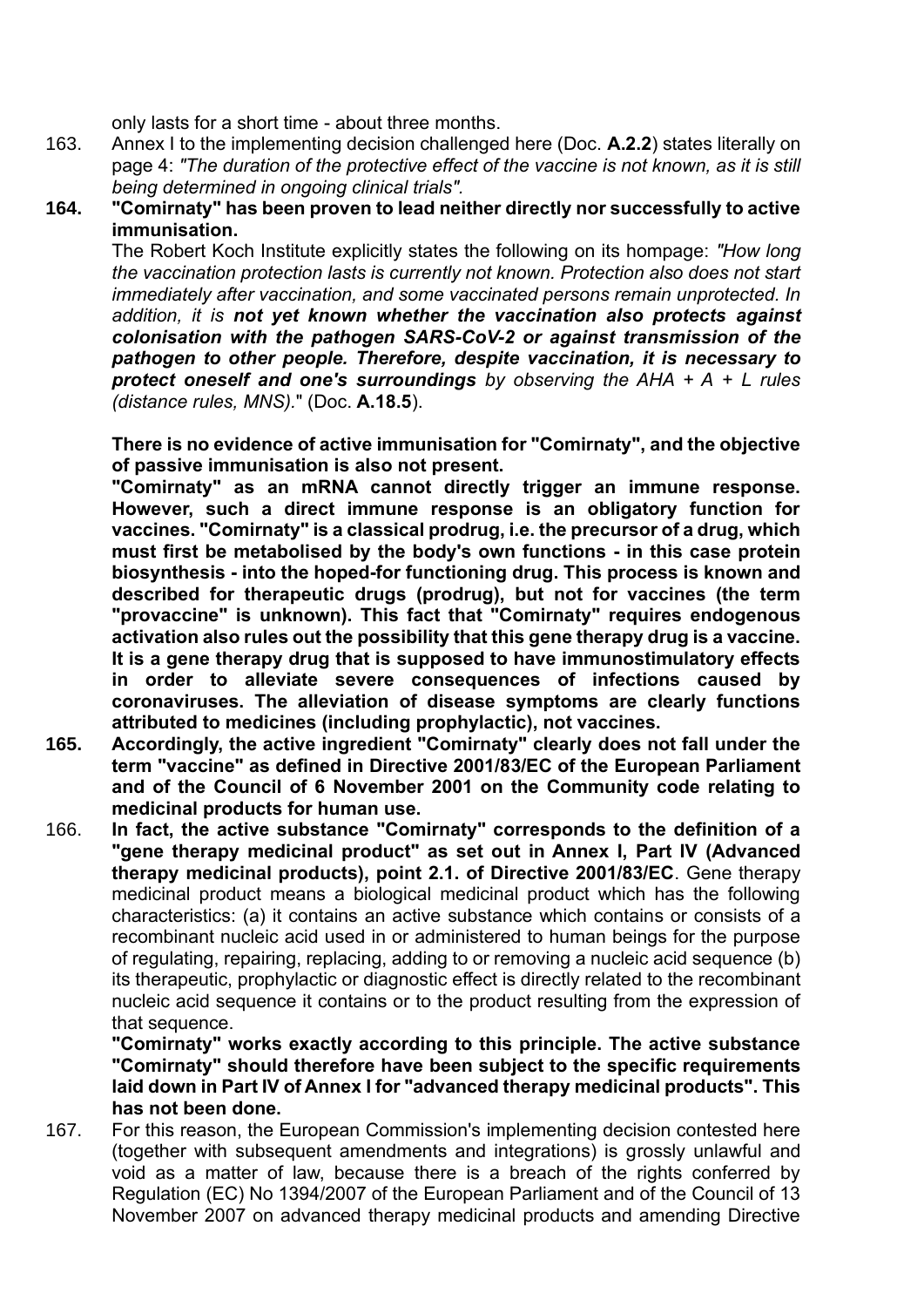only lasts for a short time - about three months.

163. Annex I to the implementing decision challenged here (Doc. **A.2.2**) states literally on page 4: *"The duration of the protective effect of the vaccine is not known, as it is still being determined in ongoing clinical trials".*

**164. "Comirnaty" has been proven to lead neither directly nor successfully to active immunisation.**

The Robert Koch Institute explicitly states the following on its hompage: *"How long the vaccination protection lasts is currently not known. Protection also does not start immediately after vaccination, and some vaccinated persons remain unprotected. In addition, it is* ***not yet known whether the vaccination also protects against colonisation with the pathogen SARS-CoV-2 or against transmission of the pathogen to other people. Therefore, despite vaccination, it is necessary to protect oneself and one's surroundings*** *by observing the AHA + A + L rules (distance rules, MNS).*" (Doc. **A.18.5**).

**There is no evidence of active immunisation for "Comirnaty", and the objective of passive immunisation is also not present.**

**"Comirnaty" as an mRNA cannot directly trigger an immune response. However, such a direct immune response is an obligatory function for vaccines. "Comirnaty" is a classical prodrug, i.e. the precursor of a drug, which must first be metabolised by the body's own functions - in this case protein biosynthesis - into the hoped-for functioning drug. This process is known and described for therapeutic drugs (prodrug), but not for vaccines (the term "provaccine" is unknown). This fact that "Comirnaty" requires endogenous activation also rules out the possibility that this gene therapy drug is a vaccine. It is a gene therapy drug that is supposed to have immunostimulatory effects in order to alleviate severe consequences of infections caused by coronaviruses. The alleviation of disease symptoms are clearly functions attributed to medicines (including prophylactic), not vaccines.**

**165. Accordingly, the active ingredient "Comirnaty" clearly does not fall under the term "vaccine" as defined in Directive 2001/83/EC of the European Parliament and of the Council of 6 November 2001 on the Community code relating to medicinal products for human use.**

166. **In fact, the active substance "Comirnaty" corresponds to the definition of a "gene therapy medicinal product" as set out in Annex I, Part IV (Advanced therapy medicinal products), point 2.1. of Directive 2001/83/EC**. Gene therapy medicinal product means a biological medicinal product which has the following characteristics: (a) it contains an active substance which contains or consists of a recombinant nucleic acid used in or administered to human beings for the purpose of regulating, repairing, replacing, adding to or removing a nucleic acid sequence (b) its therapeutic, prophylactic or diagnostic effect is directly related to the recombinant nucleic acid sequence it contains or to the product resulting from the expression of that sequence.

**"Comirnaty" works exactly according to this principle. The active substance "Comirnaty" should therefore have been subject to the specific requirements laid down in Part IV of Annex I for "advanced therapy medicinal products". This has not been done.**

167. For this reason, the European Commission's implementing decision contested here (together with subsequent amendments and integrations) is grossly unlawful and void as a matter of law, because there is a breach of the rights conferred by Regulation (EC) No 1394/2007 of the European Parliament and of the Council of 13 November 2007 on advanced therapy medicinal products and amending Directive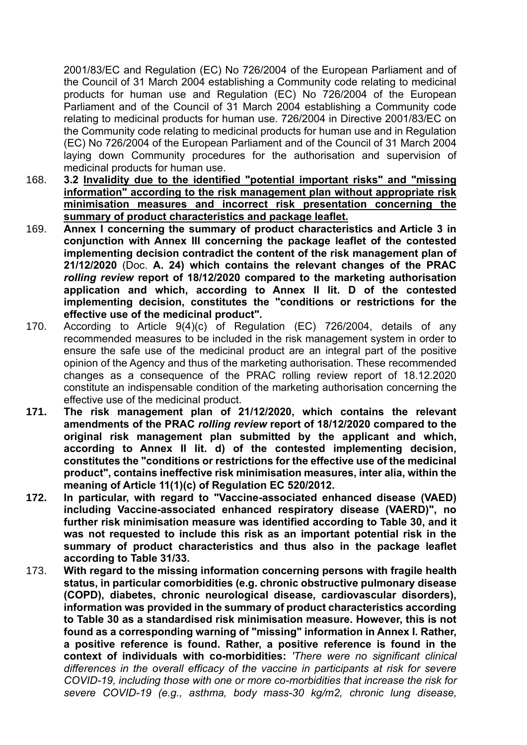2001/83/EC and Regulation (EC) No 726/2004 of the European Parliament and of the Council of 31 March 2004 establishing a Community code relating to medicinal products for human use and Regulation (EC) No 726/2004 of the European Parliament and of the Council of 31 March 2004 establishing a Community code relating to medicinal products for human use. 726/2004 in Directive 2001/83/EC on the Community code relating to medicinal products for human use and in Regulation (EC) No 726/2004 of the European Parliament and of the Council of 31 March 2004 laying down Community procedures for the authorisation and supervision of medicinal products for human use.

168. **3.2 Invalidity due to the identified "potential important risks" and "missing information" according to the risk management plan without appropriate risk minimisation measures and incorrect risk presentation concerning the summary of product characteristics and package leaflet.**

169. **Annex I concerning the summary of product characteristics and Article 3 in conjunction with Annex III concerning the package leaflet of the contested implementing decision contradict the content of the risk management plan of 21/12/2020** (Doc. **A. 24) which contains the relevant changes of the PRAC *rolling review* report of 18/12/2020 compared to the marketing authorisation application and which, according to Annex II lit. D of the contested implementing decision, constitutes the "conditions or restrictions for the effective use of the medicinal product".**

170. According to Article 9(4)(c) of Regulation (EC) 726/2004, details of any recommended measures to be included in the risk management system in order to ensure the safe use of the medicinal product are an integral part of the positive opinion of the Agency and thus of the marketing authorisation. These recommended changes as a consequence of the PRAC rolling review report of 18.12.2020 constitute an indispensable condition of the marketing authorisation concerning the effective use of the medicinal product.

**171. The risk management plan of 21/12/2020, which contains the relevant amendments of the PRAC *rolling review* report of 18/12/2020 compared to the original risk management plan submitted by the applicant and which, according to Annex II lit. d) of the contested implementing decision, constitutes the "conditions or restrictions for the effective use of the medicinal product", contains ineffective risk minimisation measures, inter alia, within the meaning of Article 11(1)(c) of Regulation EC 520/2012.**

**172. In particular, with regard to "Vaccine-associated enhanced disease (VAED) including Vaccine-associated enhanced respiratory disease (VAERD)", no further risk minimisation measure was identified according to Table 30, and it was not requested to include this risk as an important potential risk in the summary of product characteristics and thus also in the package leaflet according to Table 31/33.**

173. **With regard to the missing information concerning persons with fragile health status, in particular comorbidities (e.g. chronic obstructive pulmonary disease (COPD), diabetes, chronic neurological disease, cardiovascular disorders), information was provided in the summary of product characteristics according to Table 30 as a standardised risk minimisation measure. However, this is not found as a corresponding warning of "missing" information in Annex I. Rather, a positive reference is found. Rather, a positive reference is found in the context of individuals with co-morbidities:** *'There were no significant clinical differences in the overall efficacy of the vaccine in participants at risk for severe COVID-19, including those with one or more co-morbidities that increase the risk for severe COVID-19 (e.g., asthma, body mass-30 kg/m2, chronic lung disease,*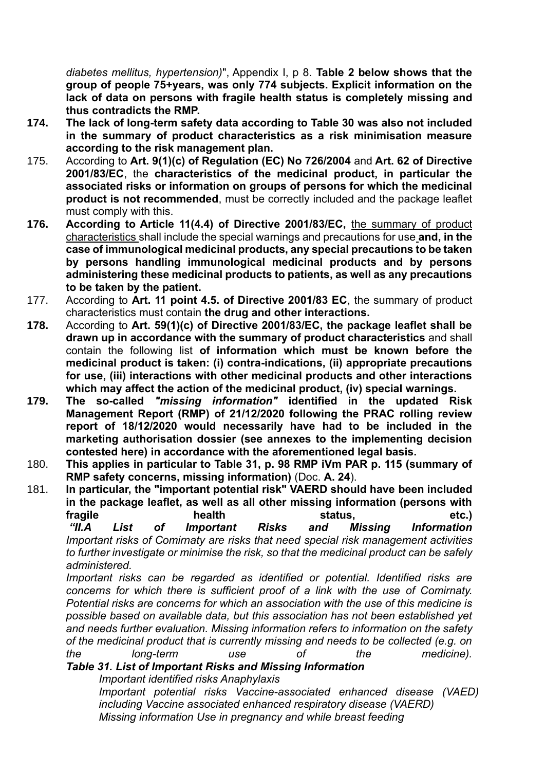*diabetes mellitus, hypertension)*", Appendix I, p 8. **Table 2 below shows that the group of people 75+years, was only 774 subjects. Explicit information on the lack of data on persons with fragile health status is completely missing and thus contradicts the RMP.**

**174. The lack of long-term safety data according to Table 30 was also not included in the summary of product characteristics as a risk minimisation measure according to the risk management plan.**

175. According to **Art. 9(1)(c) of Regulation (EC) No 726/2004** and **Art. 62 of Directive 2001/83/EC**, the **characteristics of the medicinal product, in particular the associated risks or information on groups of persons for which the medicinal product is not recommended**, must be correctly included and the package leaflet must comply with this.

**176. According to Article 11(4.4) of Directive 2001/83/EC,** the summary of product characteristics shall include the special warnings and precautions for use **and, in the case of immunological medicinal products, any special precautions to be taken by persons handling immunological medicinal products and by persons administering these medicinal products to patients, as well as any precautions to be taken by the patient.**

177. According to **Art. 11 point 4.5. of Directive 2001/83 EC**, the summary of product characteristics must contain **the drug and other interactions.**

**178.** According to **Art. 59(1)(c) of Directive 2001/83/EC, the package leaflet shall be drawn up in accordance with the summary of product characteristics** and shall contain the following list **of information which must be known before the medicinal product is taken: (i) contra-indications, (ii) appropriate precautions for use, (iii) interactions with other medicinal products and other interactions which may affect the action of the medicinal product, (iv) special warnings.**

**179. The so-called *"missing information"* identified in the updated Risk Management Report (RMP) of 21/12/2020 following the PRAC rolling review report of 18/12/2020 would necessarily have had to be included in the marketing authorisation dossier (see annexes to the implementing decision contested here) in accordance with the aforementioned legal basis.**

180. **This applies in particular to Table 31, p. 98 RMP iVm PAR p. 115 (summary of RMP safety concerns, missing information)** (Doc. **A. 24**).

181. **In particular, the "important potential risk" VAERD should have been included in the package leaflet, as well as all other missing information (persons with fragile health status, etc.)**

***"II.A List of Important Risks and Missing Information***

*Important risks of Comirnaty are risks that need special risk management activities to further investigate or minimise the risk, so that the medicinal product can be safely administered.*

*Important risks can be regarded as identified or potential. Identified risks are concerns for which there is sufficient proof of a link with the use of Comirnaty. Potential risks are concerns for which an association with the use of this medicine is possible based on available data, but this association has not been established yet and needs further evaluation. Missing information refers to information on the safety of the medicinal product that is currently missing and needs to be collected (e.g. on the long-term use of the medicine).*

***Table 31. List of Important Risks and Missing Information***

*Important identified risks Anaphylaxis*

*Important potential risks Vaccine-associated enhanced disease (VAED) including Vaccine associated enhanced respiratory disease (VAERD)*

*Missing information Use in pregnancy and while breast feeding*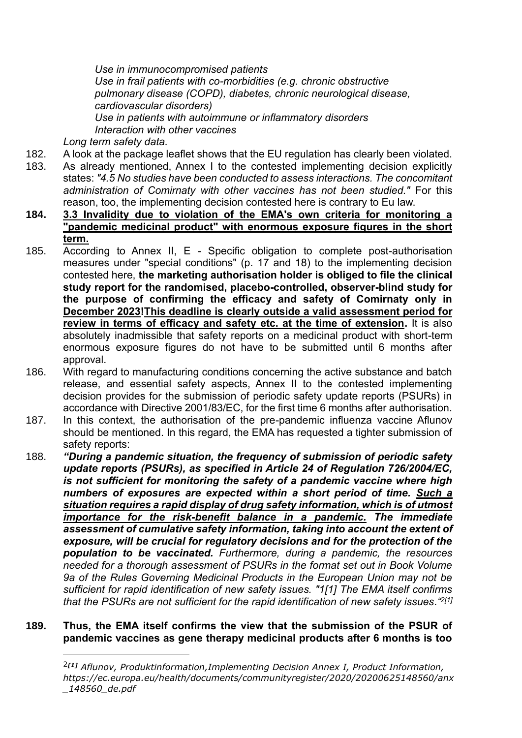*Use in immunocompromised patients*
*Use in frail patients with co-morbidities (e.g. chronic obstructive pulmonary disease (COPD), diabetes, chronic neurological disease, cardiovascular disorders)*
*Use in patients with autoimmune or inflammatory disorders*
*Interaction with other vaccines*
*Long term safety data.*

182. A look at the package leaflet shows that the EU regulation has clearly been violated.

183. As already mentioned, Annex I to the contested implementing decision explicitly states: *"4.5 No studies have been conducted to assess interactions. The concomitant administration of Comirnaty with other vaccines has not been studied."* For this reason, too, the implementing decision contested here is contrary to Eu law.

184. **<u>3.3 Invalidity due to violation of the EMA's own criteria for monitoring a "pandemic medicinal product" with enormous exposure figures in the short term.</u>**

185. According to Annex II, E - Specific obligation to complete post-authorisation measures under "special conditions" (p. 17 and 18) to the implementing decision contested here, **the marketing authorisation holder is obliged to file the clinical study report for the randomised, placebo-controlled, observer-blind study for the purpose of confirming the efficacy and safety of Comirnaty only in <u>December 2023!This deadline is clearly outside a valid assessment period for review in terms of efficacy and safety etc. at the time of extension</u>.** It is also absolutely inadmissible that safety reports on a medicinal product with short-term enormous exposure figures do not have to be submitted until 6 months after approval.

186. With regard to manufacturing conditions concerning the active substance and batch release, and essential safety aspects, Annex II to the contested implementing decision provides for the submission of periodic safety update reports (PSURs) in accordance with Directive 2001/83/EC, for the first time 6 months after authorisation.

187. In this context, the authorisation of the pre-pandemic influenza vaccine Aflunov should be mentioned. In this regard, the EMA has requested a tighter submission of safety reports:

188. ***"During a pandemic situation, the frequency of submission of periodic safety update reports (PSURs), as specified in Article 24 of Regulation 726/2004/EC, is not sufficient for monitoring the safety of a pandemic vaccine where high numbers of exposures are expected within a short period of time. <u>Such a situation requires a rapid display of drug safety information, which is of utmost importance for the risk-benefit balance in a pandemic.</u> The immediate assessment of cumulative safety information, taking into account the extent of exposure, will be crucial for regulatory decisions and for the protection of the population to be vaccinated.*** *Furthermore, during a pandemic, the resources needed for a thorough assessment of PSURs in the format set out in Book Volume 9a of the Rules Governing Medicinal Products in the European Union may not be sufficient for rapid identification of new safety issues. "1[1] The EMA itself confirms that the PSURs are not sufficient for the rapid identification of new safety issues."[2][1]*

189. **Thus, the EMA itself confirms the view that the submission of the PSUR of pandemic vaccines as gene therapy medicinal products after 6 months is too**

---

[2][1] *Aflunov, Produktinformation,Implementing Decision Annex I, Product Information, https://ec.europa.eu/health/documents/communityregister/2020/20200625148560/anx_148560_de.pdf*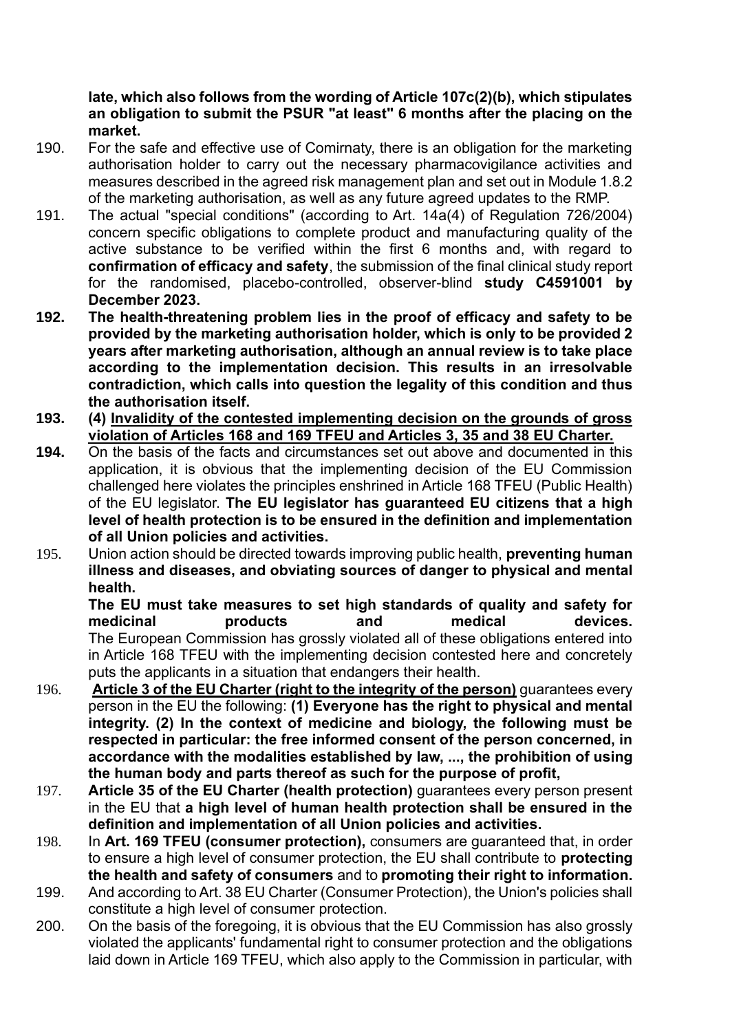**late, which also follows from the wording of Article 107c(2)(b), which stipulates an obligation to submit the PSUR "at least" 6 months after the placing on the market.**

190. For the safe and effective use of Comirnaty, there is an obligation for the marketing authorisation holder to carry out the necessary pharmacovigilance activities and measures described in the agreed risk management plan and set out in Module 1.8.2 of the marketing authorisation, as well as any future agreed updates to the RMP.

191. The actual "special conditions" (according to Art. 14a(4) of Regulation 726/2004) concern specific obligations to complete product and manufacturing quality of the active substance to be verified within the first 6 months and, with regard to **confirmation of efficacy and safety**, the submission of the final clinical study report for the randomised, placebo-controlled, observer-blind **study C4591001 by December 2023.**

**192. The health-threatening problem lies in the proof of efficacy and safety to be provided by the marketing authorisation holder, which is only to be provided 2 years after marketing authorisation, although an annual review is to take place according to the implementation decision. This results in an irresolvable contradiction, which calls into question the legality of this condition and thus the authorisation itself.**

**193. (4) <u>Invalidity of the contested implementing decision on the grounds of gross violation of Articles 168 and 169 TFEU and Articles 3, 35 and 38 EU Charter.</u>**

**194.** On the basis of the facts and circumstances set out above and documented in this application, it is obvious that the implementing decision of the EU Commission challenged here violates the principles enshrined in Article 168 TFEU (Public Health) of the EU legislator. **The EU legislator has guaranteed EU citizens that a high level of health protection is to be ensured in the definition and implementation of all Union policies and activities.**

195. Union action should be directed towards improving public health, **preventing human illness and diseases, and obviating sources of danger to physical and mental health.**
**The EU must take measures to set high standards of quality and safety for medicinal products and medical devices.**
The European Commission has grossly violated all of these obligations entered into in Article 168 TFEU with the implementing decision contested here and concretely puts the applicants in a situation that endangers their health.

196. **<u>Article 3 of the EU Charter (right to the integrity of the person)</u>** guarantees every person in the EU the following: **(1) Everyone has the right to physical and mental integrity. (2) In the context of medicine and biology, the following must be respected in particular: the free informed consent of the person concerned, in accordance with the modalities established by law, ..., the prohibition of using the human body and parts thereof as such for the purpose of profit,**

197. **Article 35 of the EU Charter (health protection)** guarantees every person present in the EU that **a high level of human health protection shall be ensured in the definition and implementation of all Union policies and activities.**

198. In **Art. 169 TFEU (consumer protection),** consumers are guaranteed that, in order to ensure a high level of consumer protection, the EU shall contribute to **protecting the health and safety of consumers** and to **promoting their right to information.**

199. And according to Art. 38 EU Charter (Consumer Protection), the Union's policies shall constitute a high level of consumer protection.

200. On the basis of the foregoing, it is obvious that the EU Commission has also grossly violated the applicants' fundamental right to consumer protection and the obligations laid down in Article 169 TFEU, which also apply to the Commission in particular, with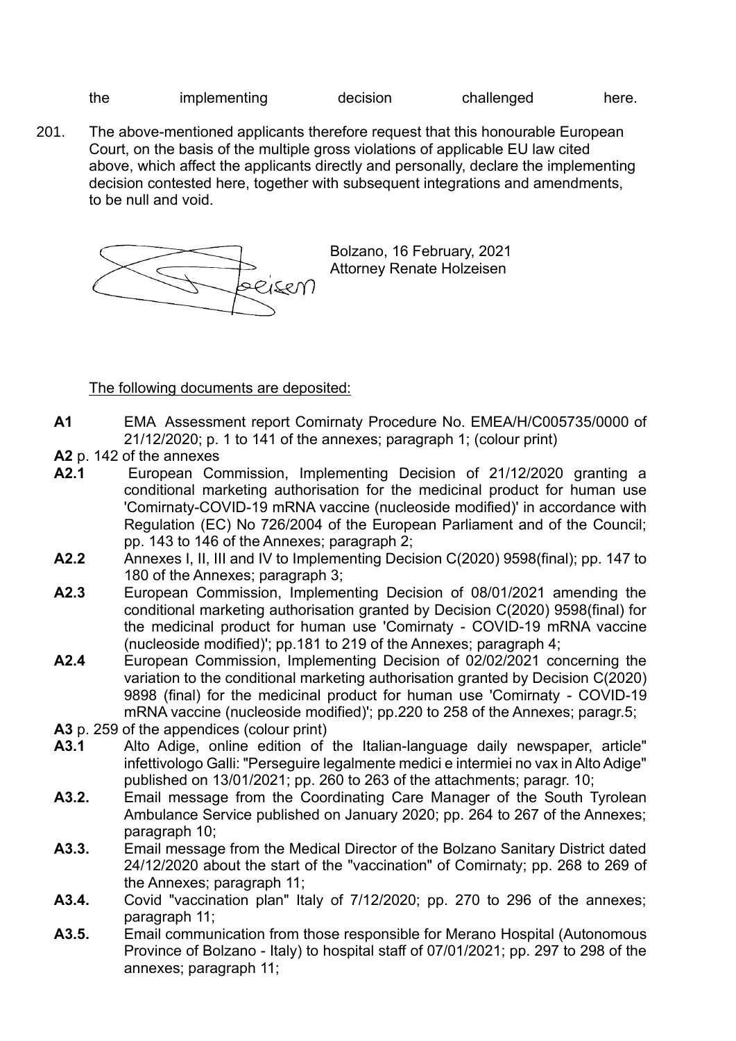the implementing decision challenged here.

201. The above-mentioned applicants therefore request that this honourable European Court, on the basis of the multiple gross violations of applicable EU law cited above, which affect the applicants directly and personally, declare the implementing decision contested here, together with subsequent integrations and amendments, to be null and void.

Bolzano, 16 February, 2021
Attorney Renate Holzeisen

The following documents are deposited:

**A1** EMA Assessment report Comirnaty Procedure No. EMEA/H/C005735/0000 of 21/12/2020; p. 1 to 141 of the annexes; paragraph 1; (colour print)

**A2** p. 142 of the annexes

**A2.1** European Commission, Implementing Decision of 21/12/2020 granting a conditional marketing authorisation for the medicinal product for human use 'Comirnaty-COVID-19 mRNA vaccine (nucleoside modified)' in accordance with Regulation (EC) No 726/2004 of the European Parliament and of the Council; pp. 143 to 146 of the Annexes; paragraph 2;

**A2.2** Annexes I, II, III and IV to Implementing Decision C(2020) 9598(final); pp. 147 to 180 of the Annexes; paragraph 3;

**A2.3** European Commission, Implementing Decision of 08/01/2021 amending the conditional marketing authorisation granted by Decision C(2020) 9598(final) for the medicinal product for human use 'Comirnaty - COVID-19 mRNA vaccine (nucleoside modified)'; pp.181 to 219 of the Annexes; paragraph 4;

**A2.4** European Commission, Implementing Decision of 02/02/2021 concerning the variation to the conditional marketing authorisation granted by Decision C(2020) 9898 (final) for the medicinal product for human use 'Comirnaty - COVID-19 mRNA vaccine (nucleoside modified)'; pp.220 to 258 of the Annexes; paragr.5;

**A3** p. 259 of the appendices (colour print)

**A3.1** Alto Adige, online edition of the Italian-language daily newspaper, article" infettivologo Galli: "Perseguire legalmente medici e intermiei no vax in Alto Adige" published on 13/01/2021; pp. 260 to 263 of the attachments; paragr. 10;

**A3.2.** Email message from the Coordinating Care Manager of the South Tyrolean Ambulance Service published on January 2020; pp. 264 to 267 of the Annexes; paragraph 10;

**A3.3.** Email message from the Medical Director of the Bolzano Sanitary District dated 24/12/2020 about the start of the "vaccination" of Comirnaty; pp. 268 to 269 of the Annexes; paragraph 11;

**A3.4.** Covid "vaccination plan" Italy of 7/12/2020; pp. 270 to 296 of the annexes; paragraph 11;

**A3.5.** Email communication from those responsible for Merano Hospital (Autonomous Province of Bolzano - Italy) to hospital staff of 07/01/2021; pp. 297 to 298 of the annexes; paragraph 11;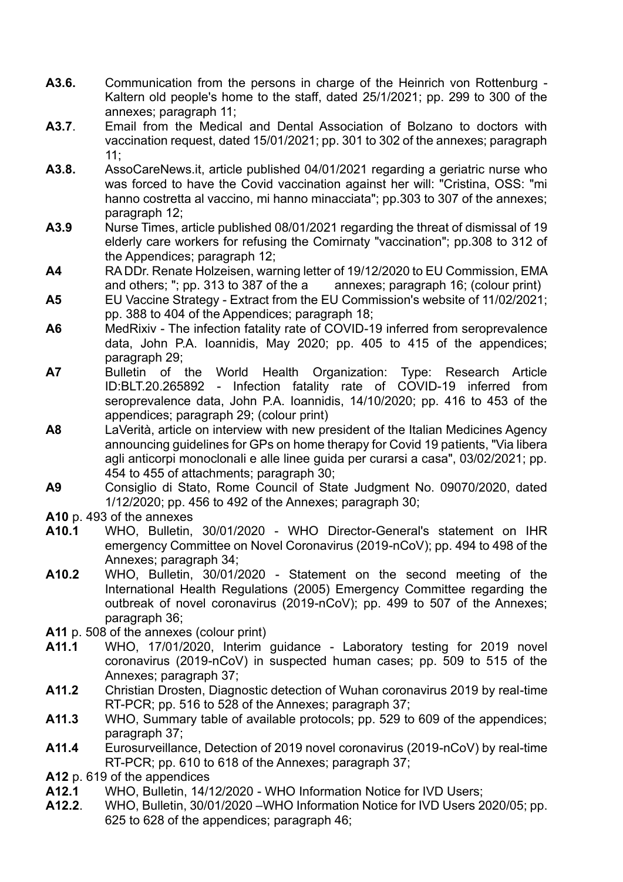**A3.6.** Communication from the persons in charge of the Heinrich von Rottenburg - Kaltern old people's home to the staff, dated 25/1/2021; pp. 299 to 300 of the annexes; paragraph 11;

**A3.7**. Email from the Medical and Dental Association of Bolzano to doctors with vaccination request, dated 15/01/2021; pp. 301 to 302 of the annexes; paragraph 11;

**A3.8.** AssoCareNews.it, article published 04/01/2021 regarding a geriatric nurse who was forced to have the Covid vaccination against her will: "Cristina, OSS: "mi hanno costretta al vaccino, mi hanno minacciata"; pp.303 to 307 of the annexes; paragraph 12;

**A3.9** Nurse Times, article published 08/01/2021 regarding the threat of dismissal of 19 elderly care workers for refusing the Comirnaty "vaccination"; pp.308 to 312 of the Appendices; paragraph 12;

**A4** RA DDr. Renate Holzeisen, warning letter of 19/12/2020 to EU Commission, EMA and others; "; pp. 313 to 387 of the a annexes; paragraph 16; (colour print)

**A5** EU Vaccine Strategy - Extract from the EU Commission's website of 11/02/2021; pp. 388 to 404 of the Appendices; paragraph 18;

**A6** MedRixiv - The infection fatality rate of COVID-19 inferred from seroprevalence data, John P.A. Ioannidis, May 2020; pp. 405 to 415 of the appendices; paragraph 29;

**A7** Bulletin of the World Health Organization: Type: Research Article ID:BLT.20.265892 - Infection fatality rate of COVID-19 inferred from seroprevalence data, John P.A. Ioannidis, 14/10/2020; pp. 416 to 453 of the appendices; paragraph 29; (colour print)

**A8** LaVerità, article on interview with new president of the Italian Medicines Agency announcing guidelines for GPs on home therapy for Covid 19 patients, "Via libera agli anticorpi monoclonali e alle linee guida per curarsi a casa", 03/02/2021; pp. 454 to 455 of attachments; paragraph 30;

**A9** Consiglio di Stato, Rome Council of State Judgment No. 09070/2020, dated 1/12/2020; pp. 456 to 492 of the Annexes; paragraph 30;

**A10** p. 493 of the annexes

**A10.1** WHO, Bulletin, 30/01/2020 - WHO Director-General's statement on IHR emergency Committee on Novel Coronavirus (2019-nCoV); pp. 494 to 498 of the Annexes; paragraph 34;

**A10.2** WHO, Bulletin, 30/01/2020 - Statement on the second meeting of the International Health Regulations (2005) Emergency Committee regarding the outbreak of novel coronavirus (2019-nCoV); pp. 499 to 507 of the Annexes; paragraph 36;

**A11** p. 508 of the annexes (colour print)

**A11.1** WHO, 17/01/2020, Interim guidance - Laboratory testing for 2019 novel coronavirus (2019-nCoV) in suspected human cases; pp. 509 to 515 of the Annexes; paragraph 37;

**A11.2** Christian Drosten, Diagnostic detection of Wuhan coronavirus 2019 by real-time RT-PCR; pp. 516 to 528 of the Annexes; paragraph 37;

**A11.3** WHO, Summary table of available protocols; pp. 529 to 609 of the appendices; paragraph 37;

**A11.4** Eurosurveillance, Detection of 2019 novel coronavirus (2019-nCoV) by real-time RT-PCR; pp. 610 to 618 of the Annexes; paragraph 37;

**A12** p. 619 of the appendices

**A12.1** WHO, Bulletin, 14/12/2020 - WHO Information Notice for IVD Users;

**A12.2**. WHO, Bulletin, 30/01/2020 –WHO Information Notice for IVD Users 2020/05; pp. 625 to 628 of the appendices; paragraph 46;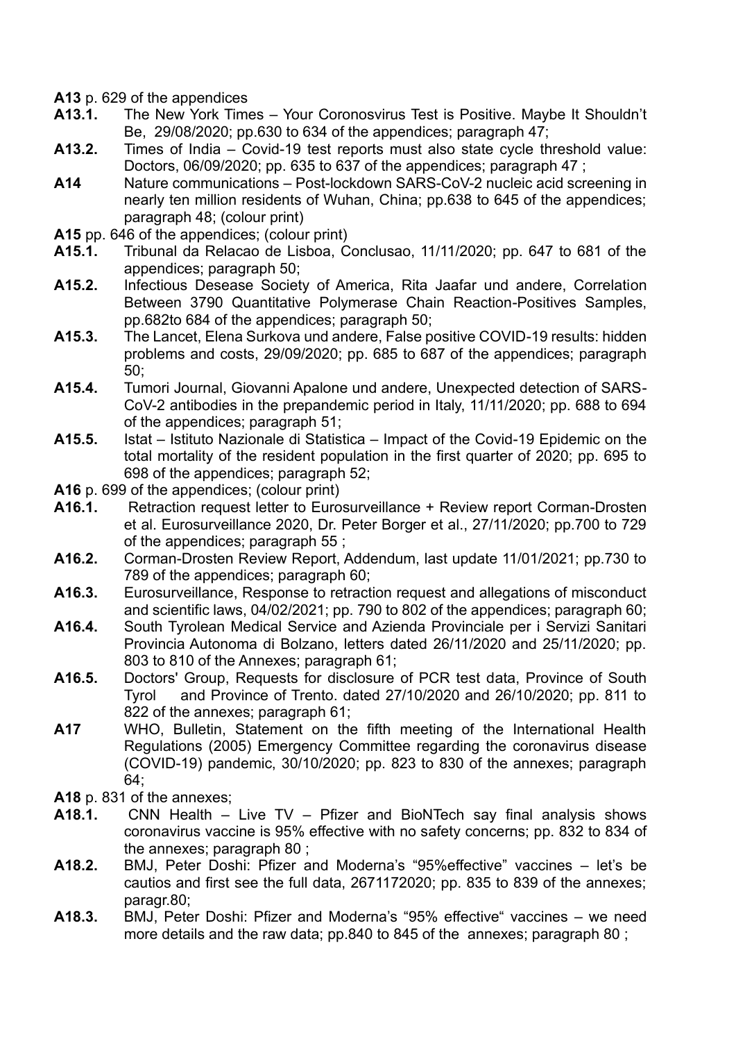**A13** p. 629 of the appendices

**A13.1.** The New York Times – Your Coronosvirus Test is Positive. Maybe It Shouldn't Be, 29/08/2020; pp.630 to 634 of the appendices; paragraph 47;

**A13.2.** Times of India – Covid-19 test reports must also state cycle threshold value: Doctors, 06/09/2020; pp. 635 to 637 of the appendices; paragraph 47 ;

**A14** Nature communications – Post-lockdown SARS-CoV-2 nucleic acid screening in nearly ten million residents of Wuhan, China; pp.638 to 645 of the appendices; paragraph 48; (colour print)

**A15** pp. 646 of the appendices; (colour print)

**A15.1.** Tribunal da Relacao de Lisboa, Conclusao, 11/11/2020; pp. 647 to 681 of the appendices; paragraph 50;

**A15.2.** Infectious Desease Society of America, Rita Jaafar und andere, Correlation Between 3790 Quantitative Polymerase Chain Reaction-Positives Samples, pp.682to 684 of the appendices; paragraph 50;

**A15.3.** The Lancet, Elena Surkova und andere, False positive COVID-19 results: hidden problems and costs, 29/09/2020; pp. 685 to 687 of the appendices; paragraph 50;

**A15.4.** Tumori Journal, Giovanni Apalone und andere, Unexpected detection of SARS-CoV-2 antibodies in the prepandemic period in Italy, 11/11/2020; pp. 688 to 694 of the appendices; paragraph 51;

**A15.5.** Istat – Istituto Nazionale di Statistica – Impact of the Covid-19 Epidemic on the total mortality of the resident population in the first quarter of 2020; pp. 695 to 698 of the appendices; paragraph 52;

**A16** p. 699 of the appendices; (colour print)

**A16.1.** Retraction request letter to Eurosurveillance + Review report Corman-Drosten et al. Eurosurveillance 2020, Dr. Peter Borger et al., 27/11/2020; pp.700 to 729 of the appendices; paragraph 55 ;

**A16.2.** Corman-Drosten Review Report, Addendum, last update 11/01/2021; pp.730 to 789 of the appendices; paragraph 60;

**A16.3.** Eurosurveillance, Response to retraction request and allegations of misconduct and scientific laws, 04/02/2021; pp. 790 to 802 of the appendices; paragraph 60;

**A16.4.** South Tyrolean Medical Service and Azienda Provinciale per i Servizi Sanitari Provincia Autonoma di Bolzano, letters dated 26/11/2020 and 25/11/2020; pp. 803 to 810 of the Annexes; paragraph 61;

**A16.5.** Doctors' Group, Requests for disclosure of PCR test data, Province of South Tyrol and Province of Trento. dated 27/10/2020 and 26/10/2020; pp. 811 to 822 of the annexes; paragraph 61;

**A17** WHO, Bulletin, Statement on the fifth meeting of the International Health Regulations (2005) Emergency Committee regarding the coronavirus disease (COVID-19) pandemic, 30/10/2020; pp. 823 to 830 of the annexes; paragraph 64;

**A18** p. 831 of the annexes;

**A18.1.** CNN Health – Live TV – Pfizer and BioNTech say final analysis shows coronavirus vaccine is 95% effective with no safety concerns; pp. 832 to 834 of the annexes; paragraph 80 ;

**A18.2.** BMJ, Peter Doshi: Pfizer and Moderna's "95%effective" vaccines – let's be cautios and first see the full data, 2671172020; pp. 835 to 839 of the annexes; paragr.80;

**A18.3.** BMJ, Peter Doshi: Pfizer and Moderna's "95% effective" vaccines – we need more details and the raw data; pp.840 to 845 of the annexes; paragraph 80 ;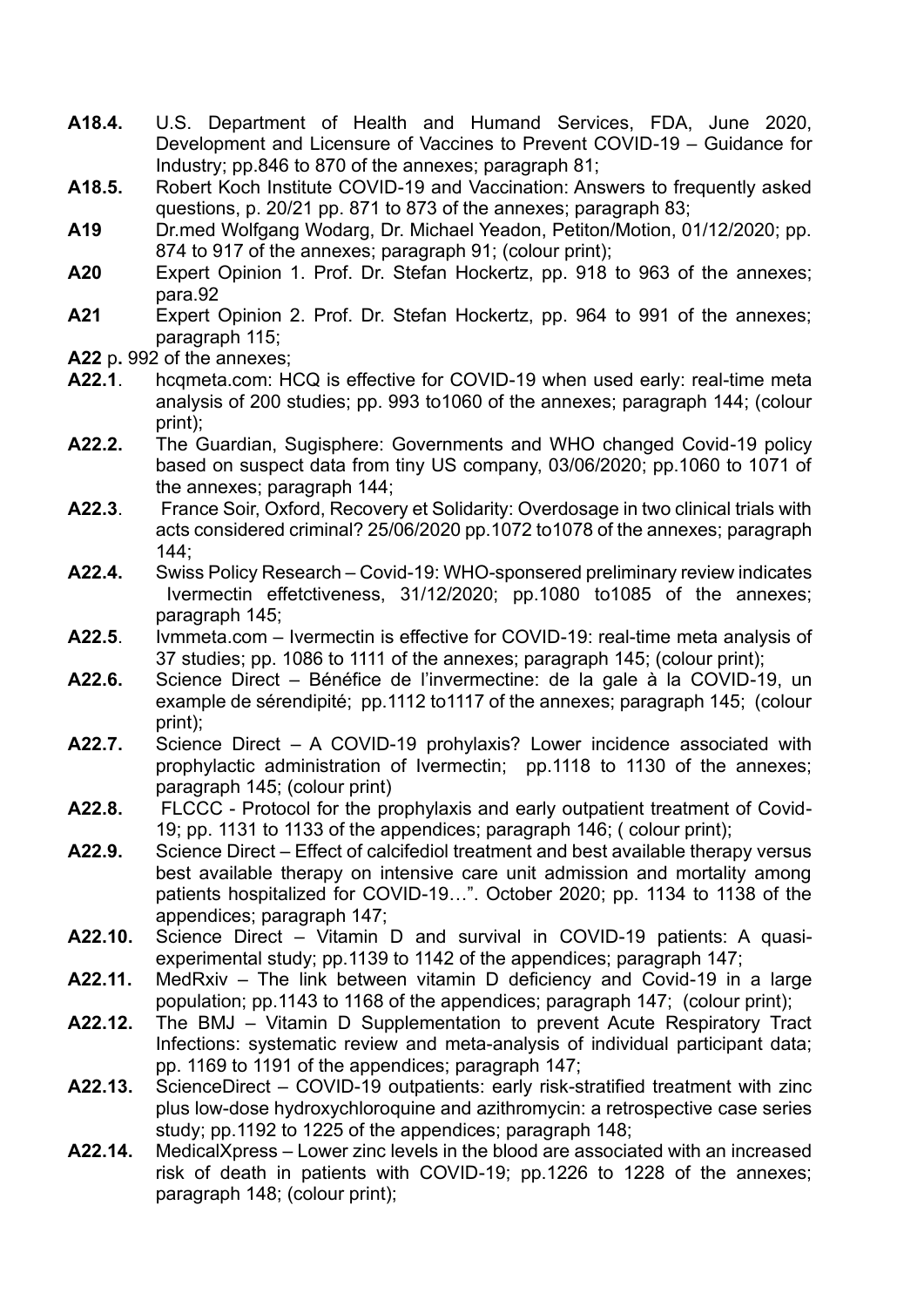**A18.4.** U.S. Department of Health and Humand Services, FDA, June 2020, Development and Licensure of Vaccines to Prevent COVID-19 – Guidance for Industry; pp.846 to 870 of the annexes; paragraph 81;

**A18.5.** Robert Koch Institute COVID-19 and Vaccination: Answers to frequently asked questions, p. 20/21 pp. 871 to 873 of the annexes; paragraph 83;

**A19** Dr.med Wolfgang Wodarg, Dr. Michael Yeadon, Petiton/Motion, 01/12/2020; pp. 874 to 917 of the annexes; paragraph 91; (colour print);

**A20** Expert Opinion 1. Prof. Dr. Stefan Hockertz, pp. 918 to 963 of the annexes; para.92

**A21** Expert Opinion 2. Prof. Dr. Stefan Hockertz, pp. 964 to 991 of the annexes; paragraph 115;

**A22** p**.** 992 of the annexes;

**A22.1**. hcqmeta.com: HCQ is effective for COVID-19 when used early: real-time meta analysis of 200 studies; pp. 993 to1060 of the annexes; paragraph 144; (colour print);

**A22.2.** The Guardian, Sugisphere: Governments and WHO changed Covid-19 policy based on suspect data from tiny US company, 03/06/2020; pp.1060 to 1071 of the annexes; paragraph 144;

**A22.3**. France Soir, Oxford, Recovery et Solidarity: Overdosage in two clinical trials with acts considered criminal? 25/06/2020 pp.1072 to1078 of the annexes; paragraph 144;

**A22.4.** Swiss Policy Research – Covid-19: WHO-sponsered preliminary review indicates Ivermectin effetctiveness, 31/12/2020; pp.1080 to1085 of the annexes; paragraph 145;

**A22.5**. Ivmmeta.com – Ivermectin is effective for COVID-19: real-time meta analysis of 37 studies; pp. 1086 to 1111 of the annexes; paragraph 145; (colour print);

**A22.6.** Science Direct – Bénéfice de l'invermectine: de la gale à la COVID-19, un example de sérendipité; pp.1112 to1117 of the annexes; paragraph 145; (colour print);

**A22.7.** Science Direct – A COVID-19 prohylaxis? Lower incidence associated with prophylactic administration of Ivermectin; pp.1118 to 1130 of the annexes; paragraph 145; (colour print)

**A22.8.** FLCCC - Protocol for the prophylaxis and early outpatient treatment of Covid-19; pp. 1131 to 1133 of the appendices; paragraph 146; ( colour print);

**A22.9.** Science Direct – Effect of calcifediol treatment and best available therapy versus best available therapy on intensive care unit admission and mortality among patients hospitalized for COVID-19…". October 2020; pp. 1134 to 1138 of the appendices; paragraph 147;

**A22.10.** Science Direct – Vitamin D and survival in COVID-19 patients: A quasi-experimental study; pp.1139 to 1142 of the appendices; paragraph 147;

**A22.11.** MedRxiv – The link between vitamin D deficiency and Covid-19 in a large population; pp.1143 to 1168 of the appendices; paragraph 147; (colour print);

**A22.12.** The BMJ – Vitamin D Supplementation to prevent Acute Respiratory Tract Infections: systematic review and meta-analysis of individual participant data; pp. 1169 to 1191 of the appendices; paragraph 147;

**A22.13.** ScienceDirect – COVID-19 outpatients: early risk-stratified treatment with zinc plus low-dose hydroxychloroquine and azithromycin: a retrospective case series study; pp.1192 to 1225 of the appendices; paragraph 148;

**A22.14.** MedicalXpress – Lower zinc levels in the blood are associated with an increased risk of death in patients with COVID-19; pp.1226 to 1228 of the annexes; paragraph 148; (colour print);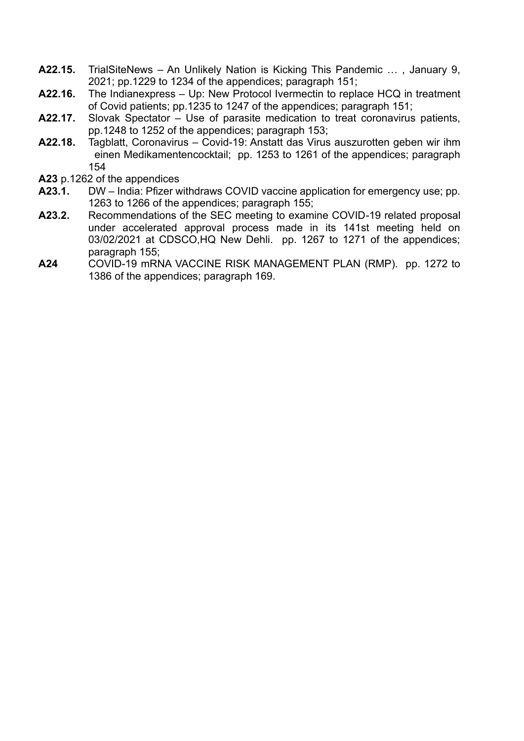**A22.15.** TrialSiteNews – An Unlikely Nation is Kicking This Pandemic … , January 9, 2021; pp.1229 to 1234 of the appendices; paragraph 151;

**A22.16.** The Indianexpress – Up: New Protocol Ivermectin to replace HCQ in treatment of Covid patients; pp.1235 to 1247 of the appendices; paragraph 151;

**A22.17.** Slovak Spectator – Use of parasite medication to treat coronavirus patients, pp.1248 to 1252 of the appendices; paragraph 153;

**A22.18.** Tagblatt, Coronavirus – Covid-19: Anstatt das Virus auszurotten geben wir ihm einen Medikamentencocktail; pp. 1253 to 1261 of the appendices; paragraph 154

**A23** p.1262 of the appendices

**A23.1.** DW – India: Pfizer withdraws COVID vaccine application for emergency use; pp. 1263 to 1266 of the appendices; paragraph 155;

**A23.2.** Recommendations of the SEC meeting to examine COVID-19 related proposal under accelerated approval process made in its 141st meeting held on 03/02/2021 at CDSCO,HQ New Dehli. pp. 1267 to 1271 of the appendices; paragraph 155;

**A24** COVID-19 mRNA VACCINE RISK MANAGEMENT PLAN (RMP). pp. 1272 to 1386 of the appendices; paragraph 169.